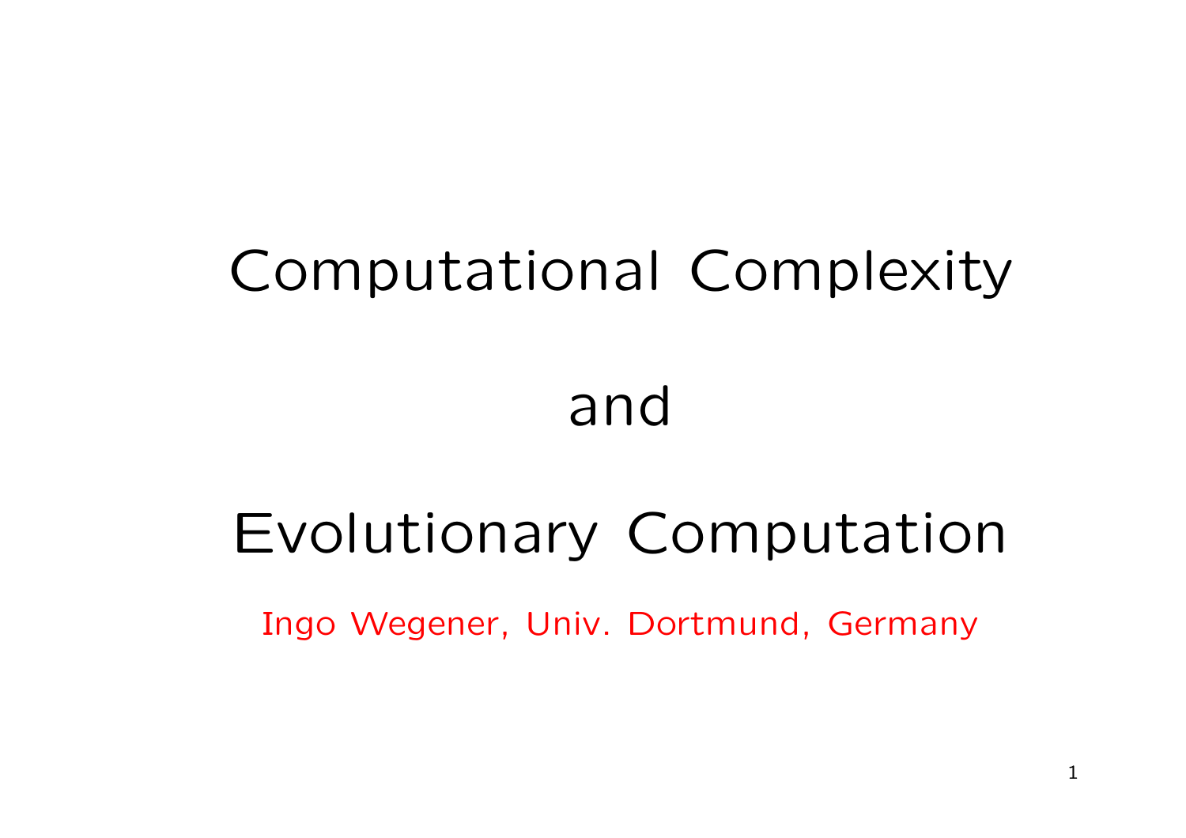# Computational Complexity

# and

# Evolutionary Computation

Ingo Wegener, Univ. Dortmund, Germany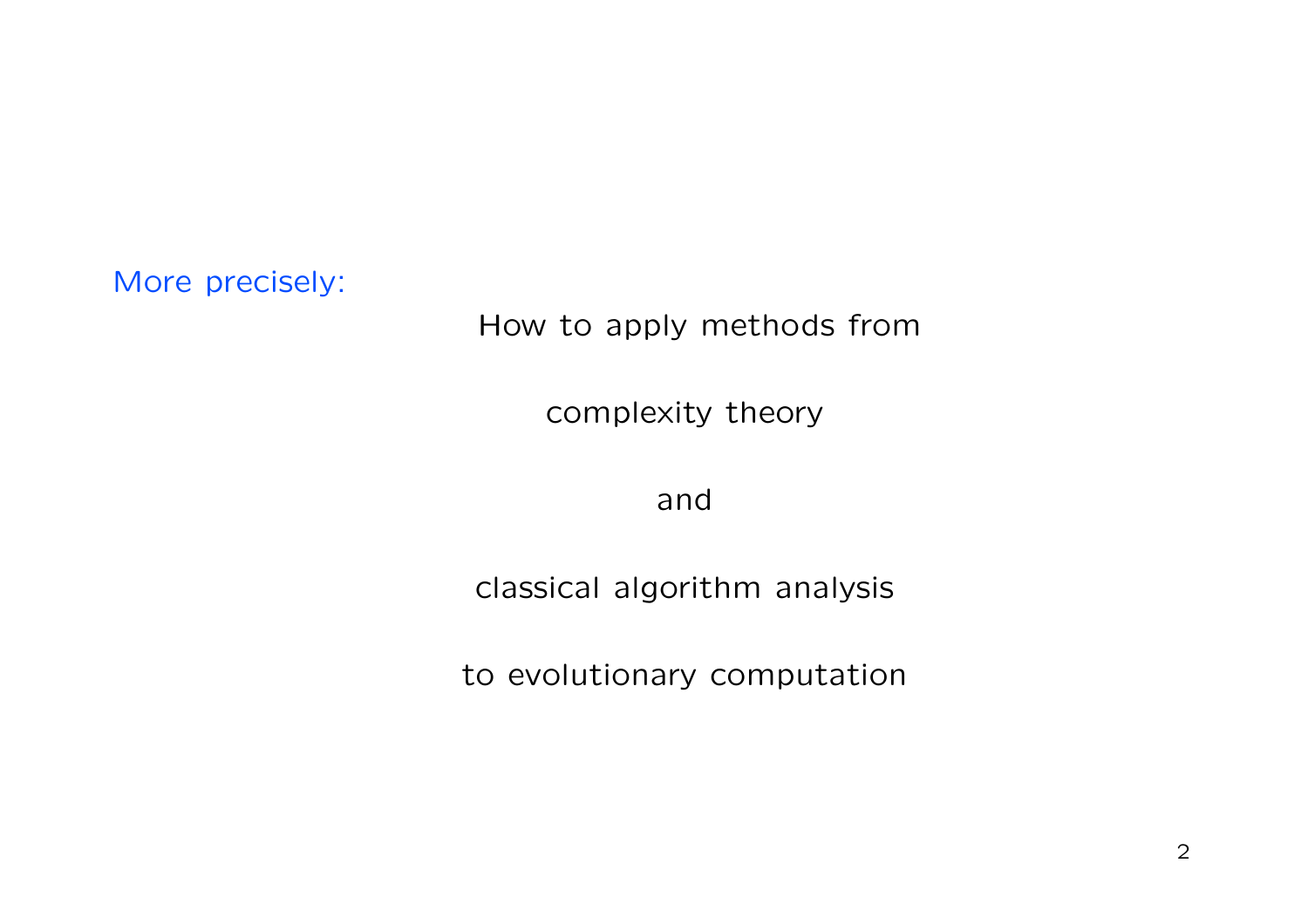More precisely:

How to apply methods from

complexity theory

and

classical algorithm analysis

to evolutionary computation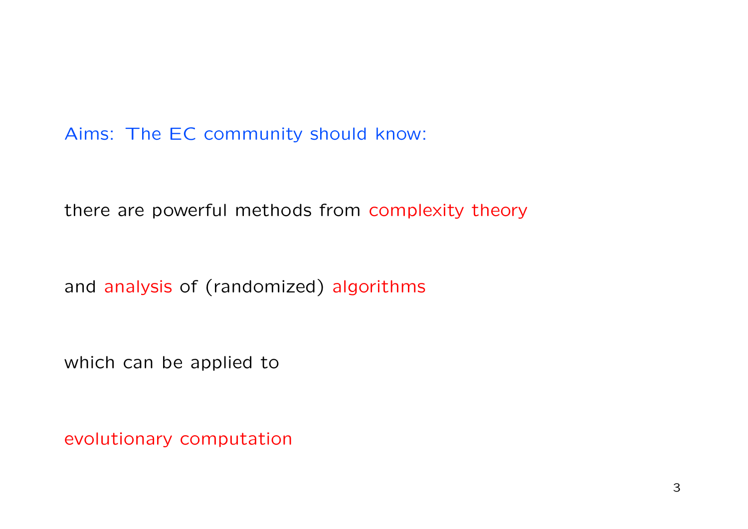Aims: The EC community should know:

there are powerful methods from complexity theory

and analysis of (randomized) algorithms

which can be applied to

evolutionary computation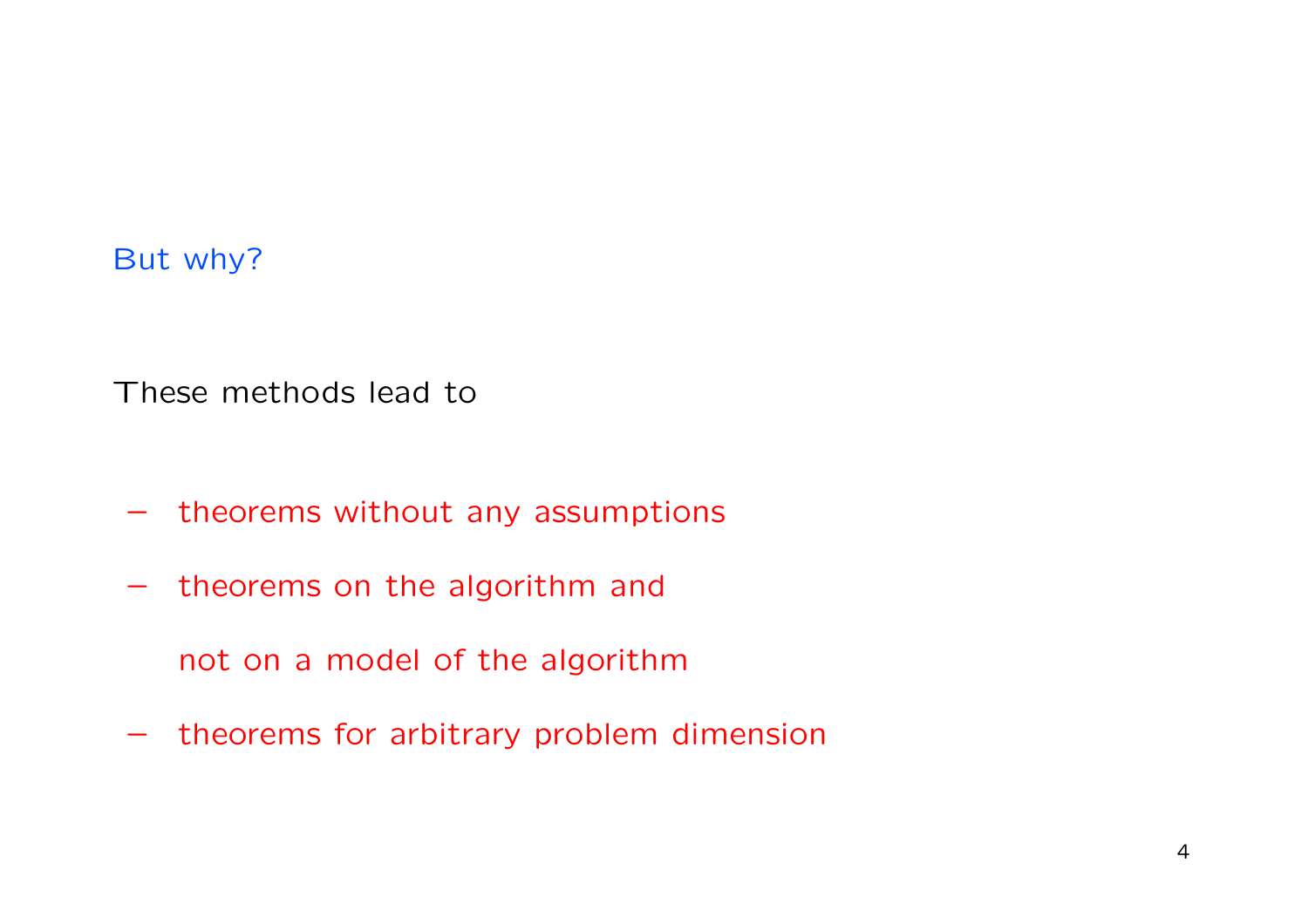But why?

These methods lead to

- theorems without any assumptions
- theorems on the algorithm and

  not on a model of the algorithm
- theorems for arbitrary problem dimension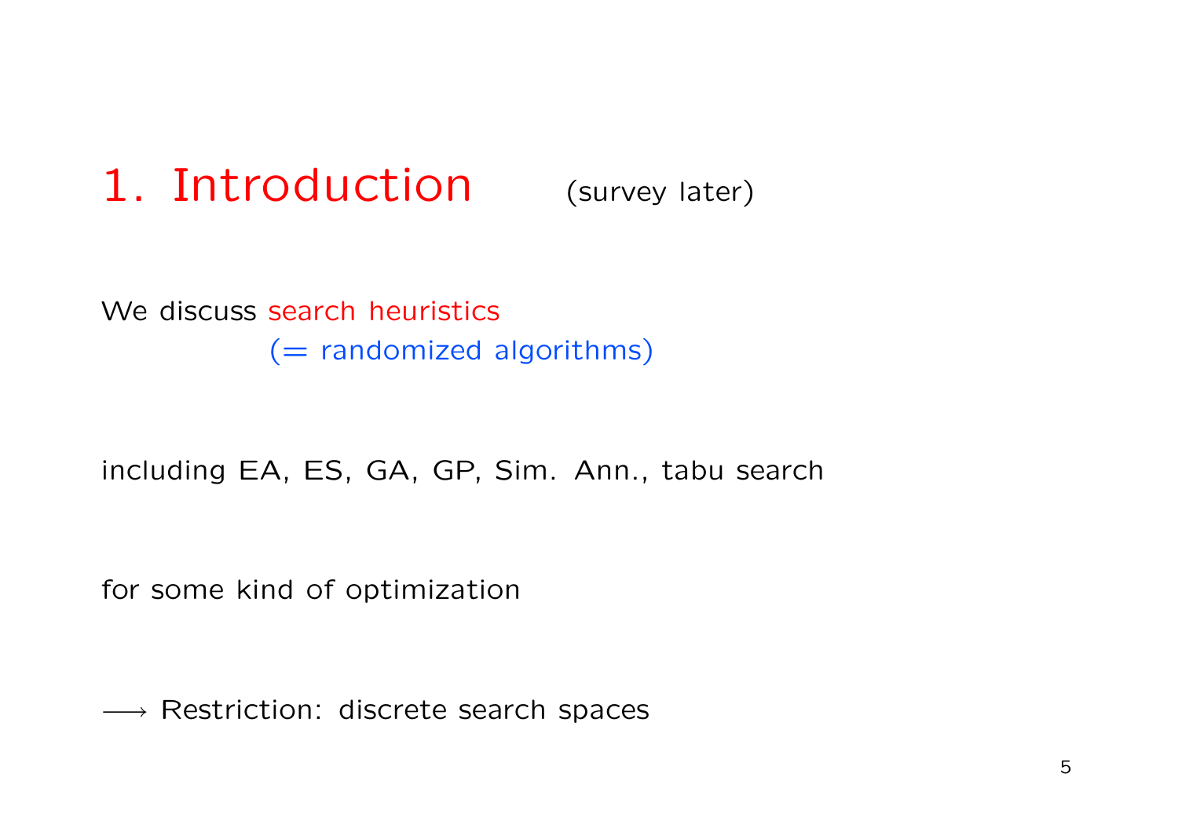# 1. Introduction (survey later)

We discuss search heuristics
(= randomized algorithms)

including EA, ES, GA, GP, Sim. Ann., tabu search

for some kind of optimization

$\longrightarrow$ Restriction: discrete search spaces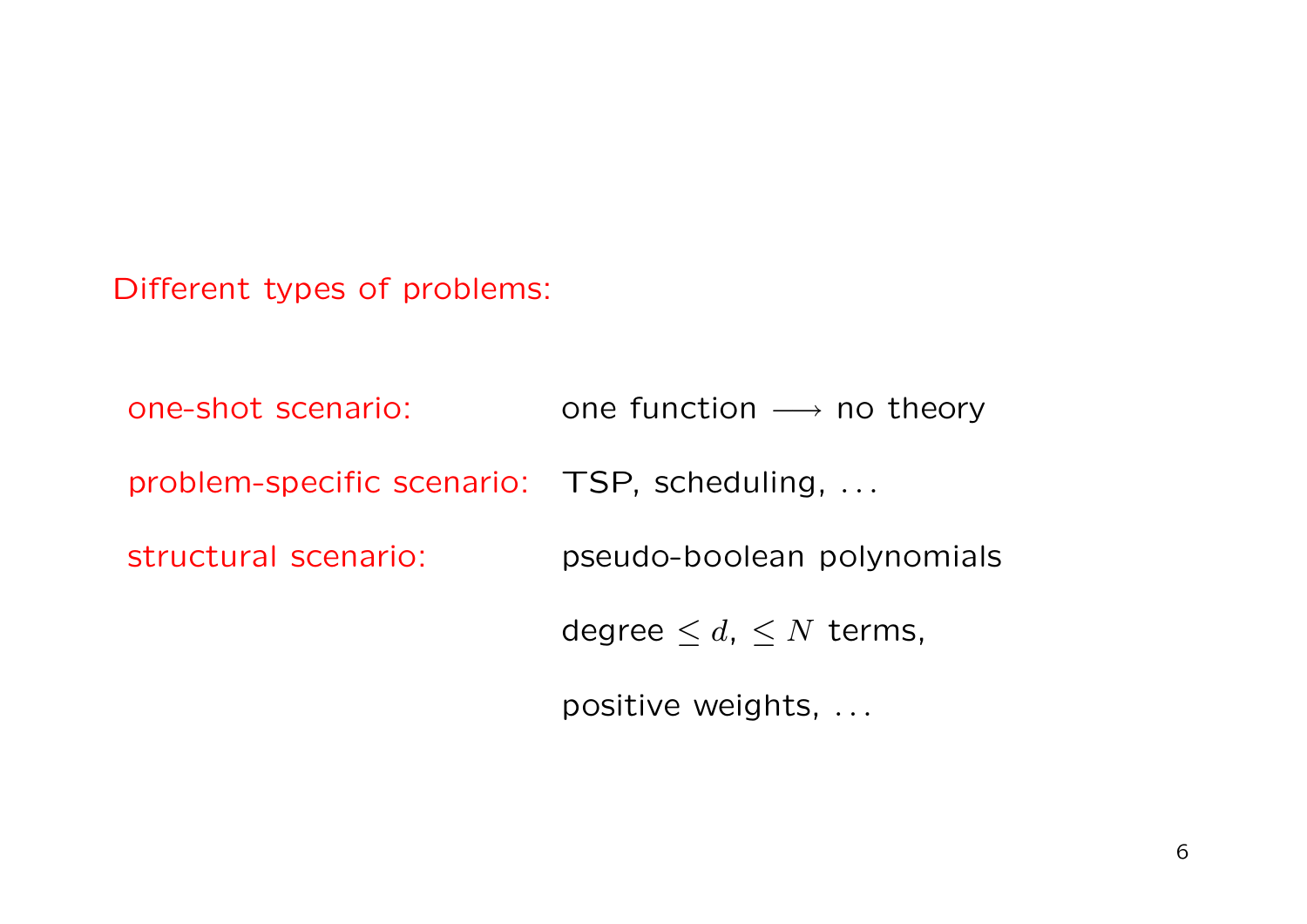Different types of problems:

| | |
|---|---|
| one-shot scenario: | one function $\longrightarrow$ no theory |
| problem-specific scenario: | TSP, scheduling, ... |
| structural scenario: | pseudo-boolean polynomials |
| | degree $\leq d$, $\leq N$ terms, |
| | positive weights, ... |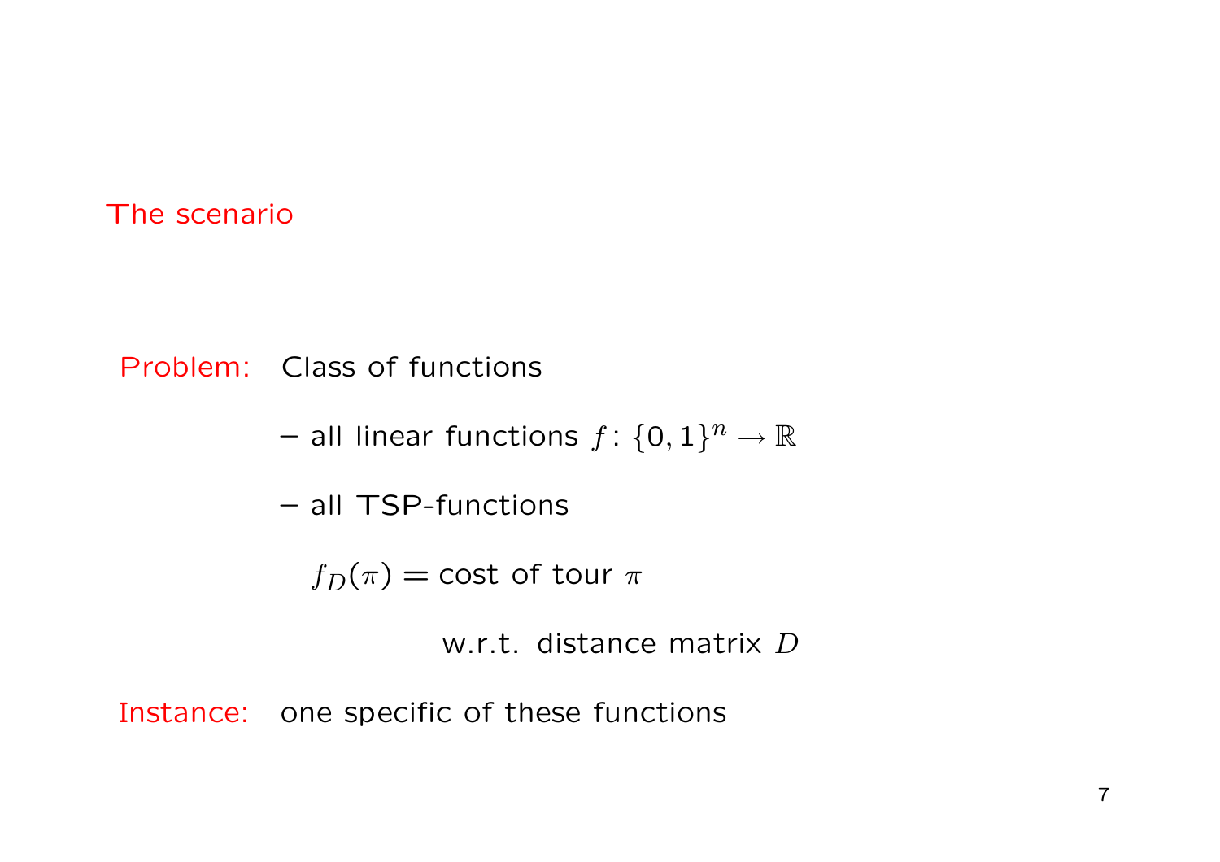## The scenario

**Problem:** Class of functions

– all linear functions $f\colon \{0,1\}^n \to \mathbb{R}$

– all TSP-functions

$f_D(\pi) =$ cost of tour $\pi$

w.r.t. distance matrix $D$

**Instance:** one specific of these functions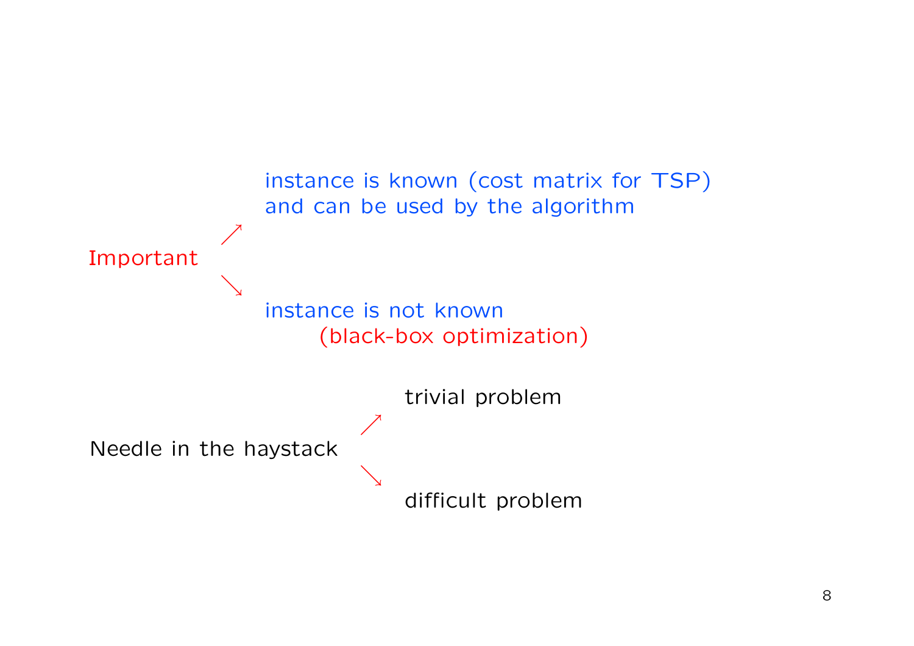Important

- ↗ instance is known (cost matrix for TSP) and can be used by the algorithm
- ↘ instance is not known (black-box optimization)

Needle in the haystack

- ↗ trivial problem
- ↘ difficult problem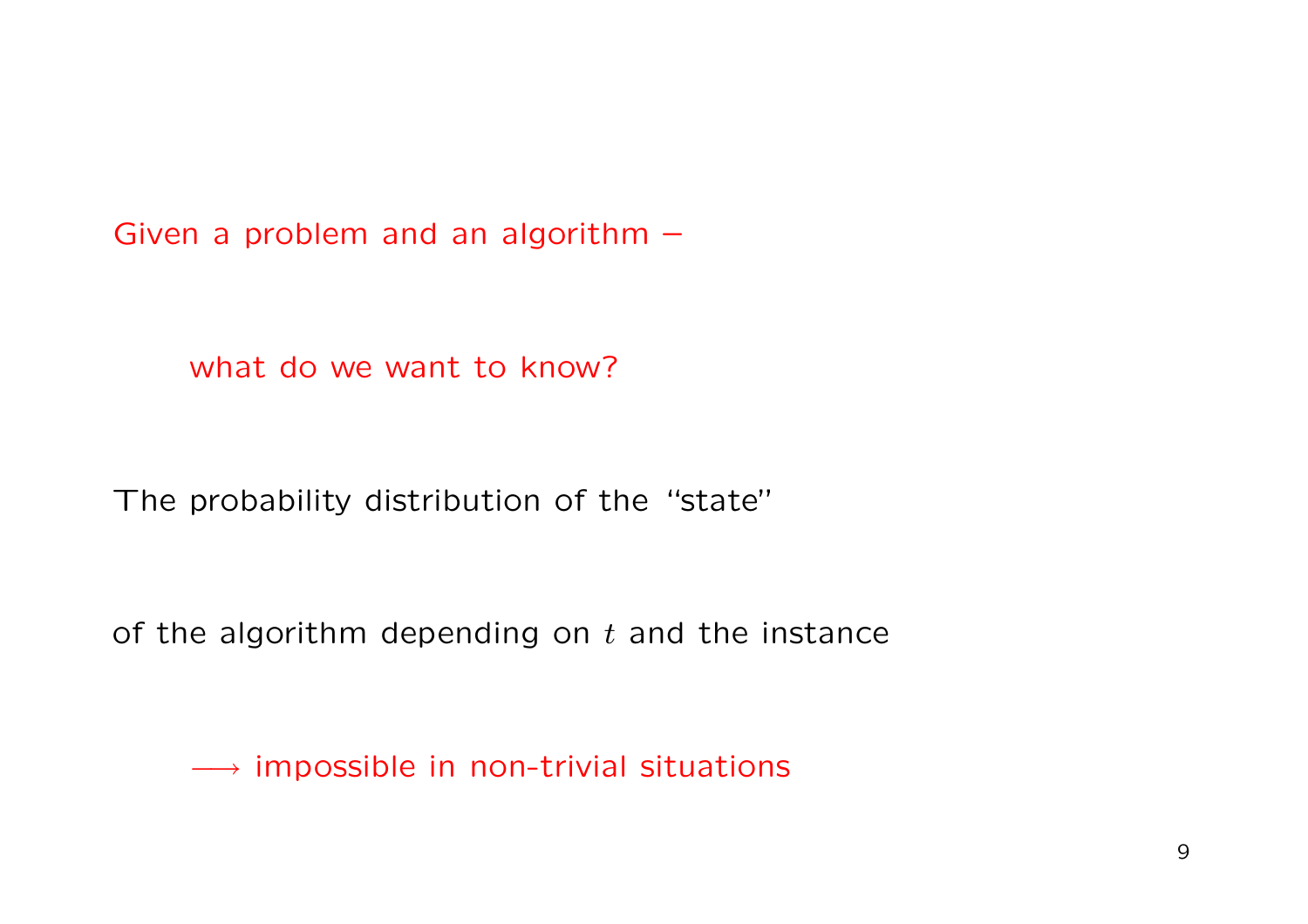Given a problem and an algorithm –

what do we want to know?

The probability distribution of the “state”

of the algorithm depending on $t$ and the instance

$\longrightarrow$ impossible in non-trivial situations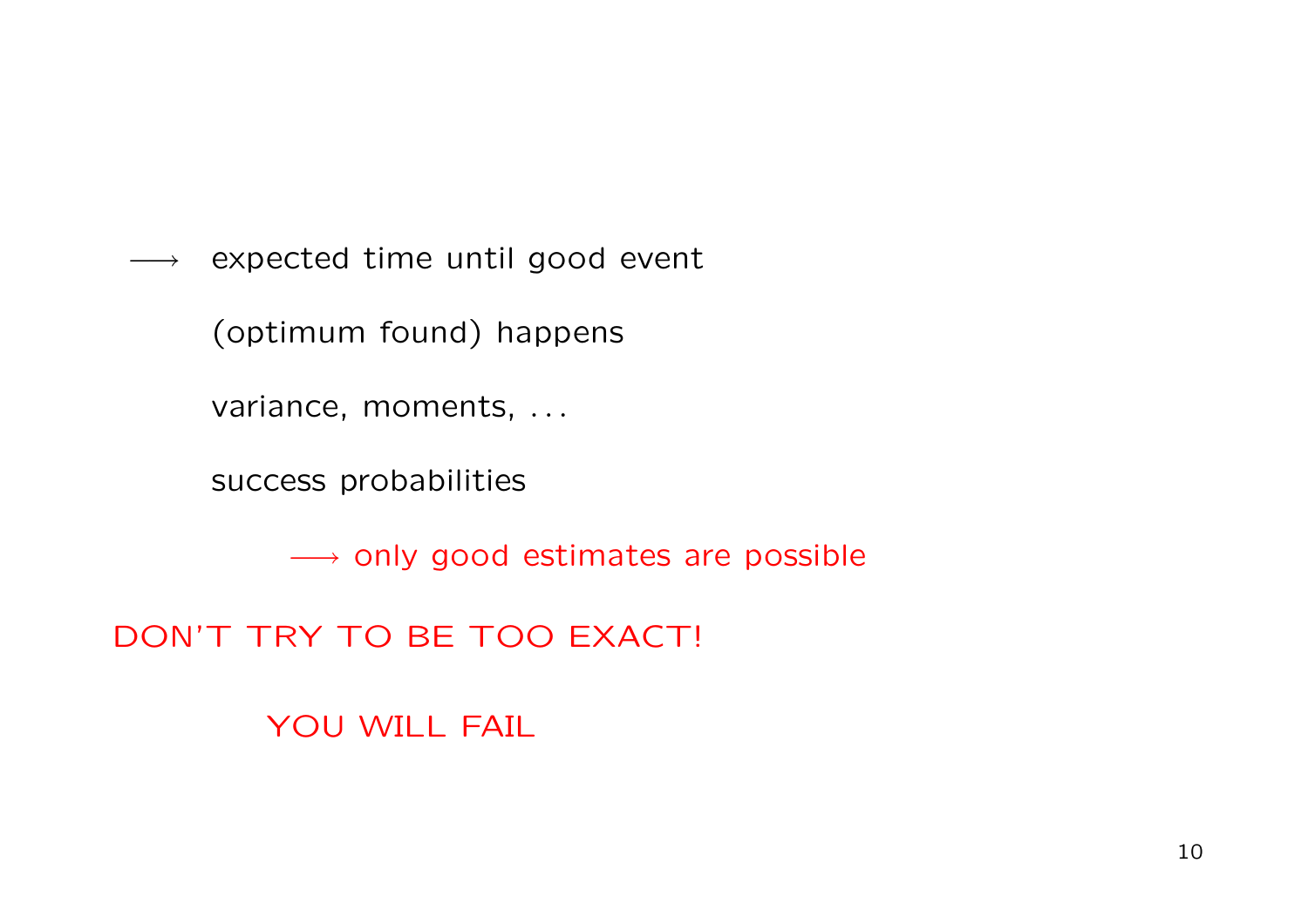$\longrightarrow$ expected time until good event

(optimum found) happens

variance, moments, . . .

success probabilities

$\longrightarrow$ only good estimates are possible

DON'T TRY TO BE TOO EXACT!

YOU WILL FAIL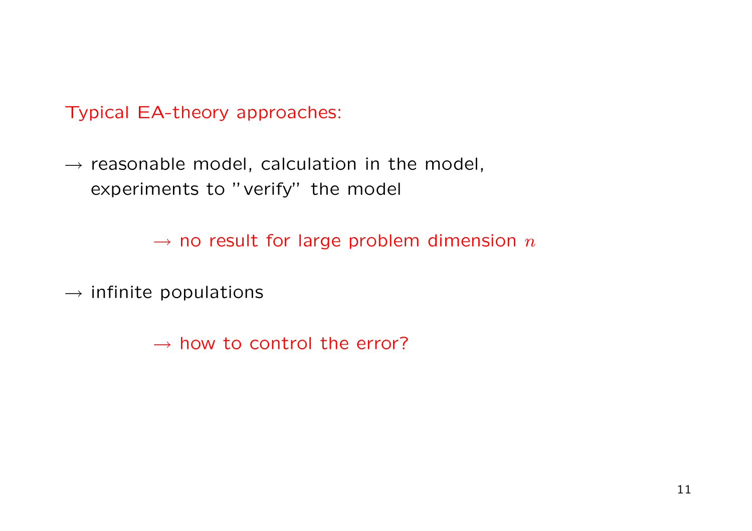Typical EA-theory approaches:

→ reasonable model, calculation in the model,
experiments to "verify" the model

→ no result for large problem dimension $n$

→ infinite populations

→ how to control the error?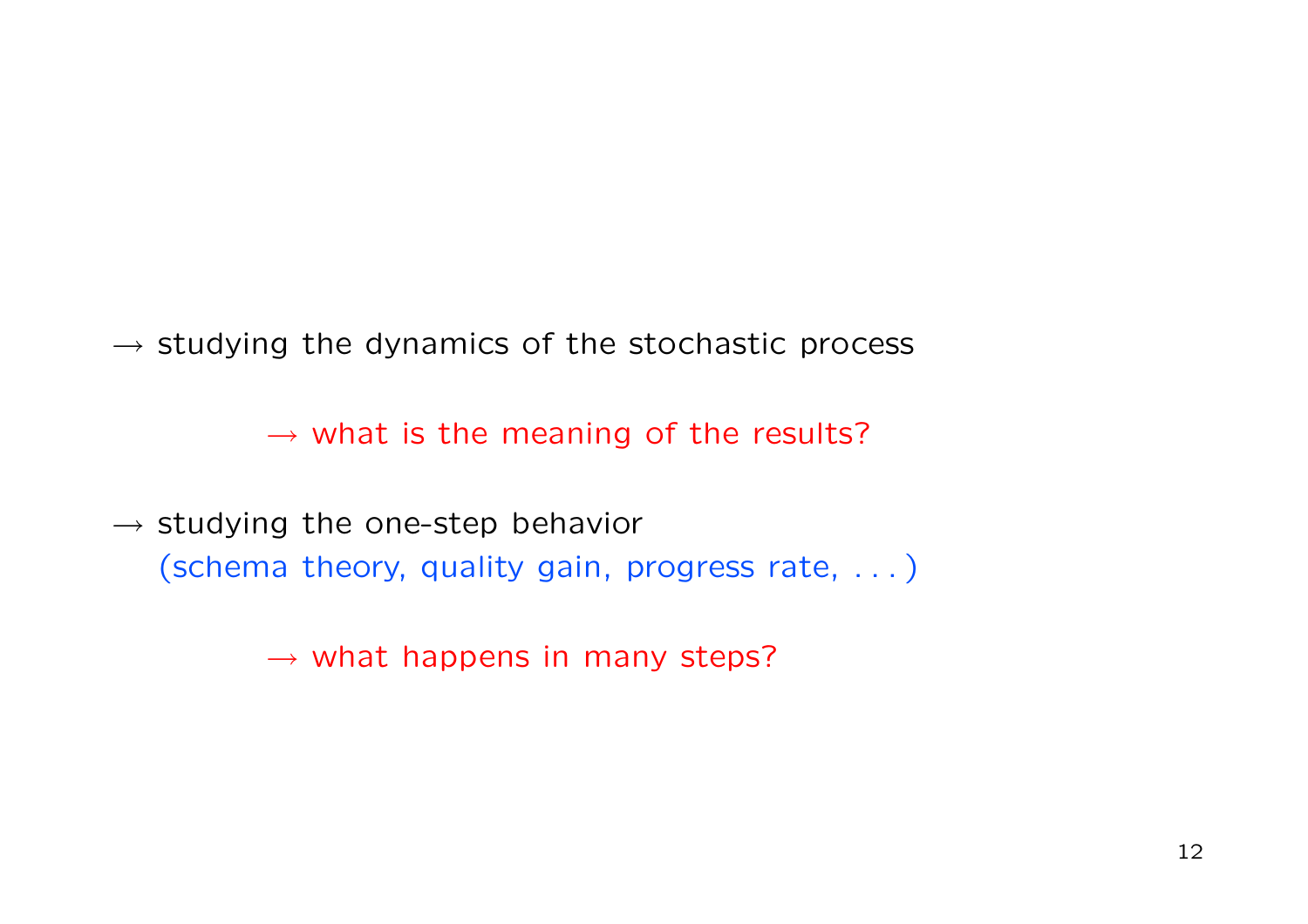→ studying the dynamics of the stochastic process

  → what is the meaning of the results?

→ studying the one-step behavior
(schema theory, quality gain, progress rate, . . . )

  → what happens in many steps?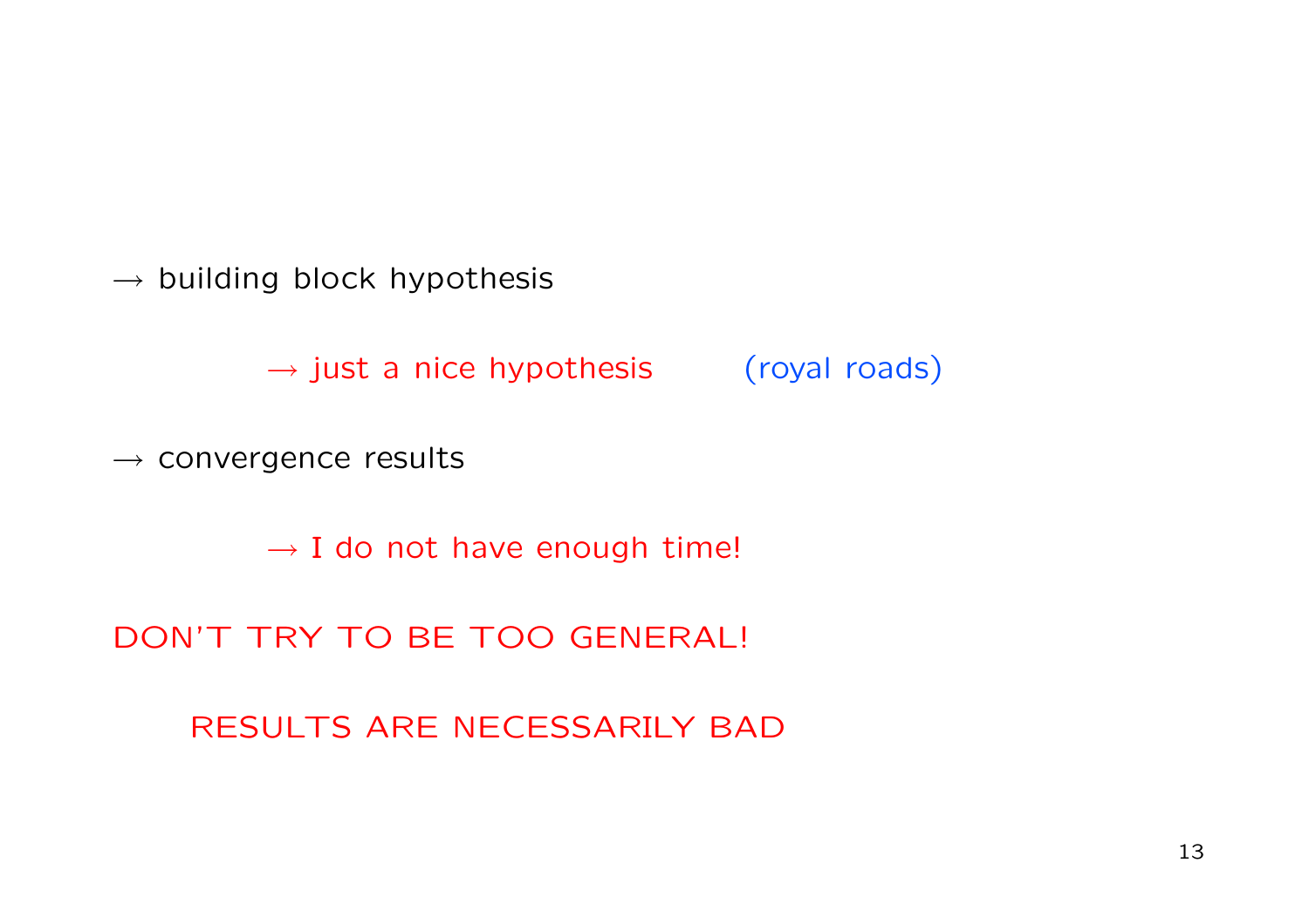$\longrightarrow$ building block hypothesis

  $\longrightarrow$ just a nice hypothesis (royal roads)

$\longrightarrow$ convergence results

  $\longrightarrow$ I do not have enough time!

DON'T TRY TO BE TOO GENERAL!

RESULTS ARE NECESSARILY BAD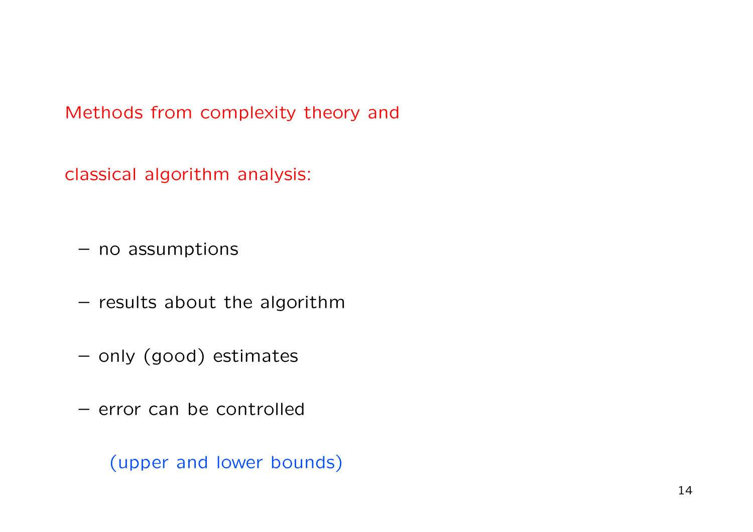Methods from complexity theory and

classical algorithm analysis:

- no assumptions
- results about the algorithm
- only (good) estimates
- error can be controlled

  (upper and lower bounds)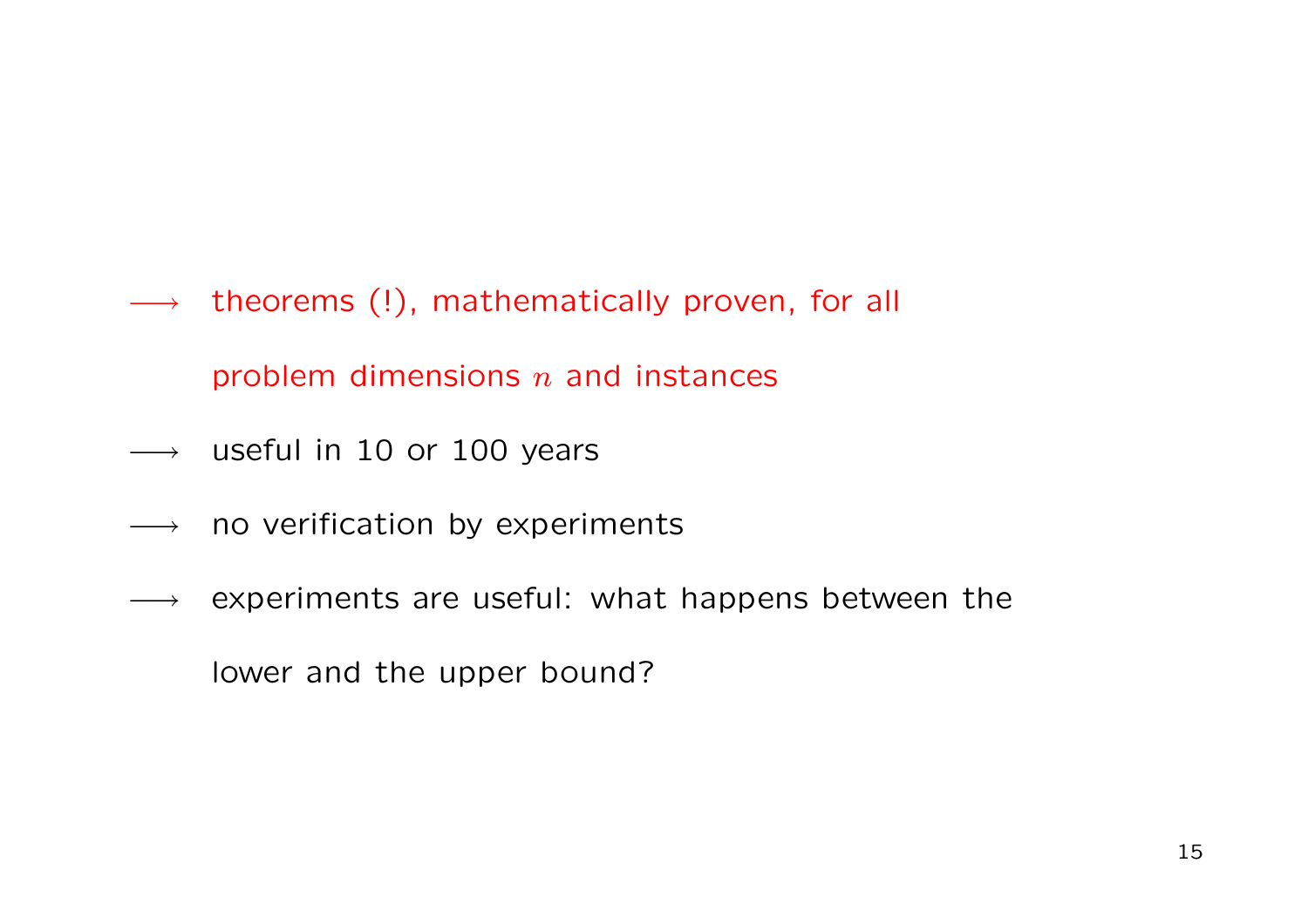$\longrightarrow$ theorems (!), mathematically proven, for all problem dimensions $n$ and instances

$\longrightarrow$ useful in 10 or 100 years

$\longrightarrow$ no verification by experiments

$\longrightarrow$ experiments are useful: what happens between the lower and the upper bound?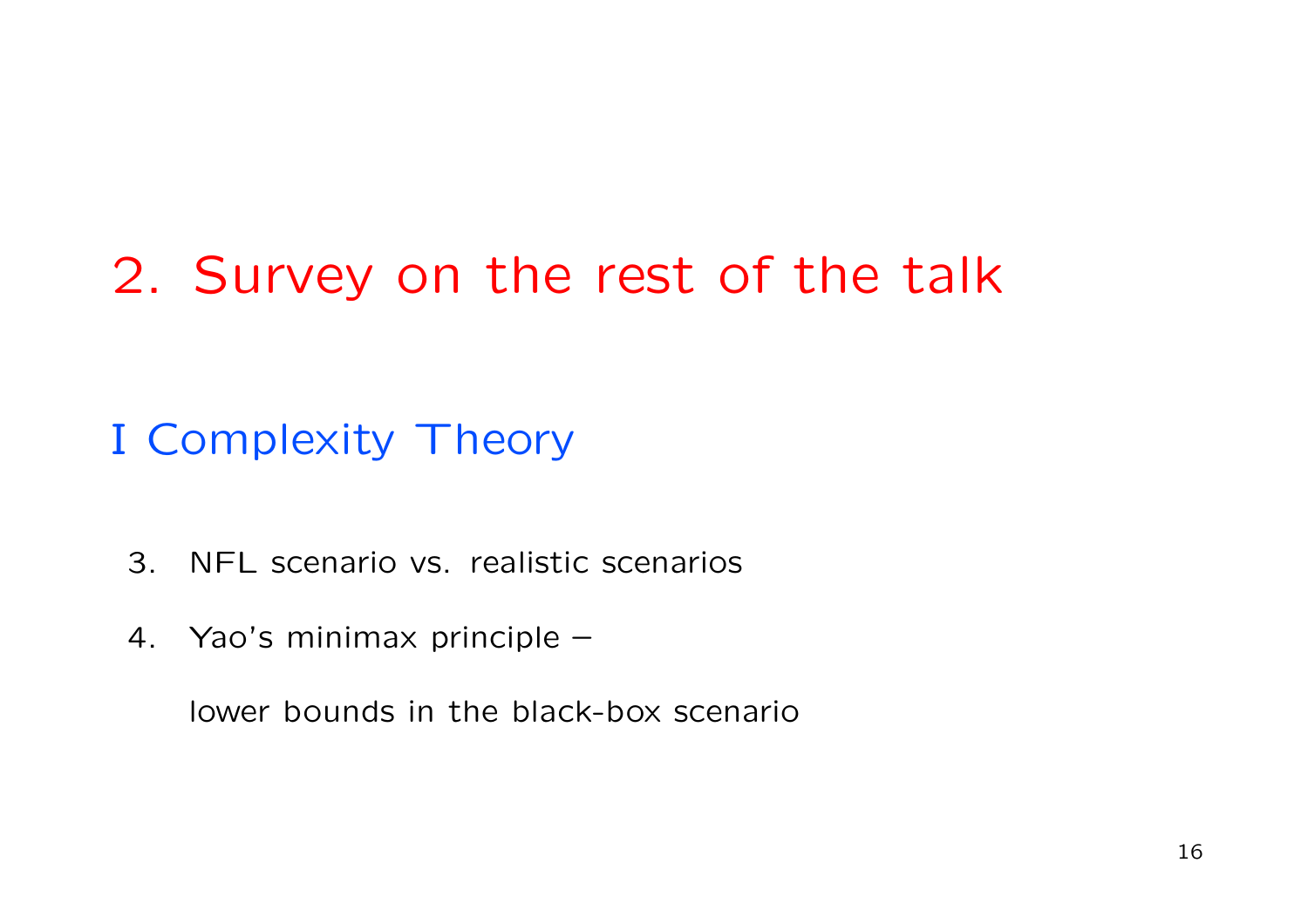# 2. Survey on the rest of the talk

## I Complexity Theory

3. NFL scenario vs. realistic scenarios

4. Yao's minimax principle –

   lower bounds in the black-box scenario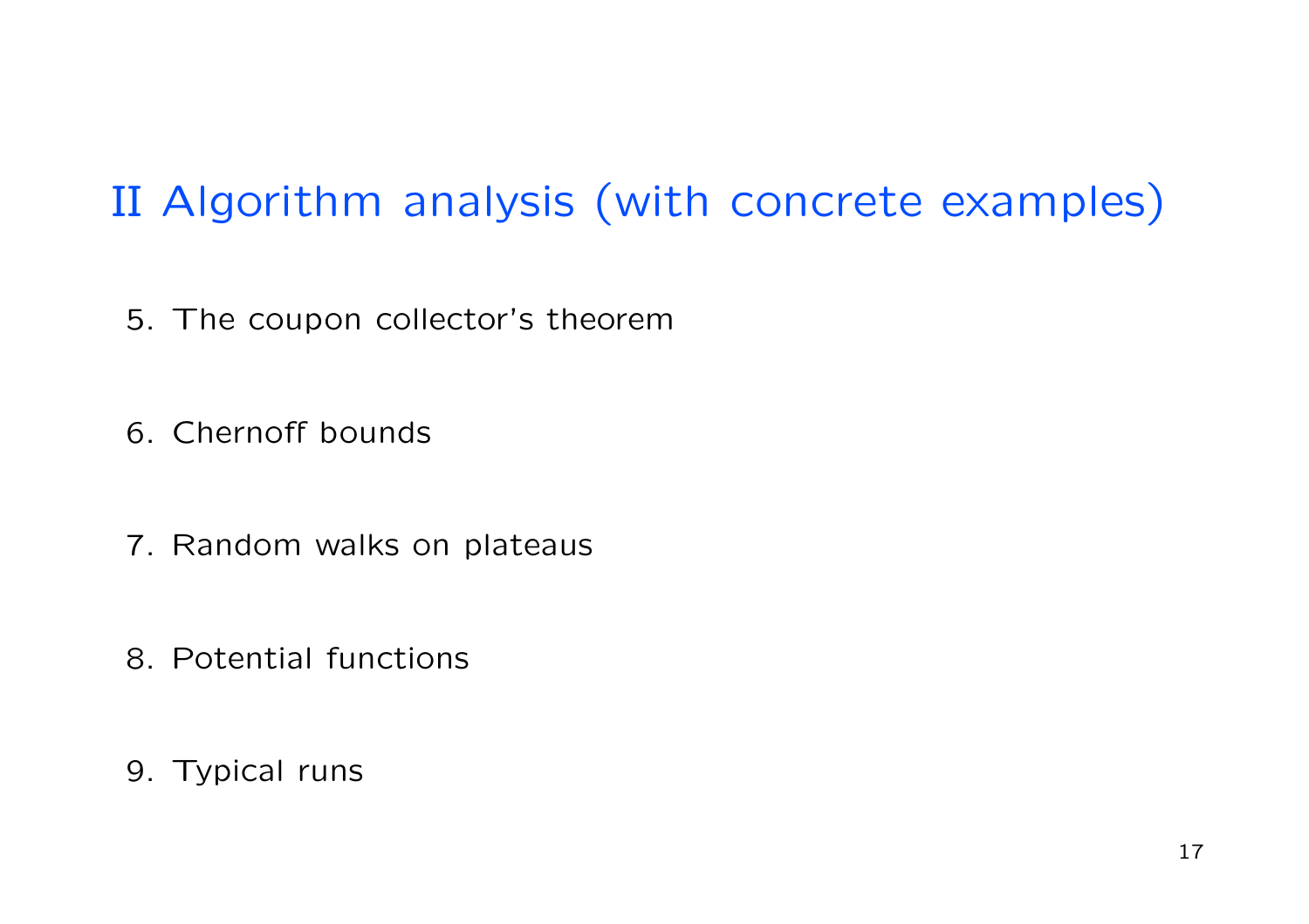# II Algorithm analysis (with concrete examples)

5. The coupon collector's theorem

6. Chernoff bounds

7. Random walks on plateaus

8. Potential functions

9. Typical runs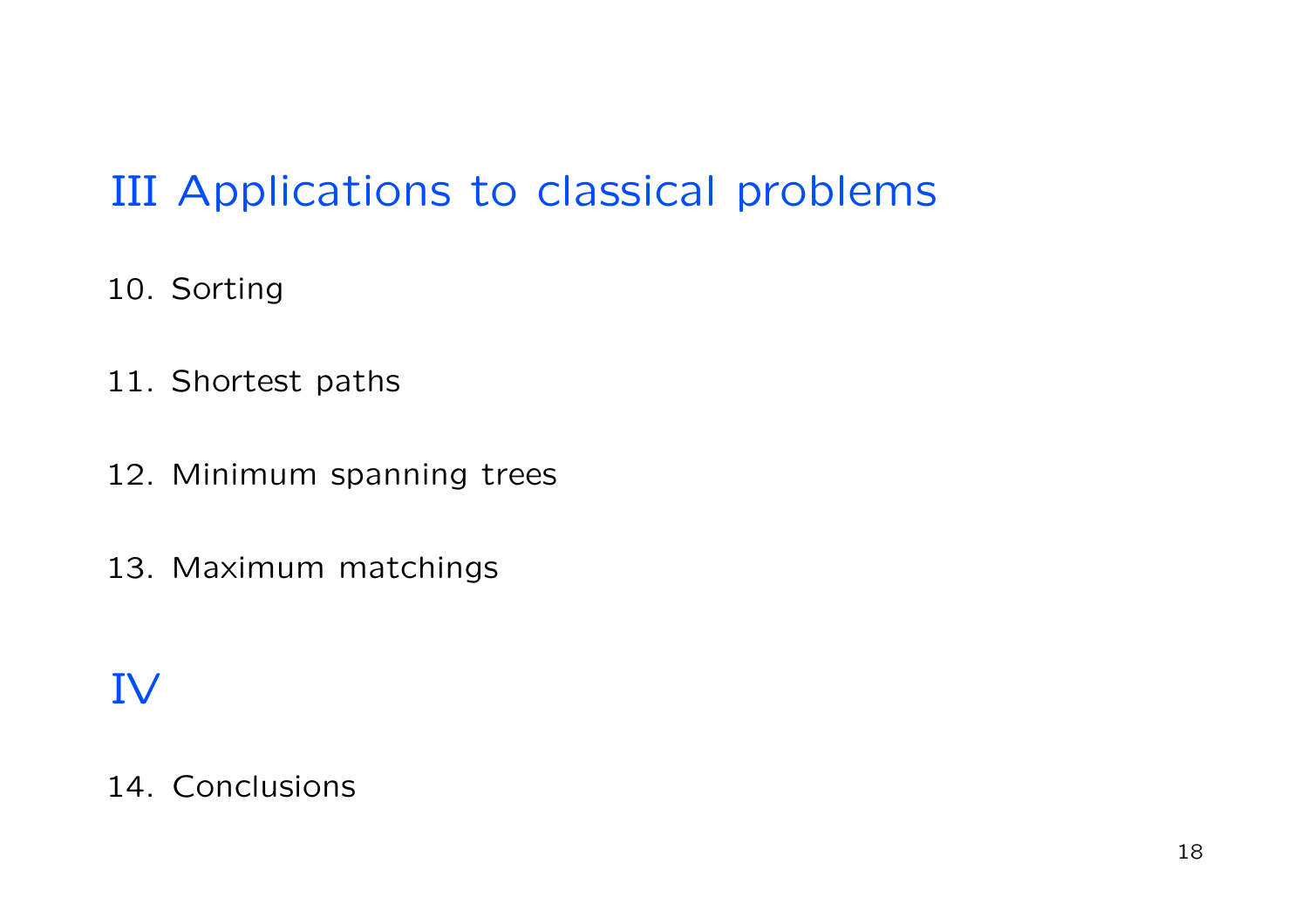# III Applications to classical problems

10. Sorting

11. Shortest paths

12. Minimum spanning trees

13. Maximum matchings

# IV

14. Conclusions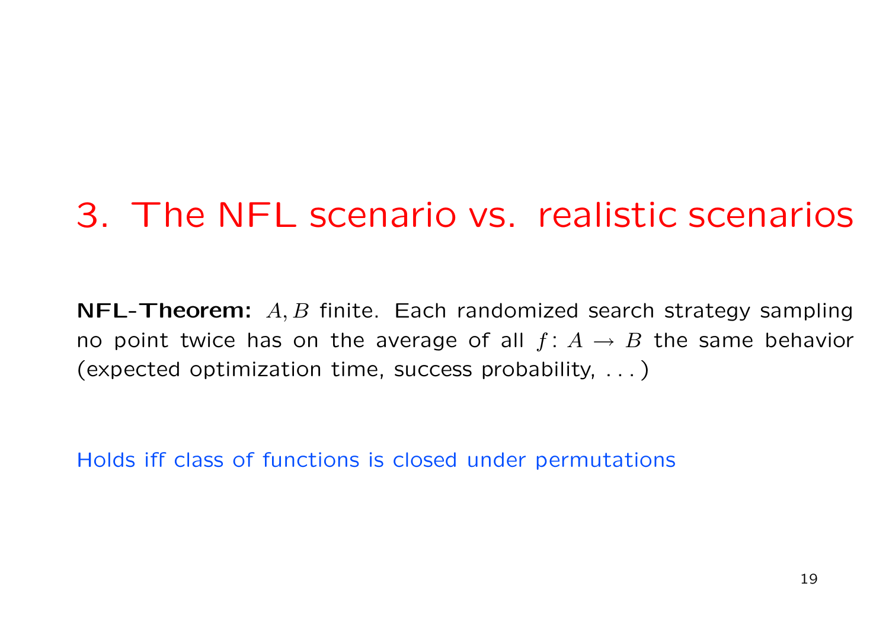# 3. The NFL scenario vs. realistic scenarios

**NFL-Theorem:** $A, B$ finite. Each randomized search strategy sampling no point twice has on the average of all $f \colon A \to B$ the same behavior (expected optimization time, success probability, . . . )

Holds iff class of functions is closed under permutations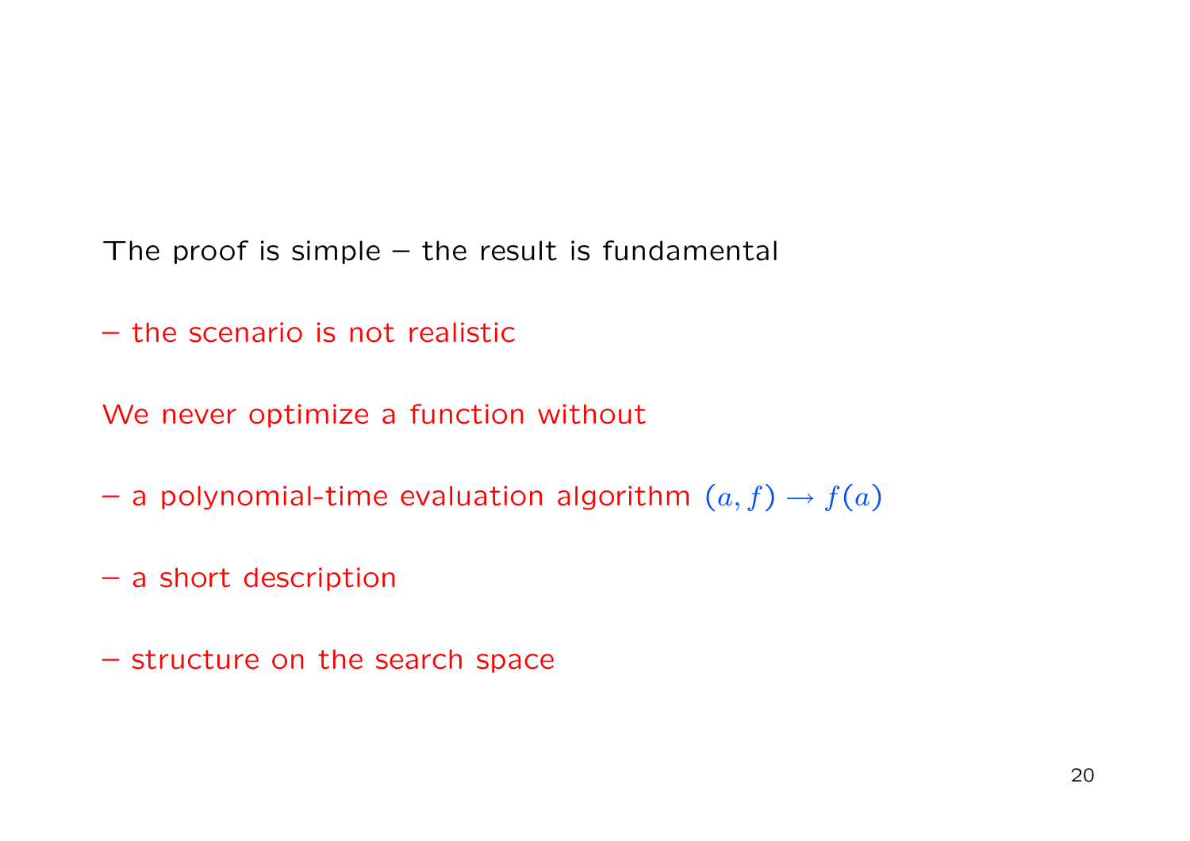The proof is simple – the result is fundamental

– the scenario is not realistic

We never optimize a function without

– a polynomial-time evaluation algorithm $(a, f) \to f(a)$

– a short description

– structure on the search space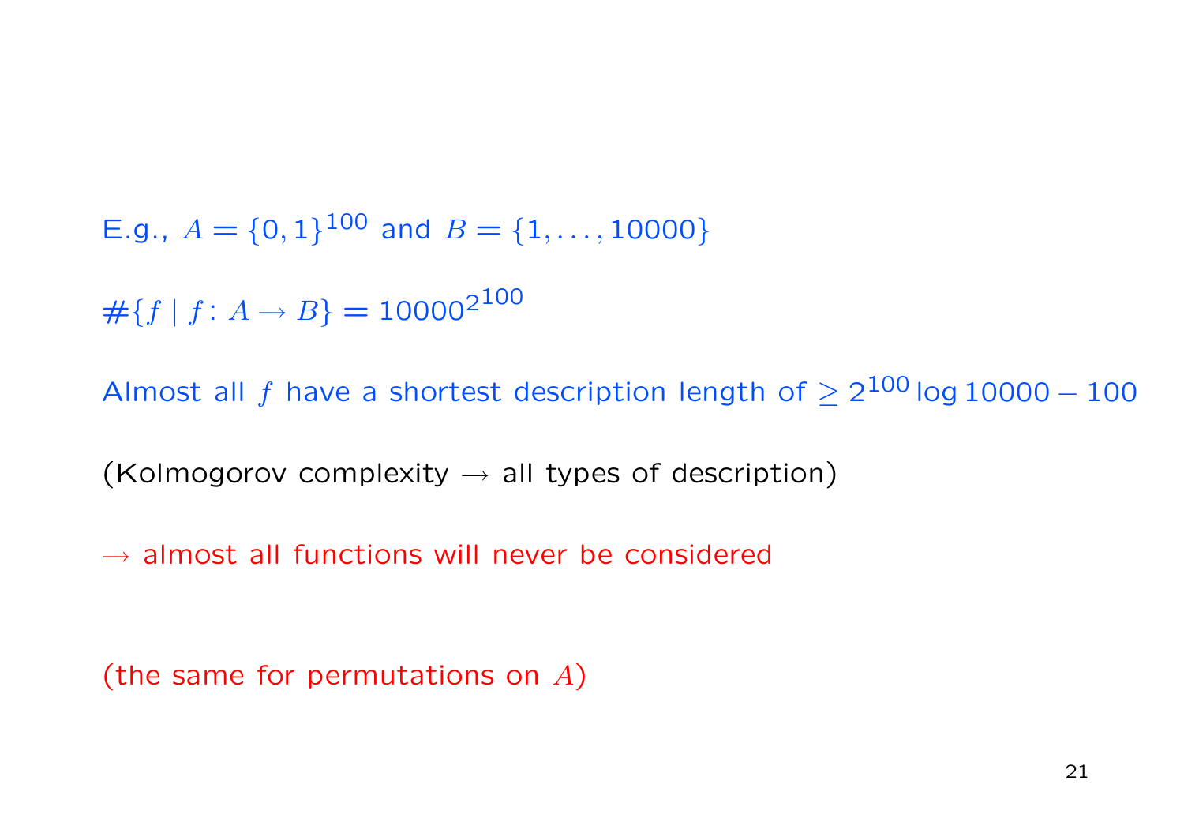E.g., $A = \{0,1\}^{100}$ and $B = \{1, \ldots, 10000\}$

$\#\{f \mid f \colon A \to B\} = 10000^{2^{100}}$

Almost all $f$ have a shortest description length of $\geq 2^{100} \log 10000 - 100$

(Kolmogorov complexity $\to$ all types of description)

$\to$ almost all functions will never be considered

(the same for permutations on $A$)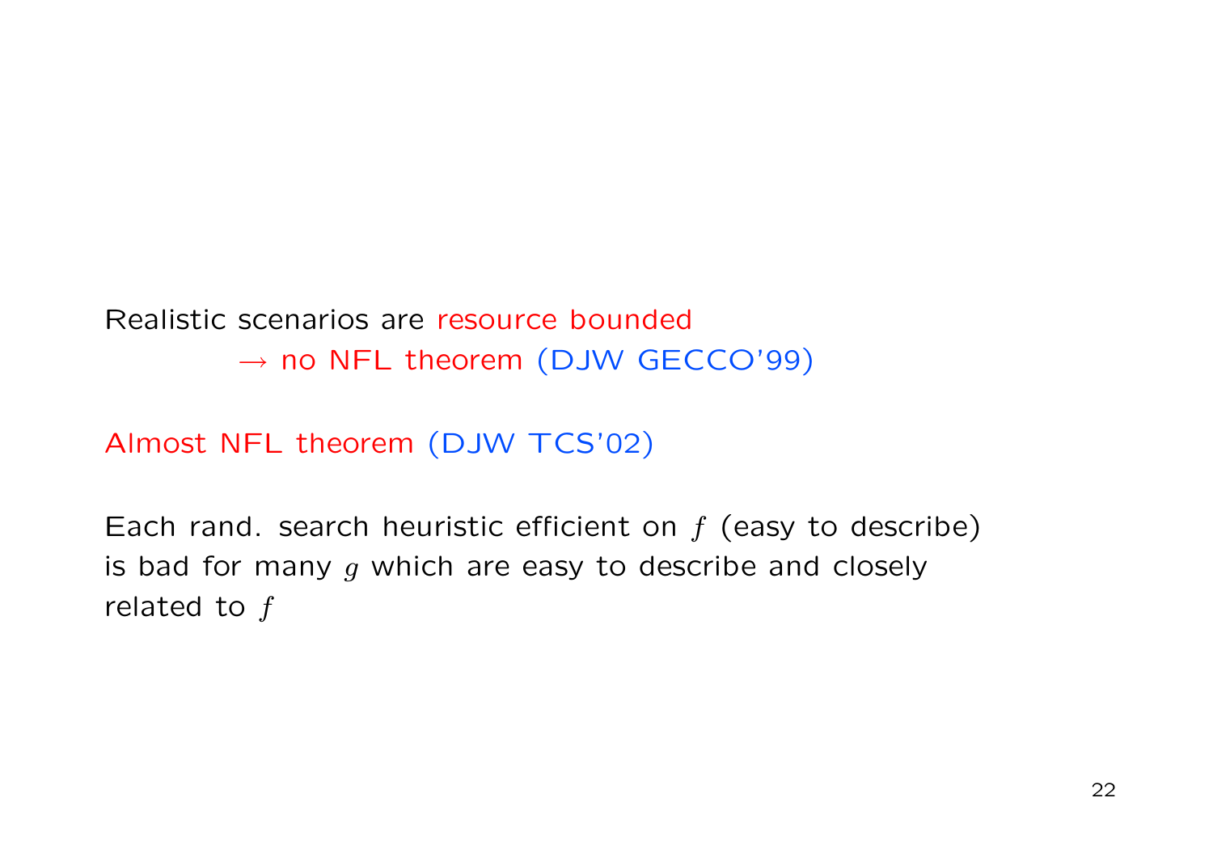Realistic scenarios are resource bounded
$\rightarrow$ no NFL theorem (DJW GECCO'99)

Almost NFL theorem (DJW TCS'02)

Each rand. search heuristic efficient on $f$ (easy to describe) is bad for many $g$ which are easy to describe and closely related to $f$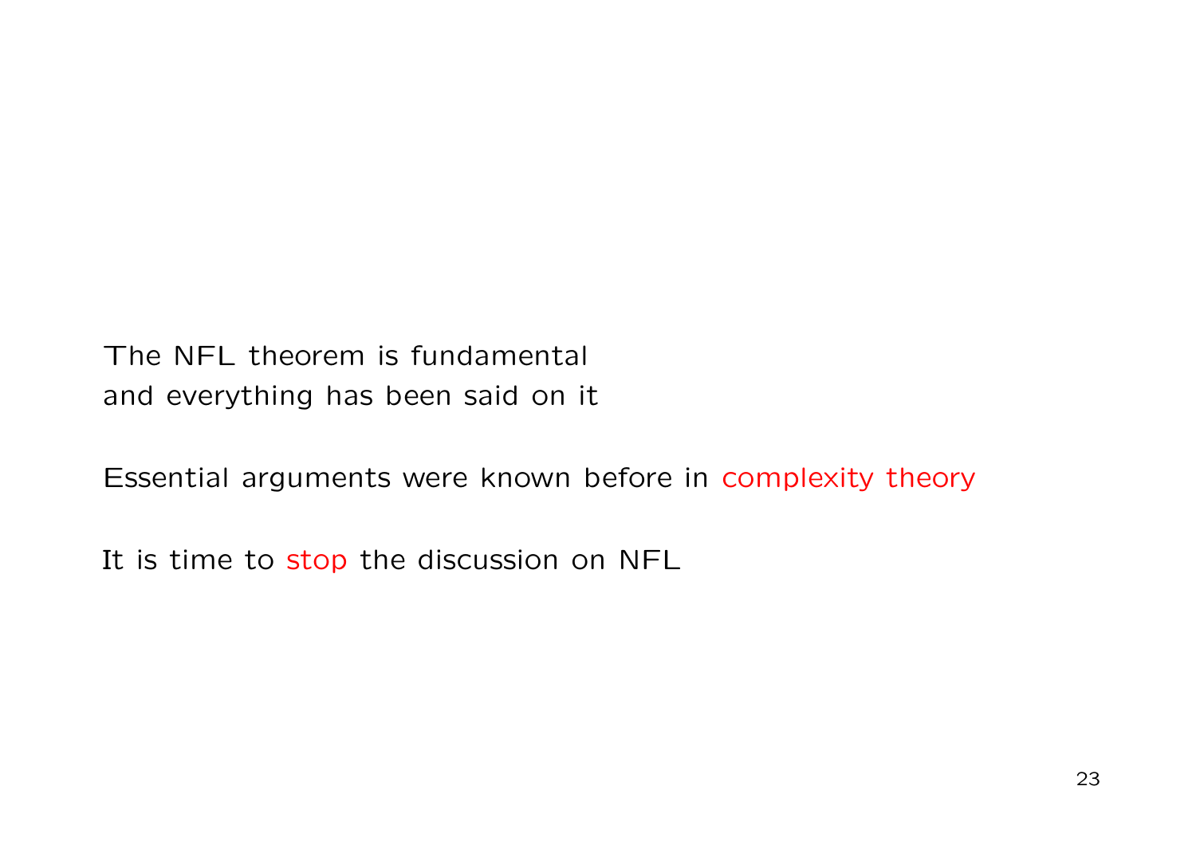The NFL theorem is fundamental
and everything has been said on it

Essential arguments were known before in complexity theory

It is time to stop the discussion on NFL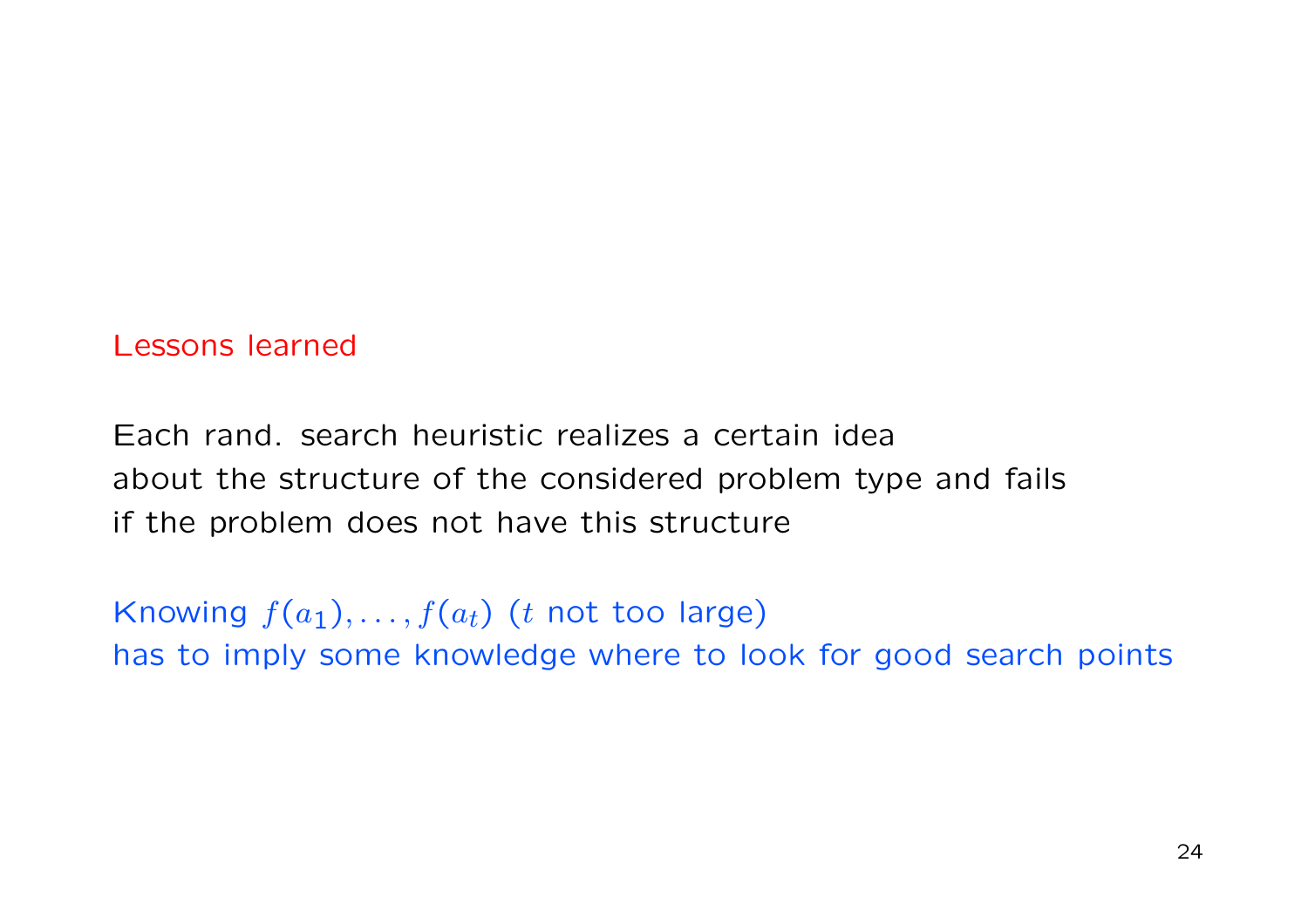## Lessons learned

Each rand. search heuristic realizes a certain idea
about the structure of the considered problem type and fails
if the problem does not have this structure

Knowing $f(a_1), \ldots, f(a_t)$ ($t$ not too large)
has to imply some knowledge where to look for good search points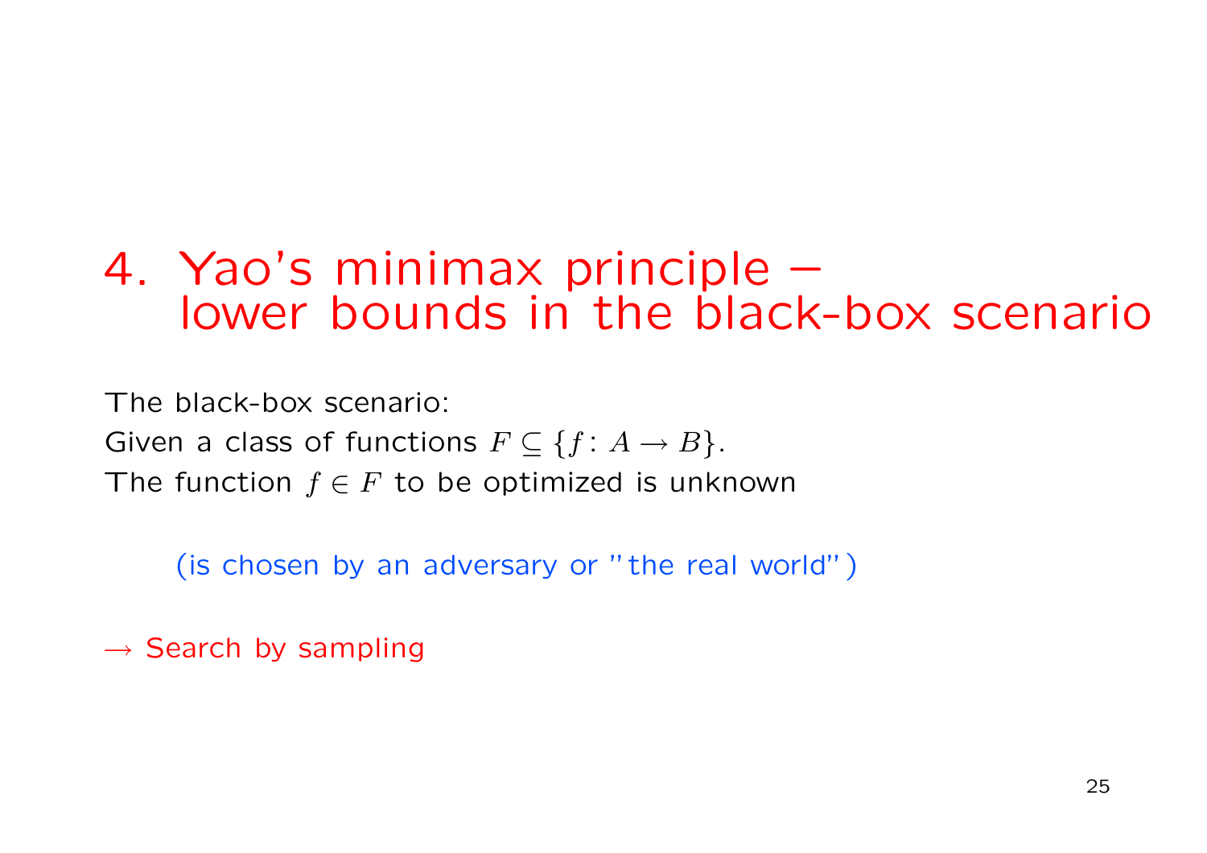# 4. Yao's minimax principle – lower bounds in the black-box scenario

The black-box scenario:
Given a class of functions $F \subseteq \{f \colon A \to B\}$.
The function $f \in F$ to be optimized is unknown

(is chosen by an adversary or "the real world")

$\rightarrow$ Search by sampling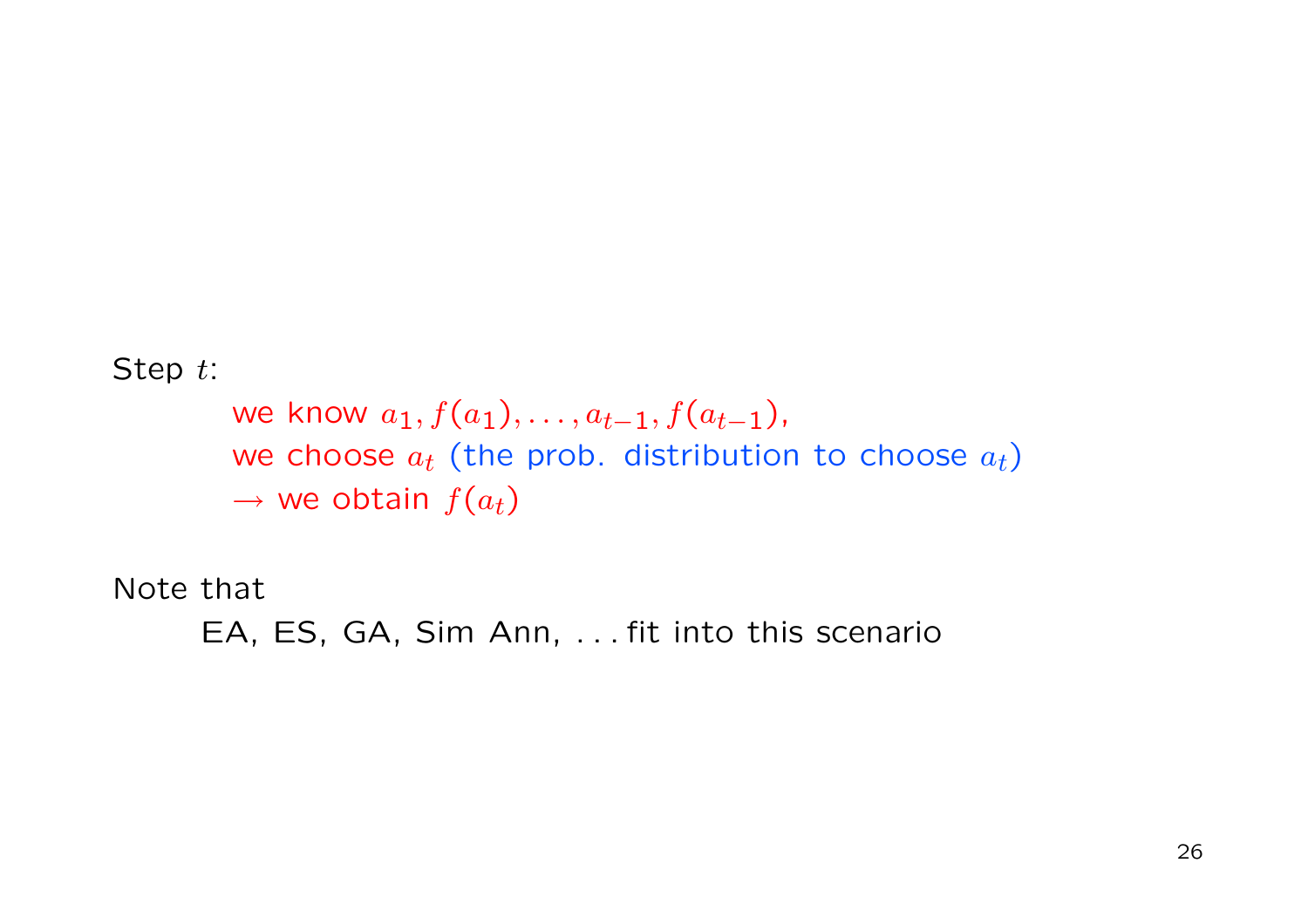Step $t$:

we know $a_1, f(a_1), \ldots, a_{t-1}, f(a_{t-1})$,
we choose $a_t$ (the prob. distribution to choose $a_t$)
$\rightarrow$ we obtain $f(a_t)$

Note that

EA, ES, GA, Sim Ann, . . . fit into this scenario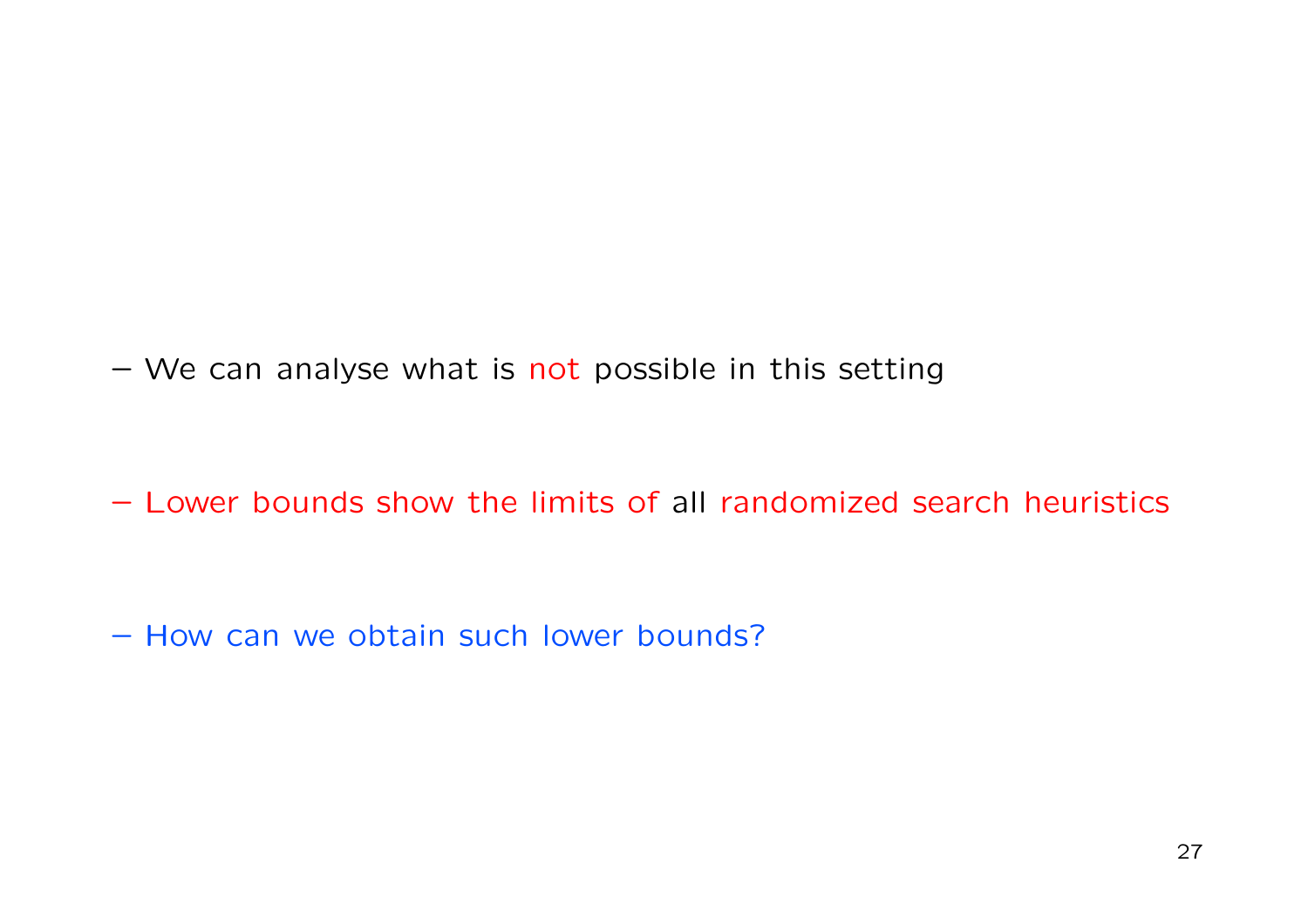- We can analyse what is not possible in this setting

- Lower bounds show the limits of all randomized search heuristics

- How can we obtain such lower bounds?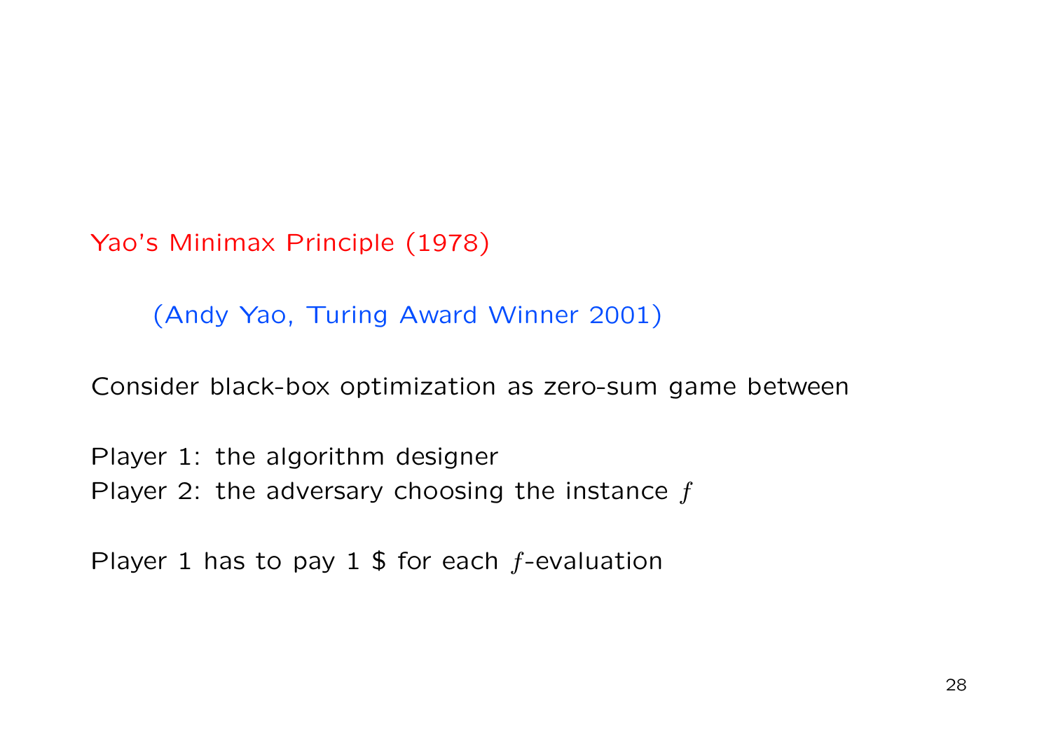## Yao's Minimax Principle (1978)

(Andy Yao, Turing Award Winner 2001)

Consider black-box optimization as zero-sum game between

Player 1: the algorithm designer
Player 2: the adversary choosing the instance $f$

Player 1 has to pay 1 $ for each $f$-evaluation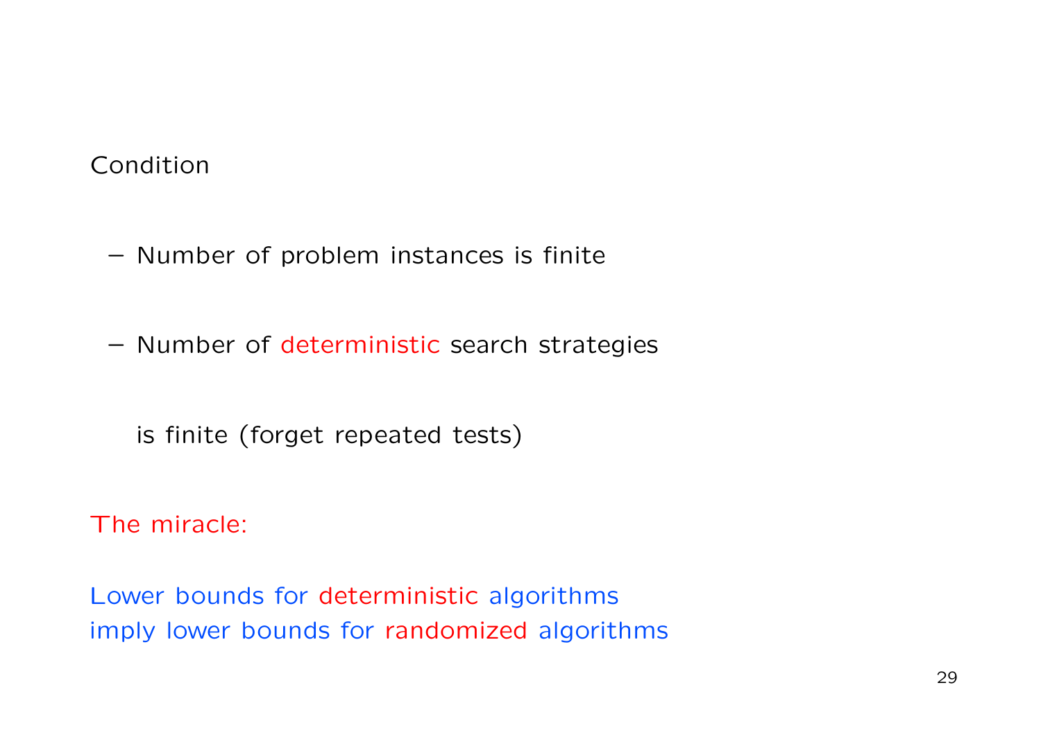Condition

- Number of problem instances is finite

- Number of deterministic search strategies

  is finite (forget repeated tests)

The miracle:

Lower bounds for deterministic algorithms
imply lower bounds for randomized algorithms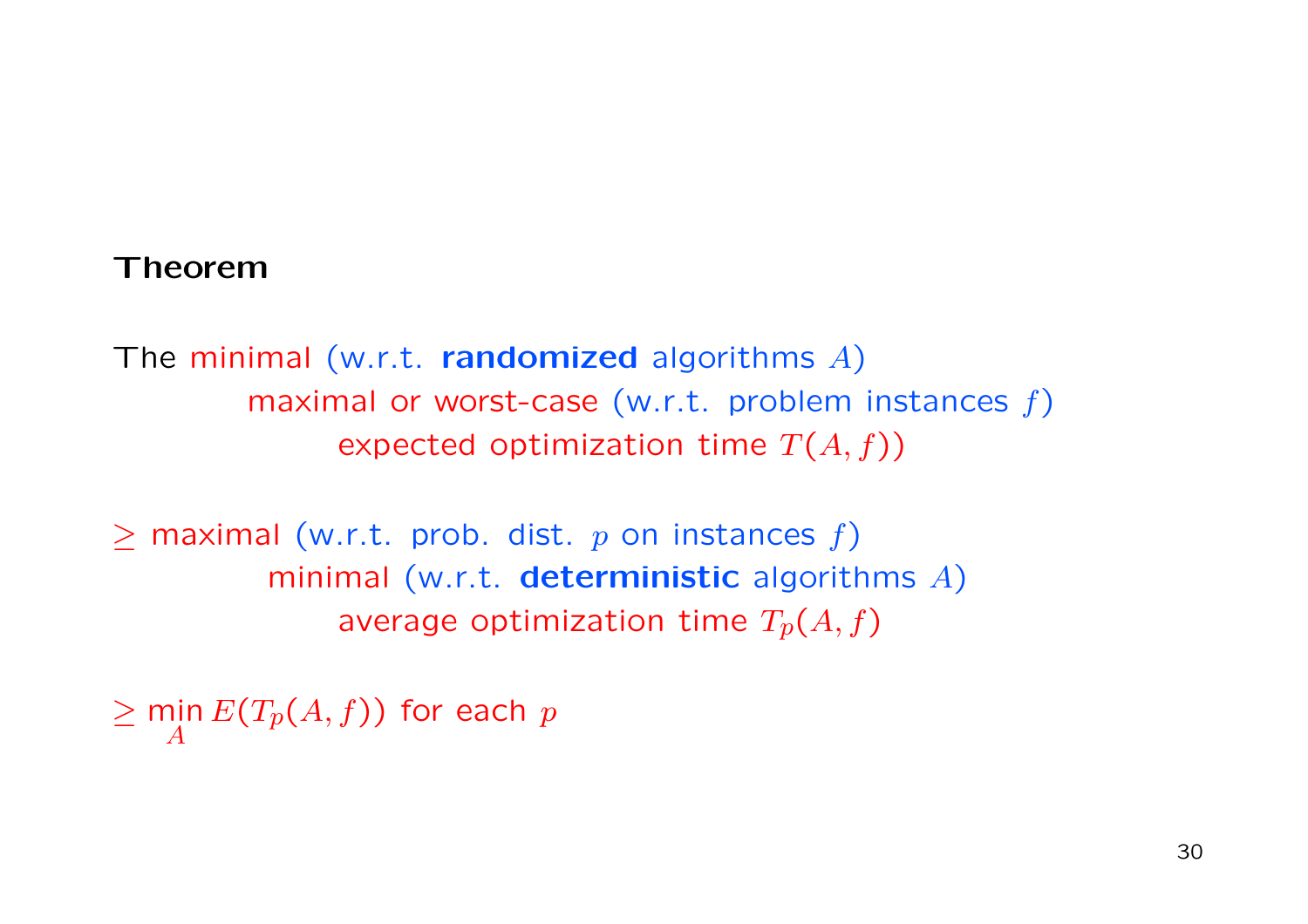**Theorem**

The minimal (w.r.t. **randomized** algorithms $A$)
maximal or worst-case (w.r.t. problem instances $f$)
expected optimization time $T(A, f)$)

$\geq$ maximal (w.r.t. prob. dist. $p$ on instances $f$)
minimal (w.r.t. **deterministic** algorithms $A$)
average optimization time $T_p(A, f)$

$\geq \min_A E(T_p(A, f))$ for each $p$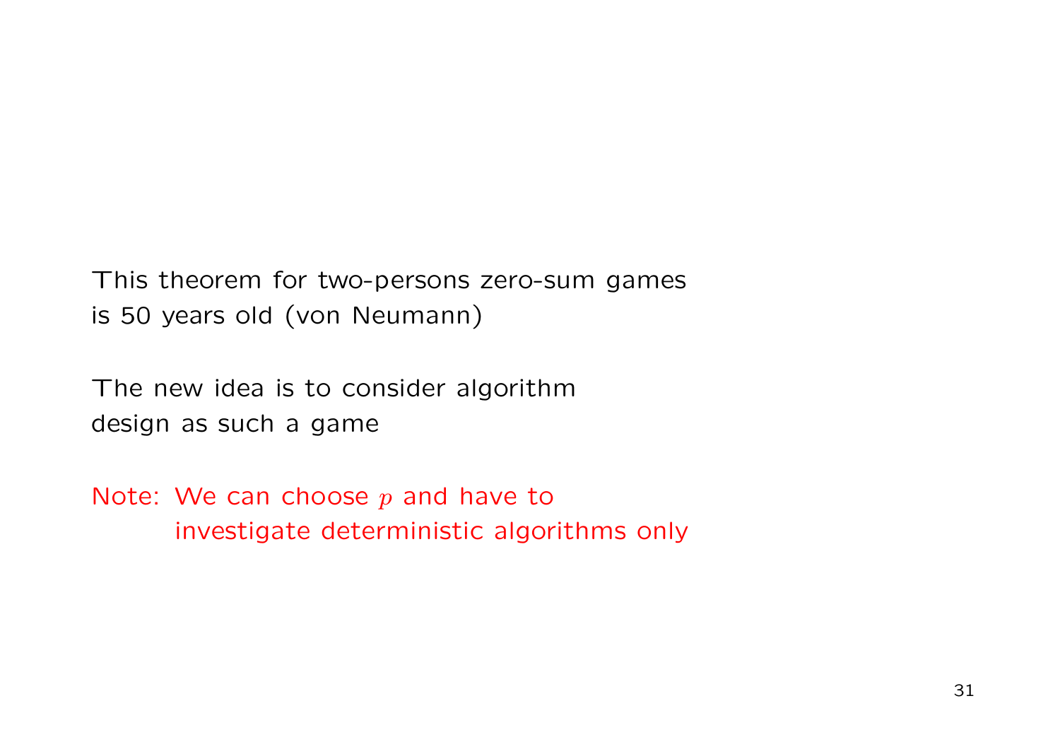This theorem for two-persons zero-sum games is 50 years old (von Neumann)

The new idea is to consider algorithm design as such a game

Note: We can choose $p$ and have to investigate deterministic algorithms only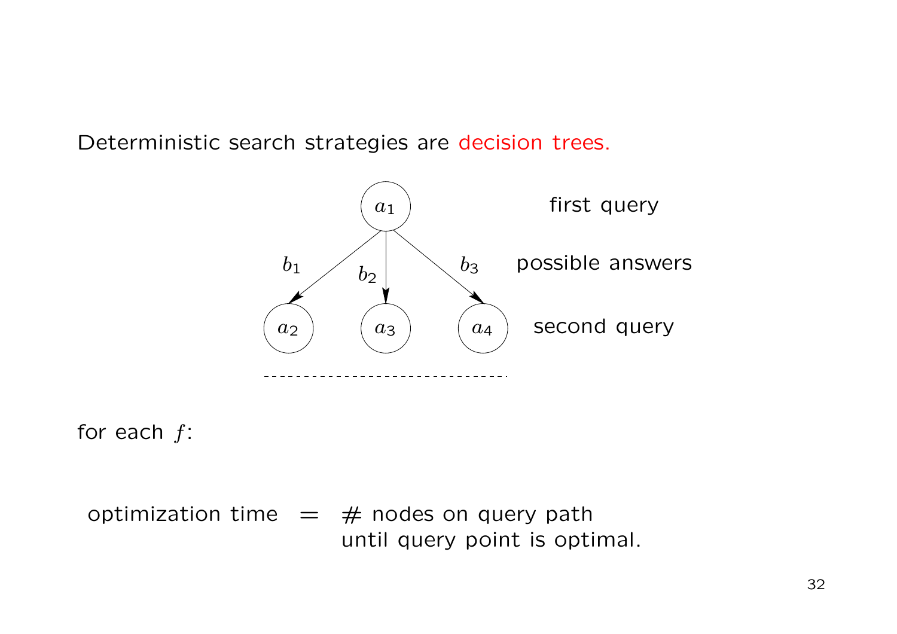Deterministic search strategies are decision trees.

$a_1$ first query

$b_1$ $b_2$ $b_3$ possible answers

$a_2$ $a_3$ $a_4$ second query

for each $f$:

optimization time = # nodes on query path until query point is optimal.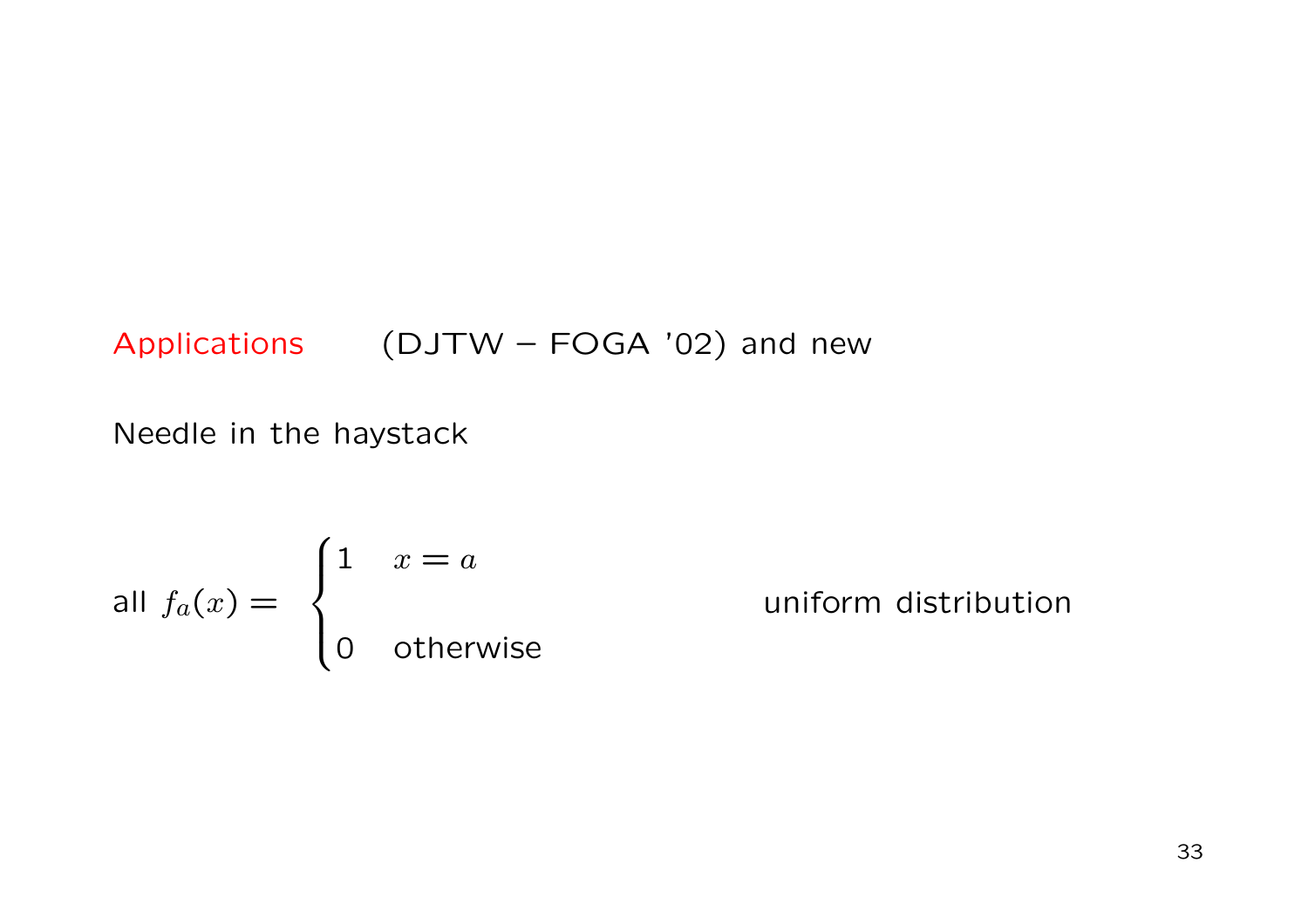## Applications (DJTW – FOGA '02) and new

Needle in the haystack

all $f_a(x) = \begin{cases} 1 & x = a \\ 0 & \text{otherwise} \end{cases}$ uniform distribution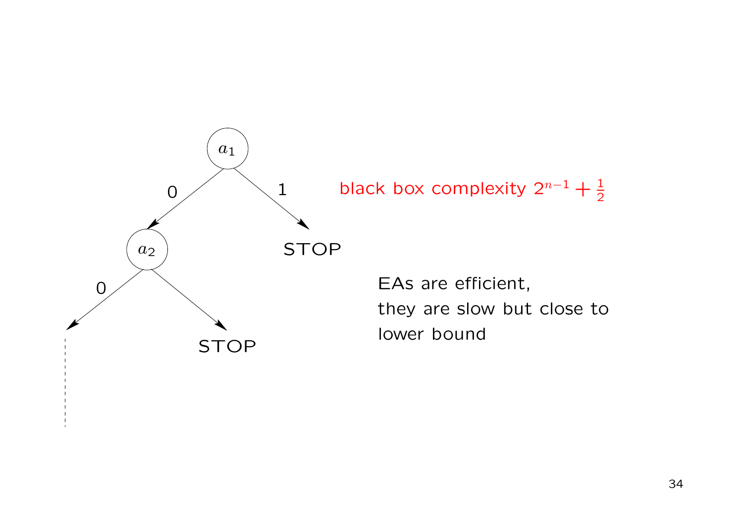black box complexity $2^{n-1} + \frac{1}{2}$

EAs are efficient,
they are slow but close to
lower bound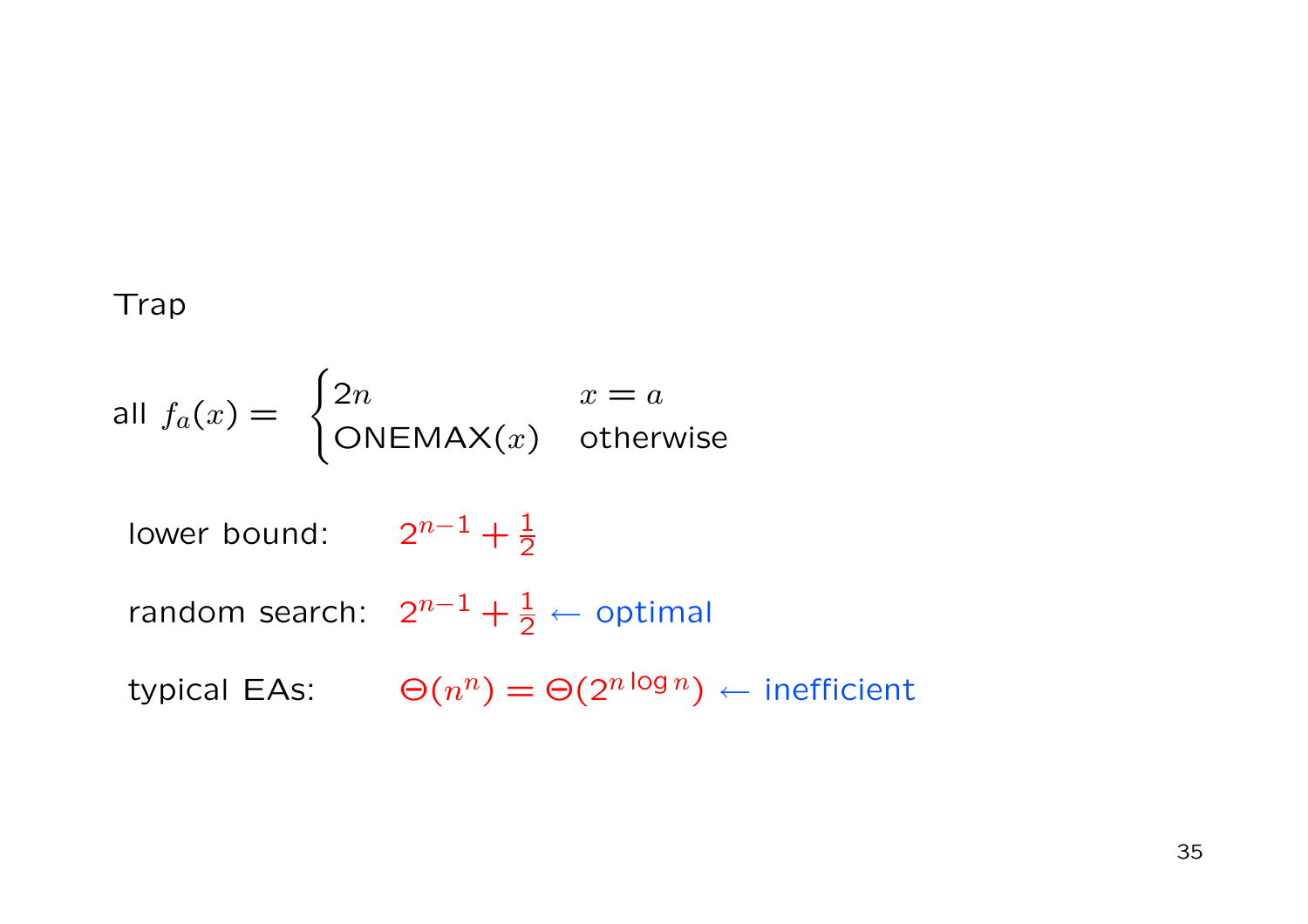Trap

all $f_a(x) = \begin{cases} 2n & x = a \\ \text{ONEMAX}(x) & \text{otherwise} \end{cases}$

lower bound: $2^{n-1} + \frac{1}{2}$

random search: $2^{n-1} + \frac{1}{2} \leftarrow$ optimal

typical EAs: $\Theta(n^n) = \Theta(2^{n \log n}) \leftarrow$ inefficient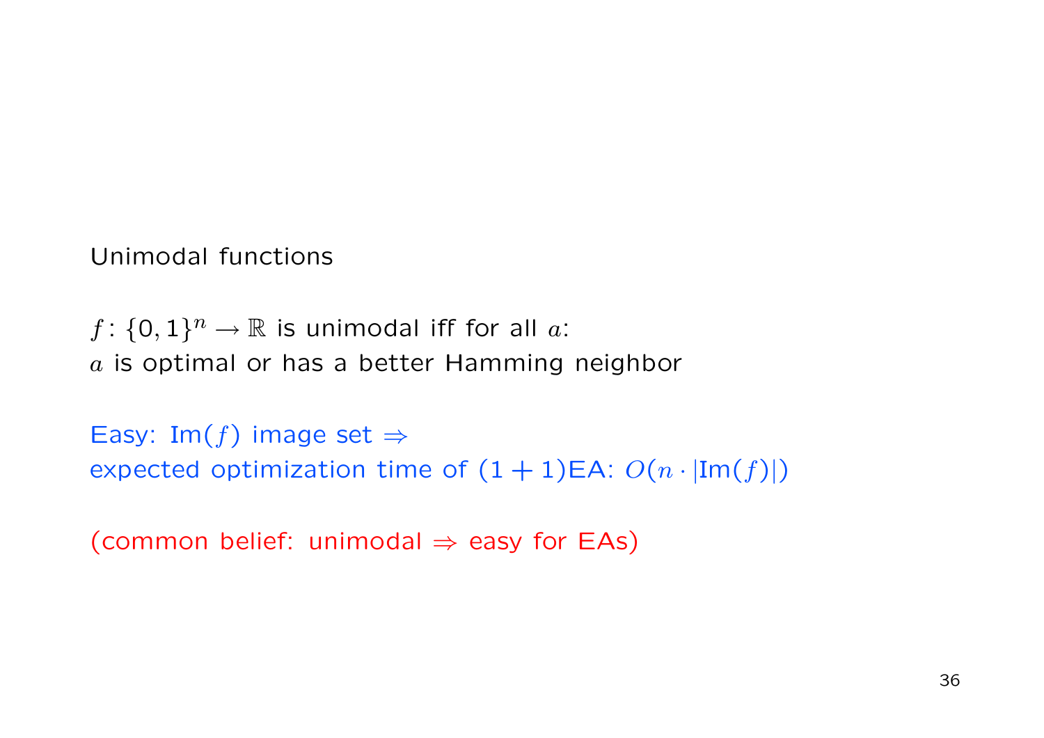Unimodal functions

$f\colon \{0,1\}^n \rightarrow \mathbb{R}$ is unimodal iff for all $a$:
$a$ is optimal or has a better Hamming neighbor

Easy: $\text{Im}(f)$ image set $\Rightarrow$
expected optimization time of $(1+1)$EA: $O(n \cdot |\text{Im}(f)|)$

(common belief: unimodal $\Rightarrow$ easy for EAs)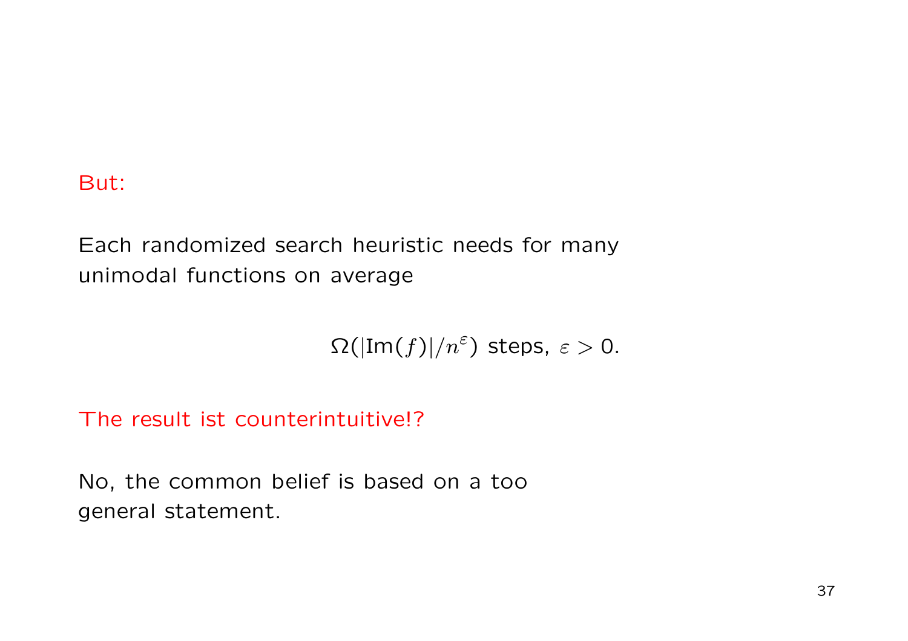But:

Each randomized search heuristic needs for many unimodal functions on average

$$\Omega(|\text{Im}(f)|/n^{\varepsilon}) \text{ steps, } \varepsilon > 0.$$

The result ist counterintuitive!?

No, the common belief is based on a too general statement.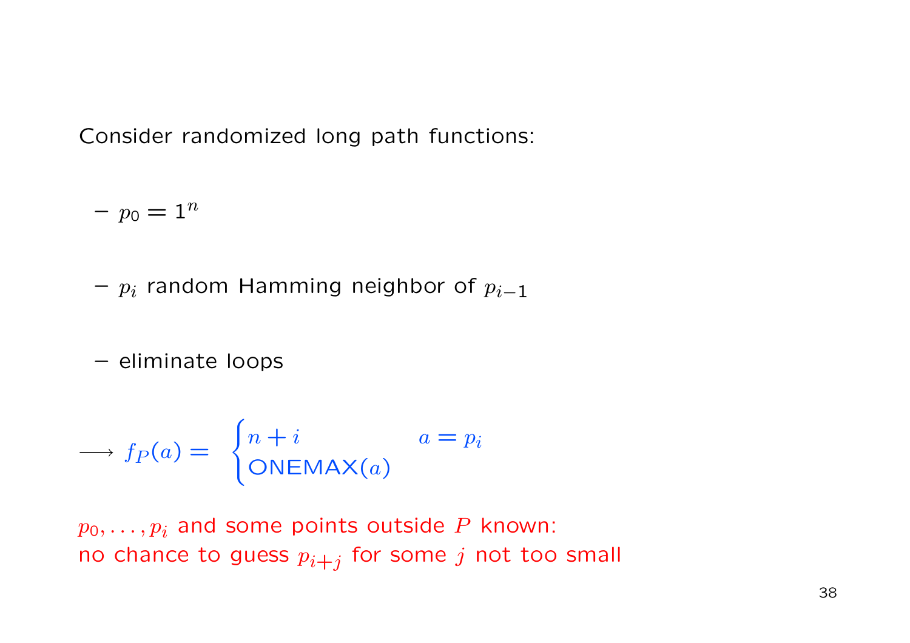Consider randomized long path functions:

- $p_0 = 1^n$
- $p_i$ random Hamming neighbor of $p_{i-1}$
- eliminate loops

$$\longrightarrow f_P(a) = \begin{cases} n + i & a = p_i \\ \text{ONEMAX}(a) & \end{cases}$$

$p_0, \ldots, p_i$ and some points outside $P$ known:
no chance to guess $p_{i+j}$ for some $j$ not too small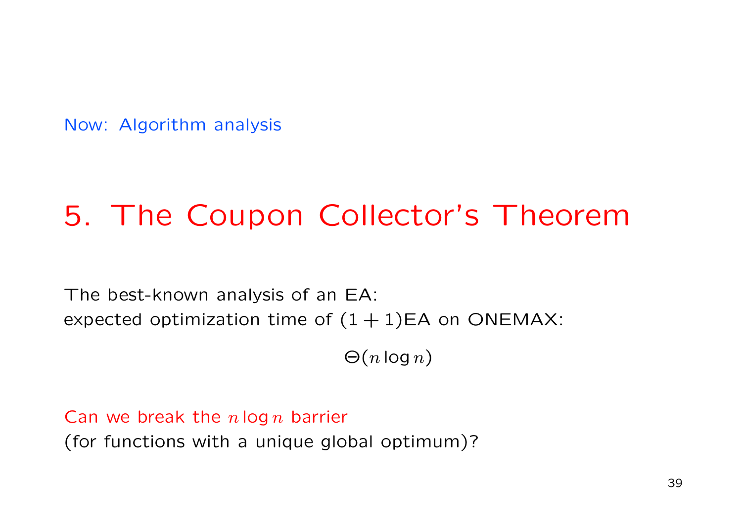Now: Algorithm analysis

# 5. The Coupon Collector's Theorem

The best-known analysis of an EA:
expected optimization time of $(1+1)$EA on ONEMAX:

$$\Theta(n \log n)$$

Can we break the $n \log n$ barrier
(for functions with a unique global optimum)?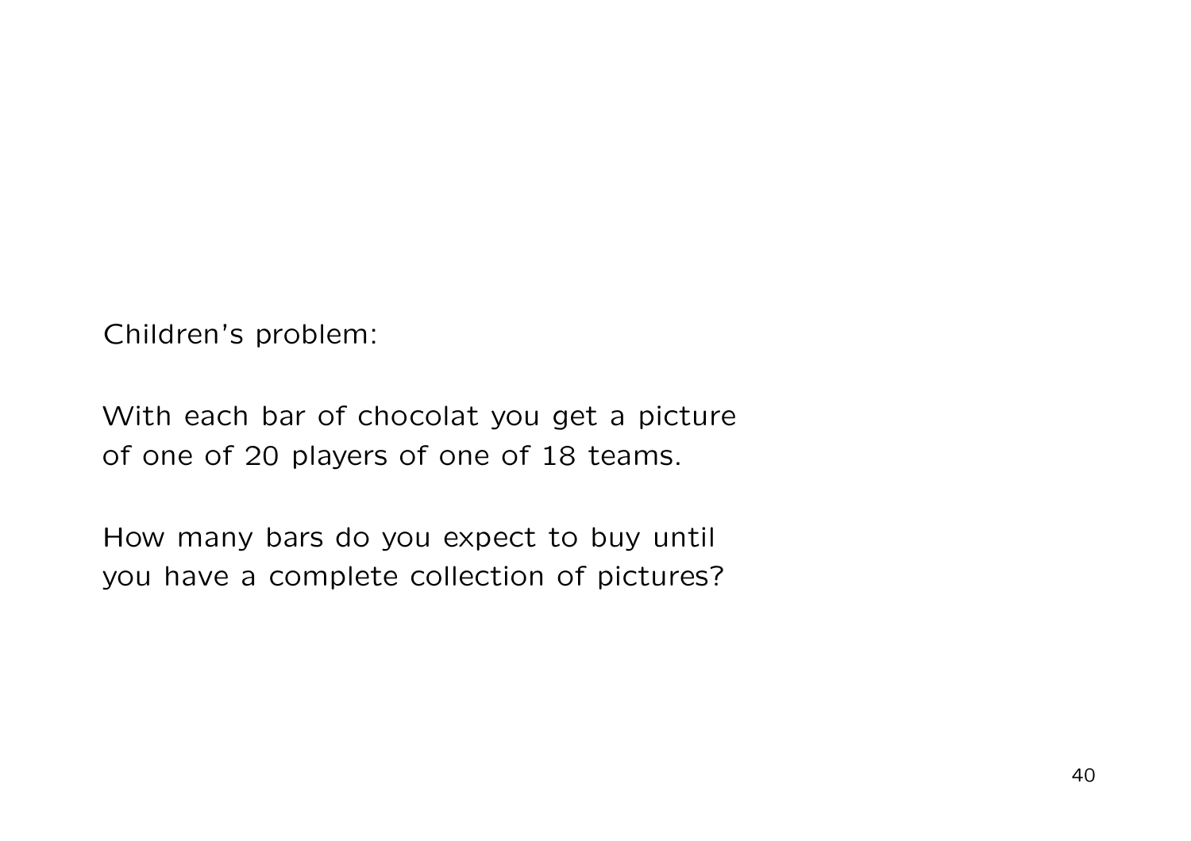Children's problem:

With each bar of chocolat you get a picture of one of 20 players of one of 18 teams.

How many bars do you expect to buy until you have a complete collection of pictures?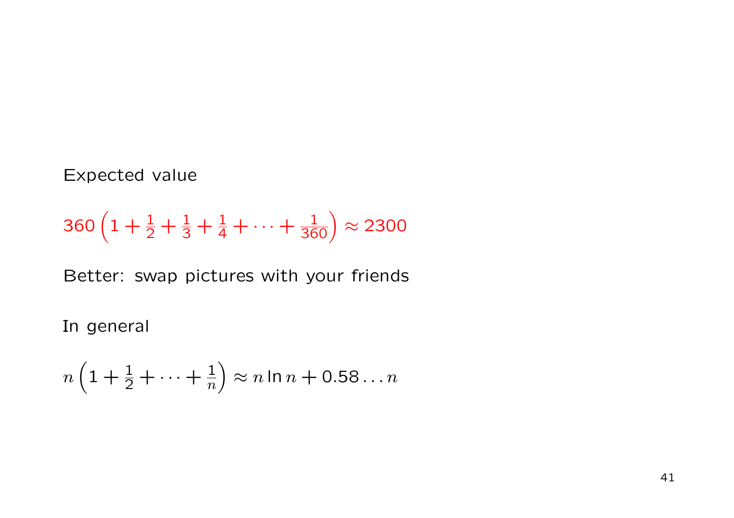Expected value

$$360\left(1+\frac{1}{2}+\frac{1}{3}+\frac{1}{4}+\cdots+\frac{1}{360}\right)\approx 2300$$

Better: swap pictures with your friends

In general

$$n\left(1+\frac{1}{2}+\cdots+\frac{1}{n}\right)\approx n\ln n+0.58\ldots n$$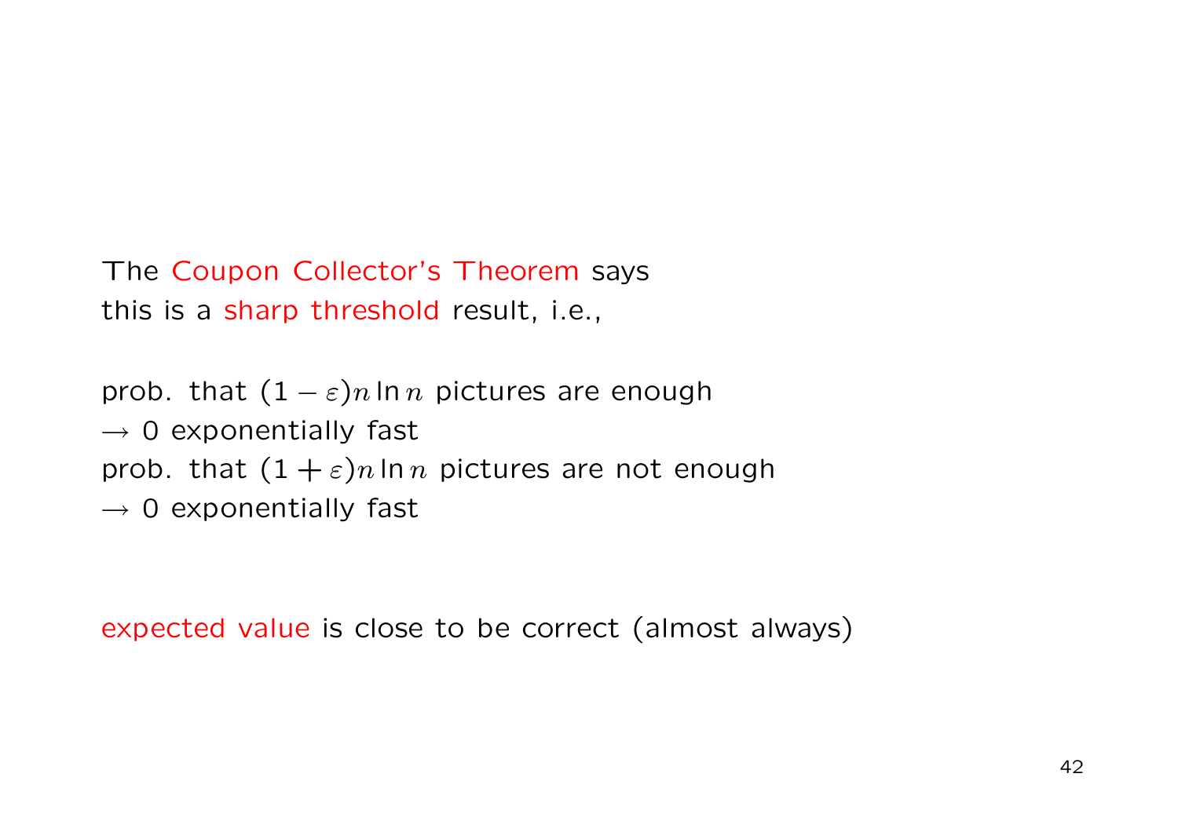The Coupon Collector's Theorem says
this is a sharp threshold result, i.e.,

prob. that $(1-\varepsilon)n \ln n$ pictures are enough
$\rightarrow 0$ exponentially fast
prob. that $(1+\varepsilon)n \ln n$ pictures are not enough
$\rightarrow 0$ exponentially fast

expected value is close to be correct (almost always)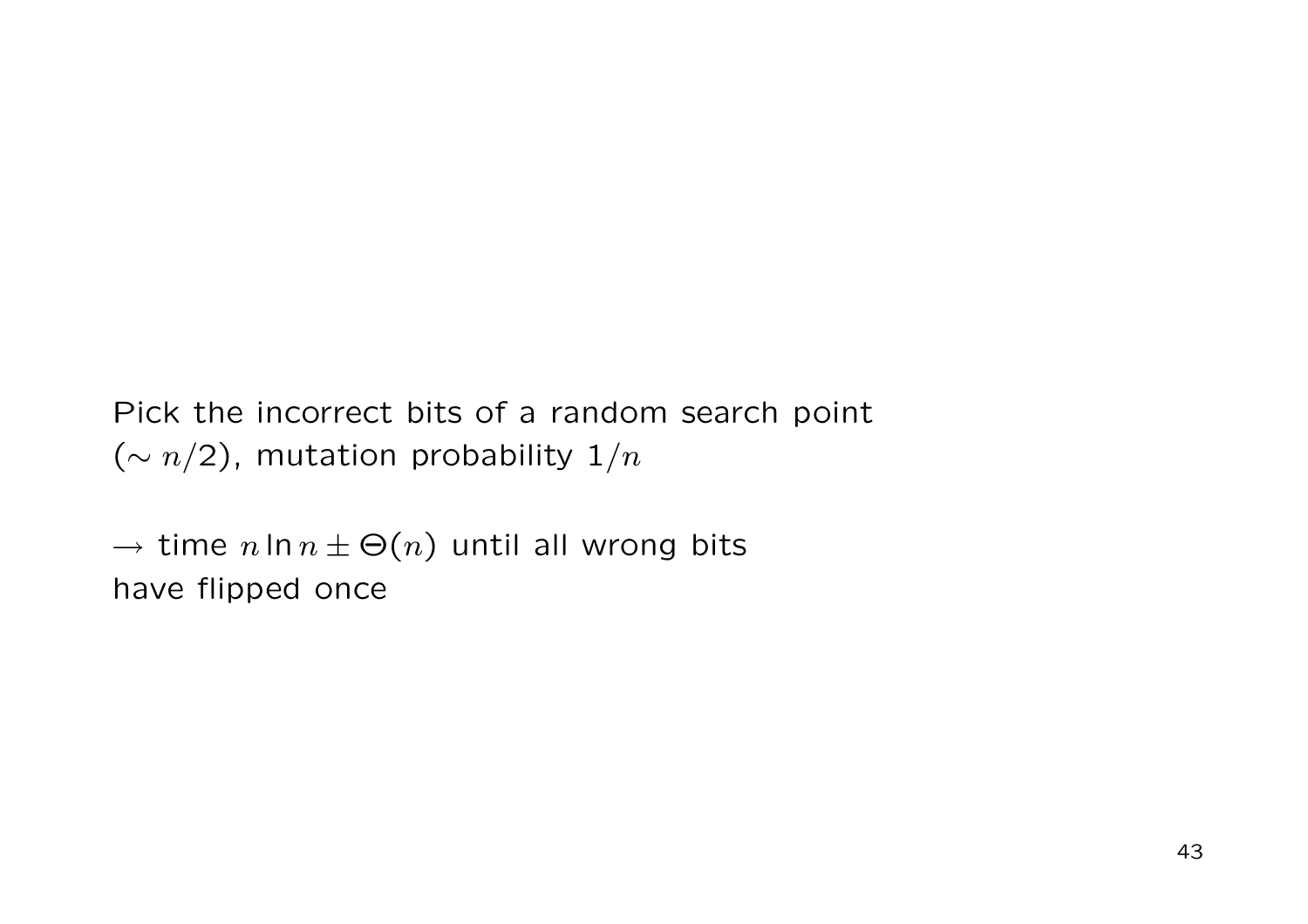Pick the incorrect bits of a random search point ($\sim n/2$), mutation probability $1/n$

$\rightarrow$ time $n \ln n \pm \Theta(n)$ until all wrong bits have flipped once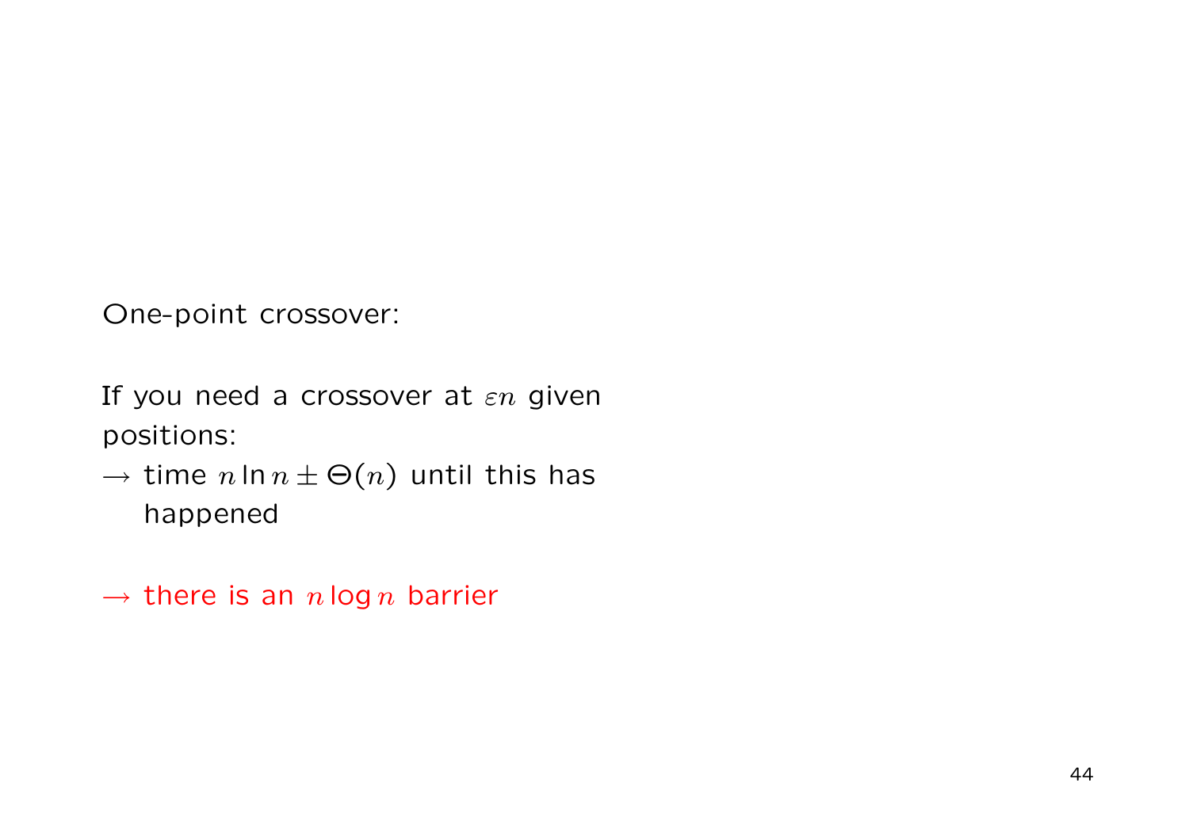One-point crossover:

If you need a crossover at $\varepsilon n$ given positions:

$\rightarrow$ time $n \ln n \pm \Theta(n)$ until this has happened

$\rightarrow$ there is an $n \log n$ barrier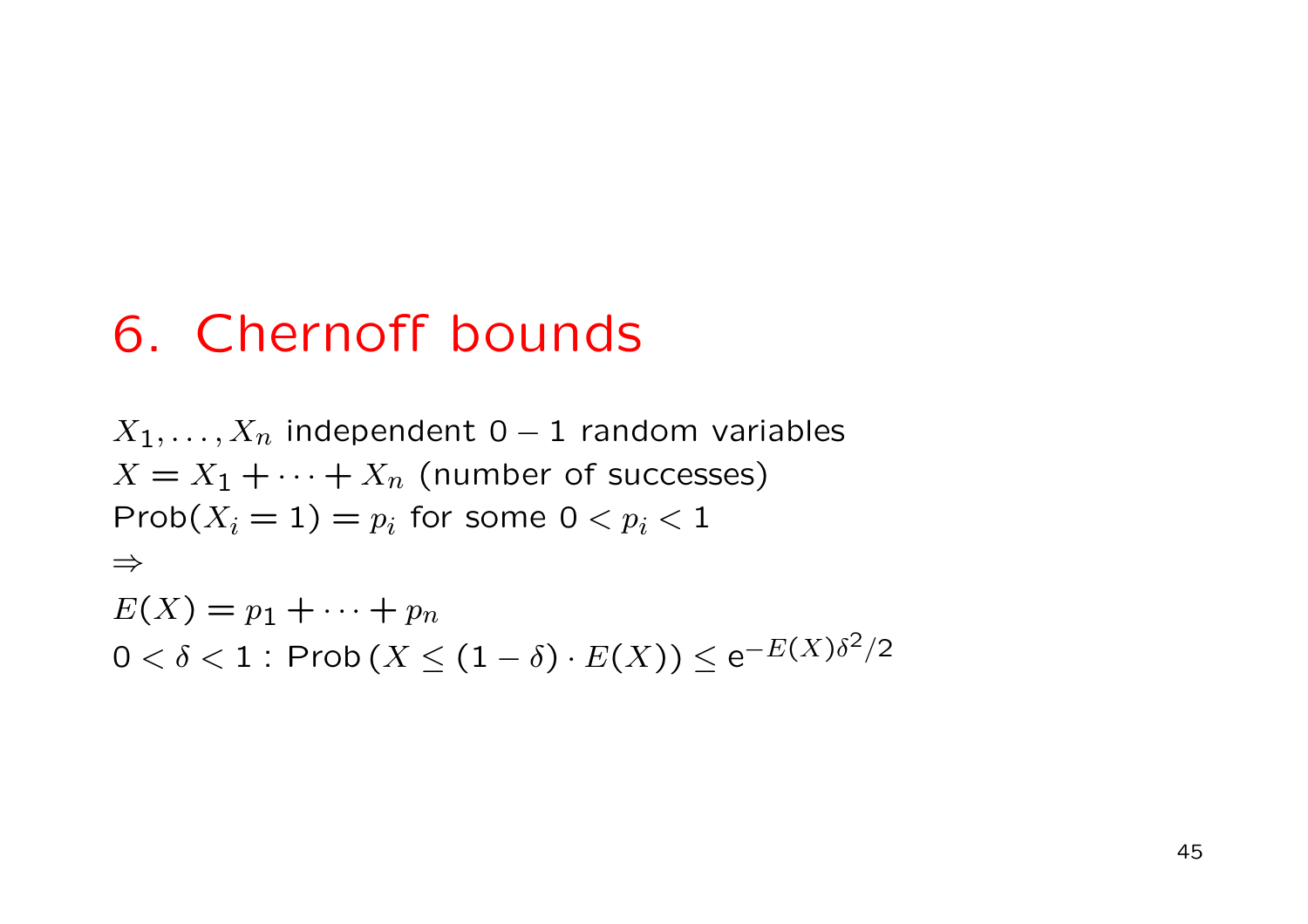# 6. Chernoff bounds

$X_1, \ldots, X_n$ independent $0-1$ random variables
$X = X_1 + \cdots + X_n$ (number of successes)
$\text{Prob}(X_i = 1) = p_i$ for some $0 < p_i < 1$
$\Rightarrow$
$E(X) = p_1 + \cdots + p_n$
$0 < \delta < 1$ : $\text{Prob}\left(X \leq (1-\delta) \cdot E(X)\right) \leq \mathrm{e}^{-E(X)\delta^2/2}$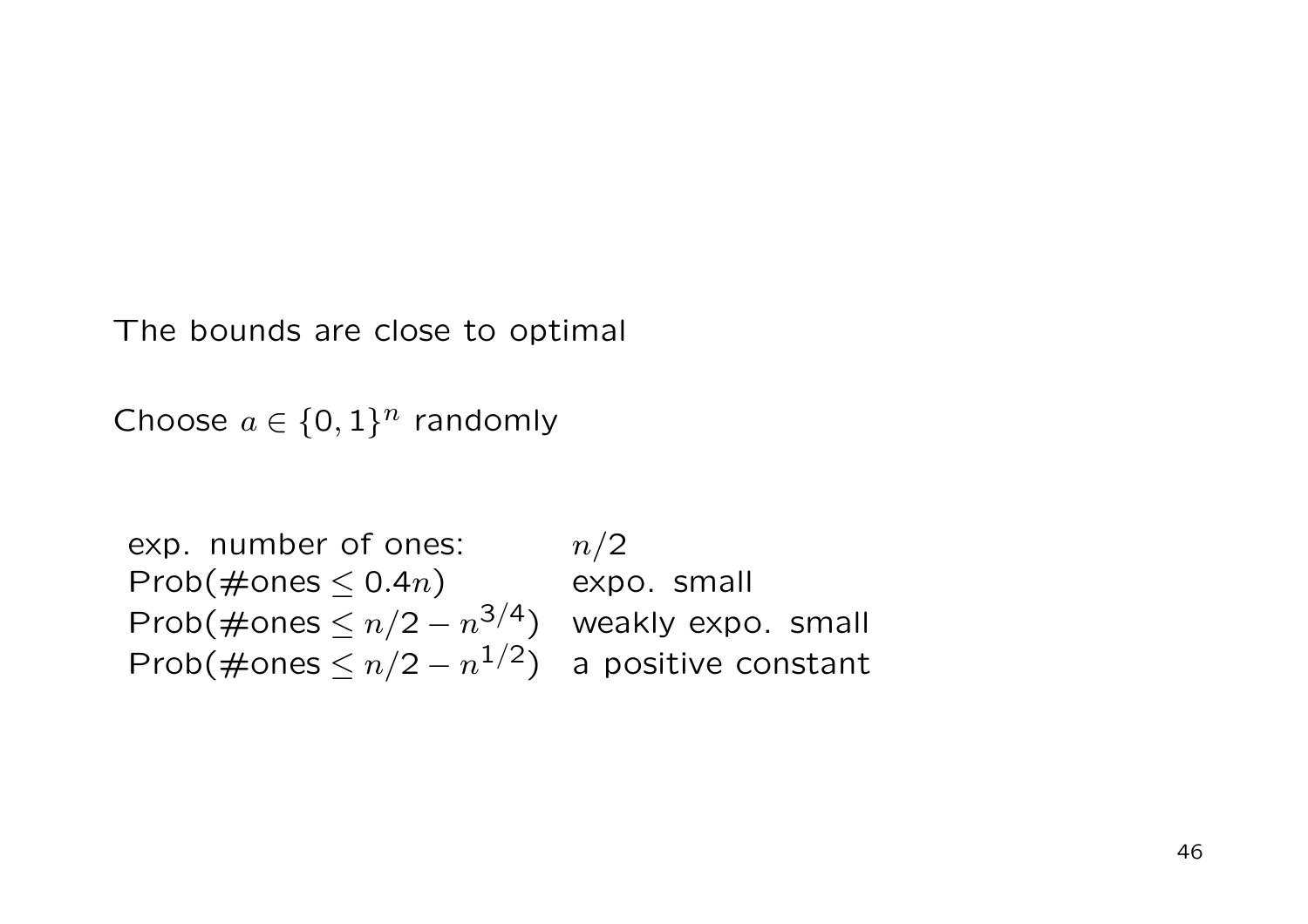The bounds are close to optimal

Choose $a \in \{0, 1\}^n$ randomly

| | |
|---|---|
| exp. number of ones: | $n/2$ |
| Prob(#ones $\leq 0.4n$) | expo. small |
| Prob(#ones $\leq n/2 - n^{3/4}$) | weakly expo. small |
| Prob(#ones $\leq n/2 - n^{1/2}$) | a positive constant |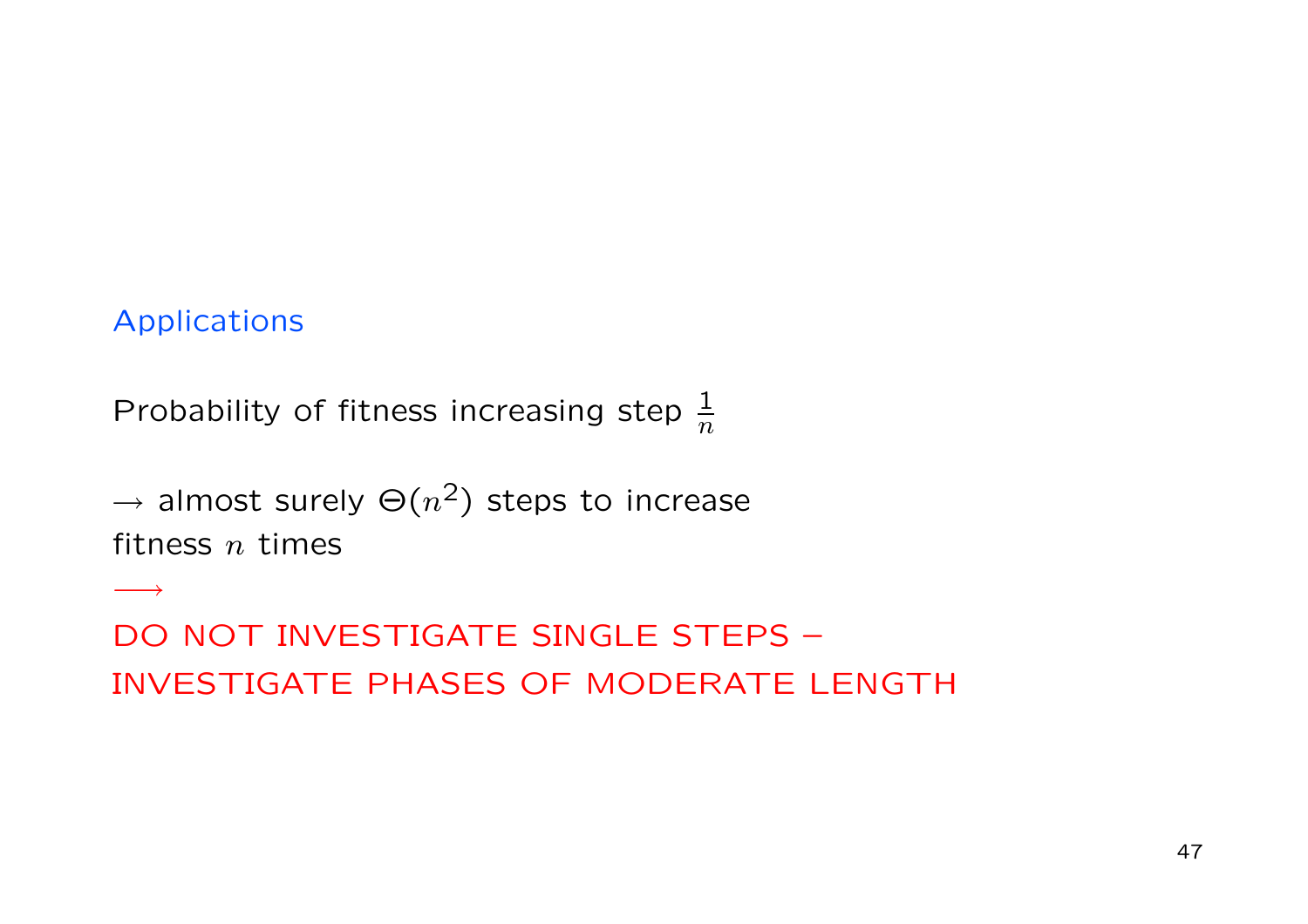## Applications

Probability of fitness increasing step $\frac{1}{n}$

$\rightarrow$ almost surely $\Theta(n^2)$ steps to increase fitness $n$ times

$\longrightarrow$

DO NOT INVESTIGATE SINGLE STEPS –
INVESTIGATE PHASES OF MODERATE LENGTH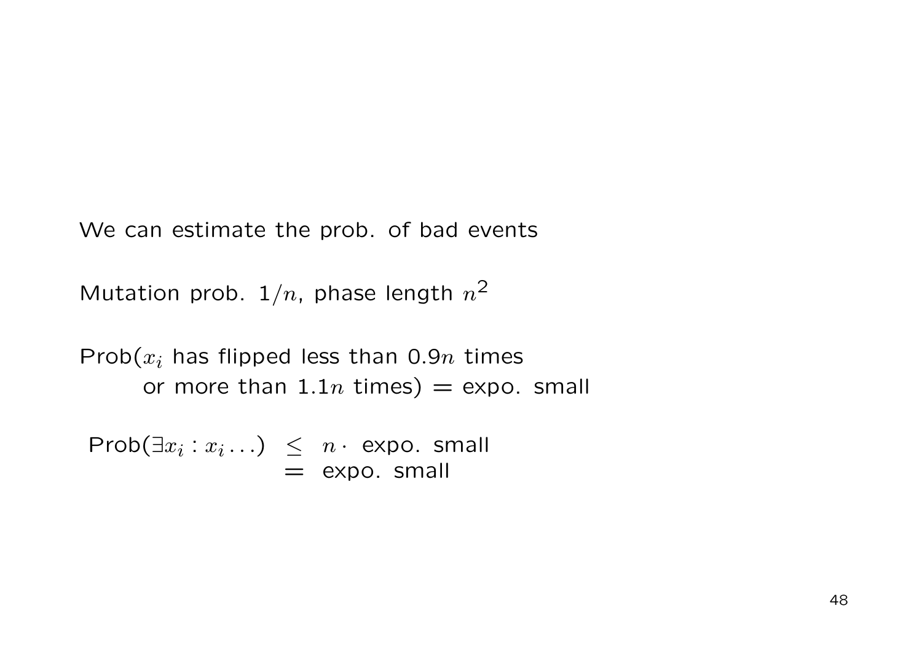We can estimate the prob. of bad events

Mutation prob. $1/n$, phase length $n^2$

Prob($x_i$ has flipped less than $0.9n$ times
or more than $1.1n$ times) = expo. small

$$
\begin{aligned}
\text{Prob}(\exists x_i : x_i \ldots) &\leq n \cdot \text{ expo. small} \\
&= \text{expo. small}
\end{aligned}
$$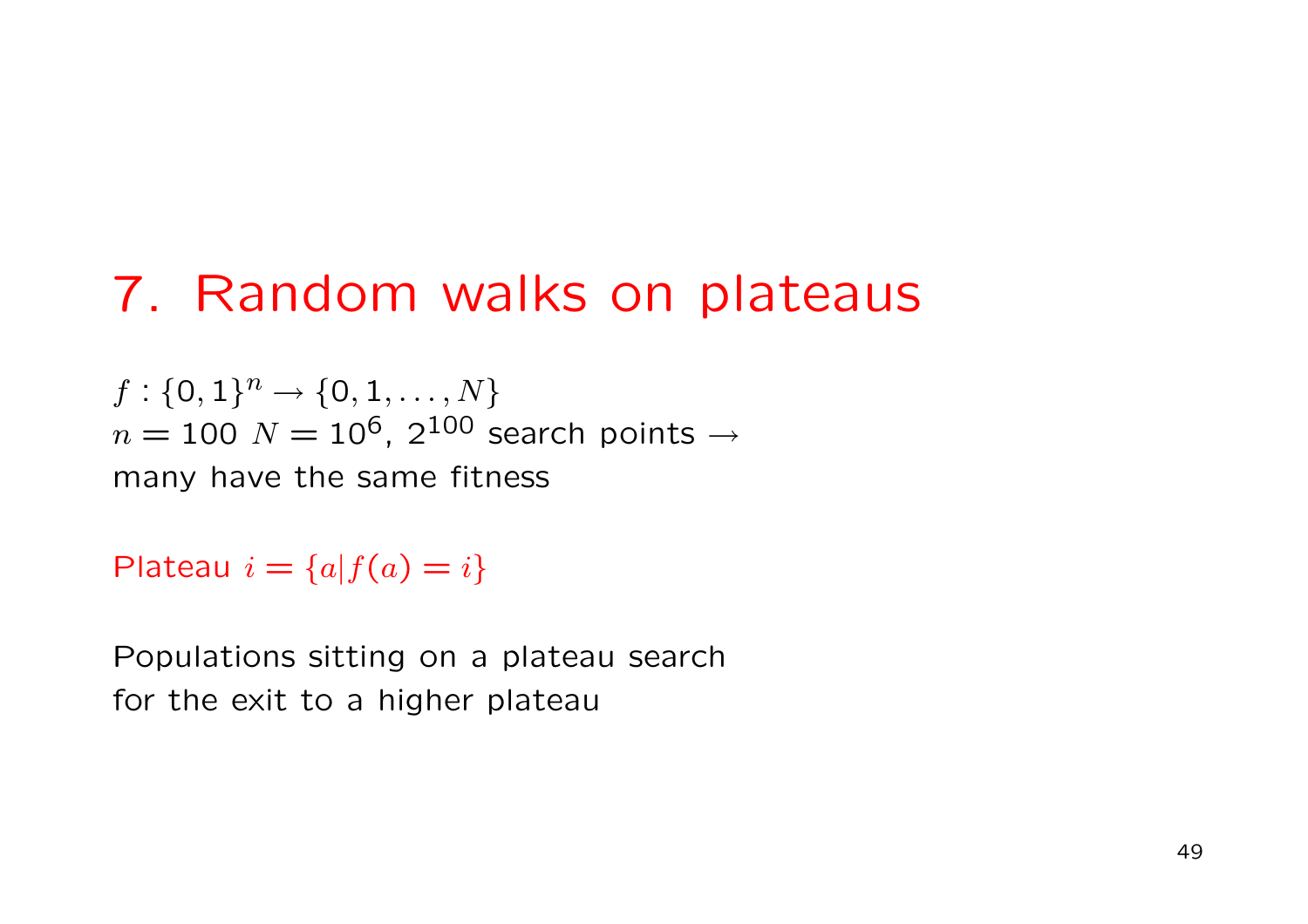# 7. Random walks on plateaus

$f : \{0,1\}^n \rightarrow \{0,1,\ldots,N\}$
$n = 100$ $N = 10^6$, $2^{100}$ search points $\rightarrow$
many have the same fitness

Plateau $i = \{a | f(a) = i\}$

Populations sitting on a plateau search
for the exit to a higher plateau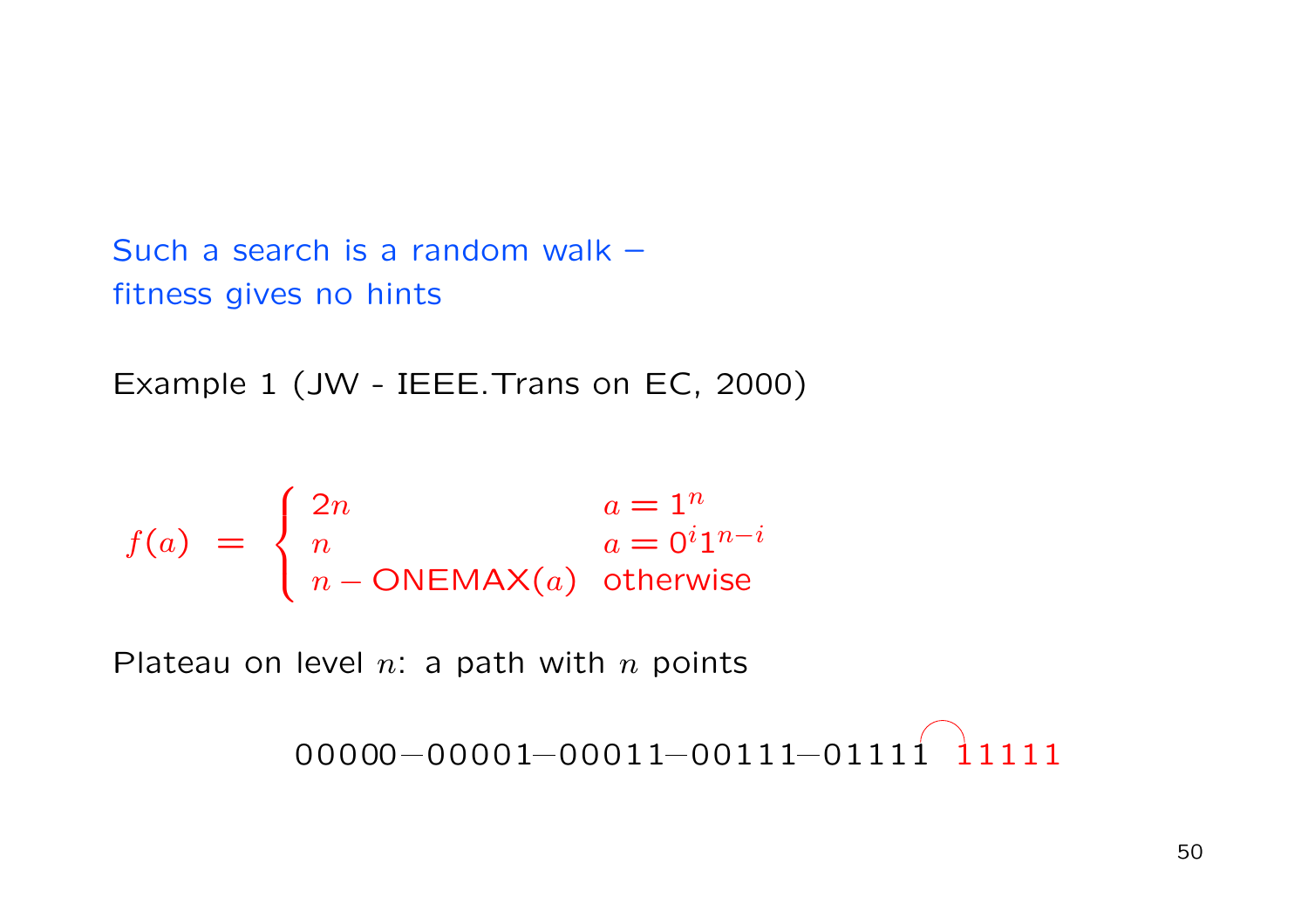Such a search is a random walk –
fitness gives no hints

Example 1 (JW - IEEE.Trans on EC, 2000)

$$f(a) \;=\; \begin{cases} 2n & a = 1^n \\ n & a = 0^i 1^{n-i} \\ n - \text{ONEMAX}(a) & \text{otherwise} \end{cases}$$

Plateau on level $n$: a path with $n$ points

00000—00001—00011—00111—01111 ⌒ 11111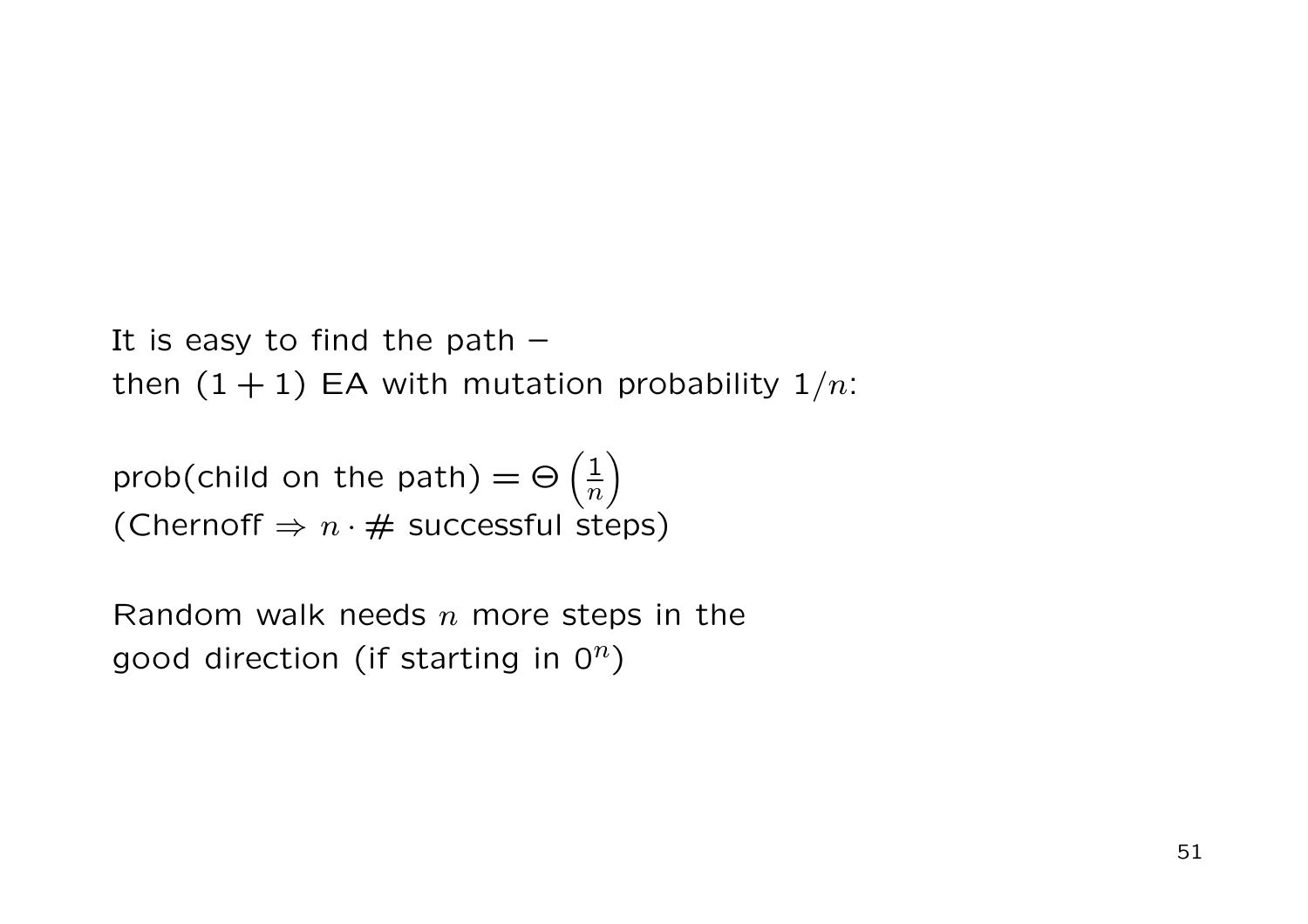It is easy to find the path –
then $(1+1)$ EA with mutation probability $1/n$:

prob(child on the path) $= \Theta\left(\frac{1}{n}\right)$
(Chernoff $\Rightarrow n \cdot \#$ successful steps)

Random walk needs $n$ more steps in the
good direction (if starting in $0^n$)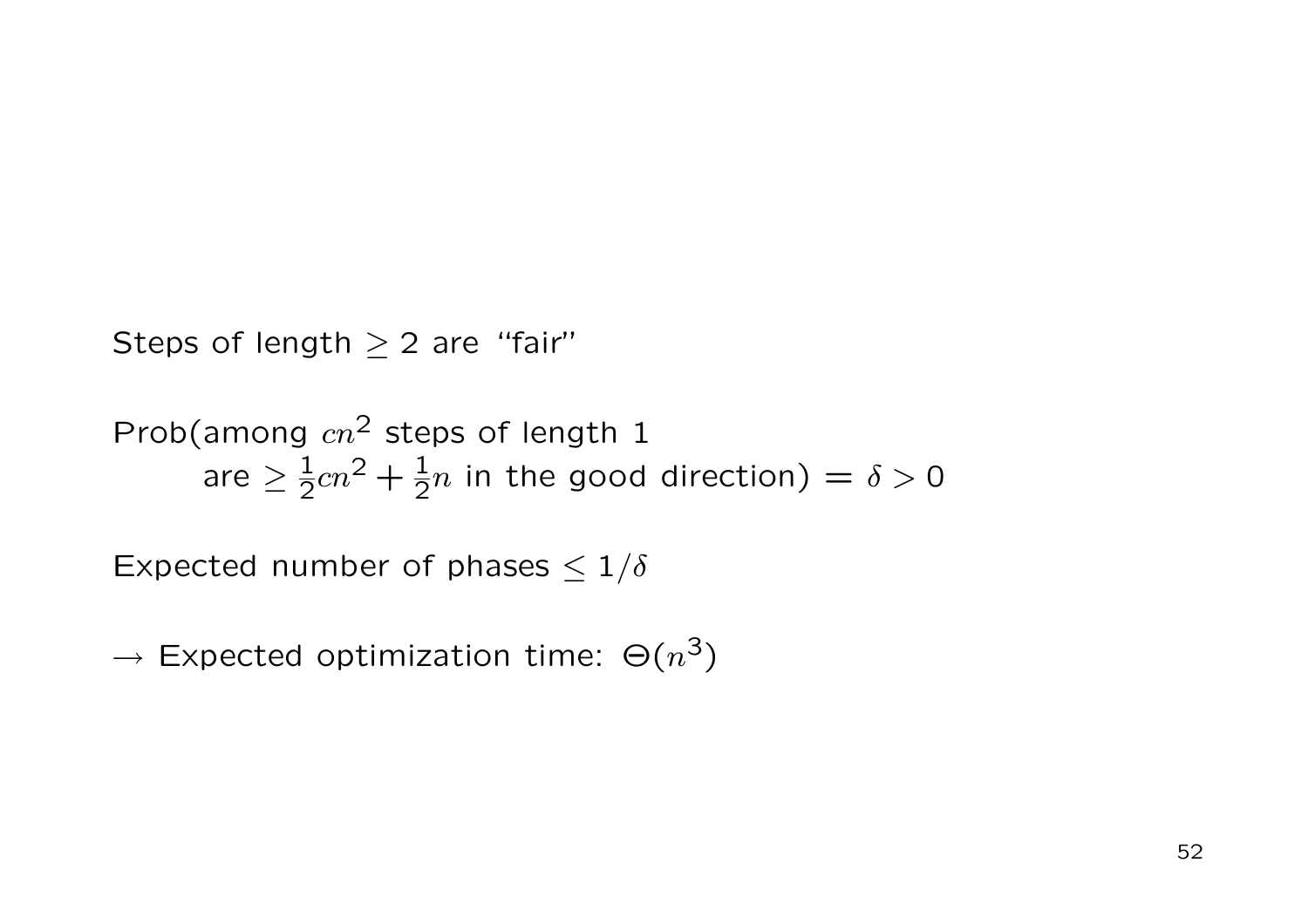Steps of length $\geq 2$ are “fair”

Prob(among $cn^2$ steps of length 1
are $\geq \frac{1}{2}cn^2 + \frac{1}{2}n$ in the good direction) $= \delta > 0$

Expected number of phases $\leq 1/\delta$

$\rightarrow$ Expected optimization time: $\Theta(n^3)$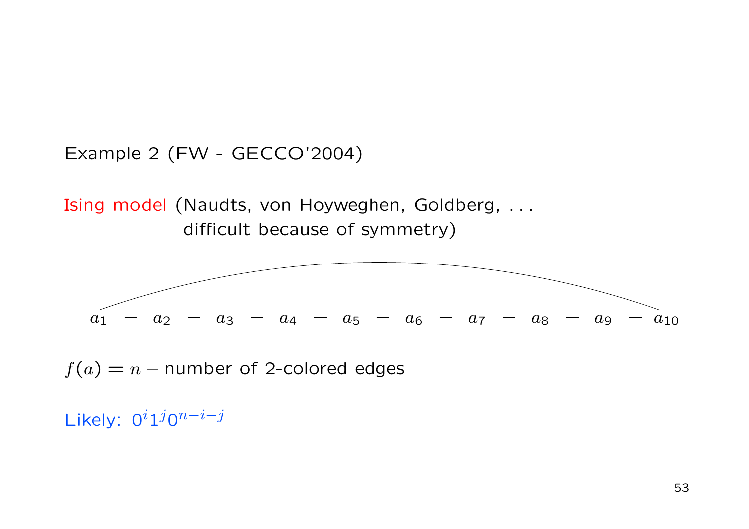Example 2 (FW - GECCO'2004)

Ising model (Naudts, von Hoyweghen, Goldberg, . . .
difficult because of symmetry)

$a_1$ — $a_2$ — $a_3$ — $a_4$ — $a_5$ — $a_6$ — $a_7$ — $a_8$ — $a_9$ — $a_{10}$

$f(a) = n -$ number of 2-colored edges

Likely: $0^i 1^j 0^{n-i-j}$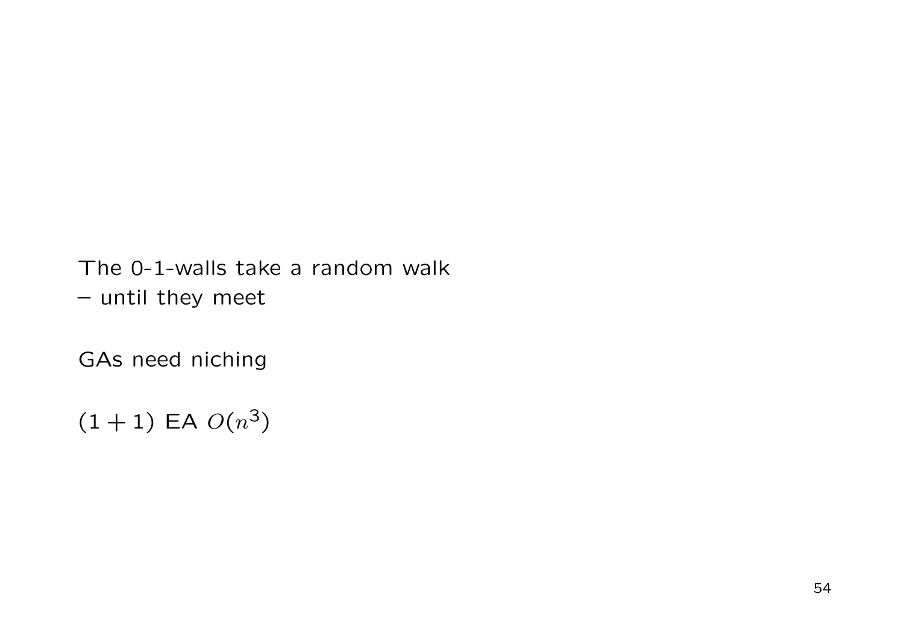The 0-1-walls take a random walk
– until they meet

GAs need niching

$(1+1)$ EA $O(n^3)$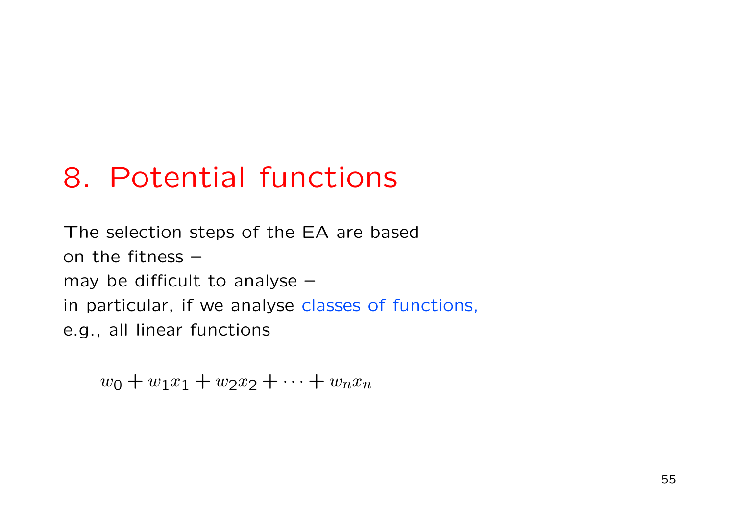# 8. Potential functions

The selection steps of the EA are based
on the fitness –
may be difficult to analyse –
in particular, if we analyse classes of functions,
e.g., all linear functions

$$w_0 + w_1 x_1 + w_2 x_2 + \cdots + w_n x_n$$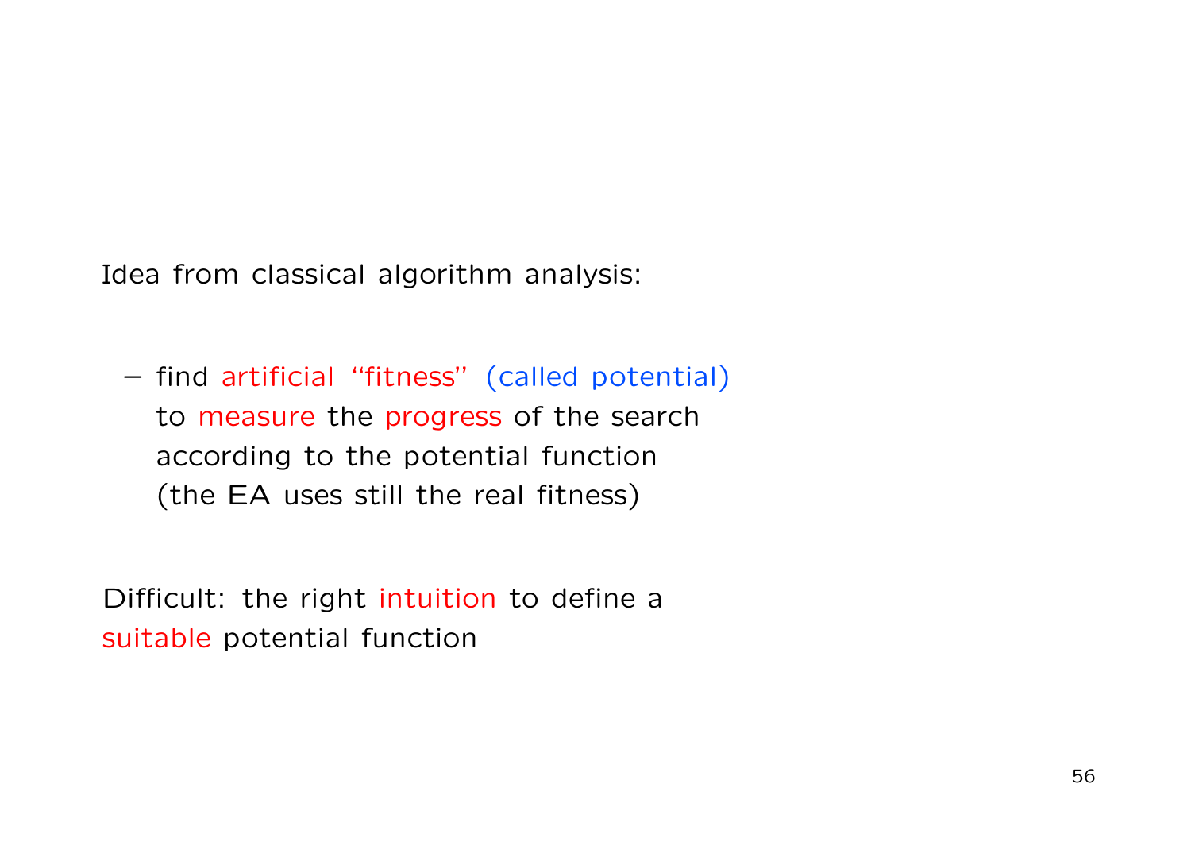Idea from classical algorithm analysis:

- find artificial “fitness” (called potential) to measure the progress of the search according to the potential function (the EA uses still the real fitness)

Difficult: the right intuition to define a suitable potential function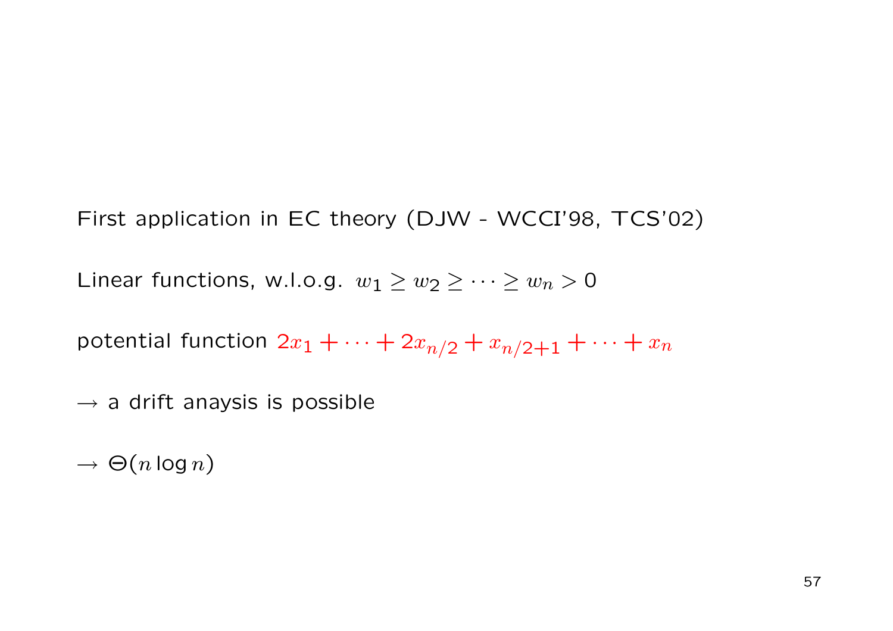First application in EC theory (DJW - WCCI'98, TCS'02)

Linear functions, w.l.o.g. $w_1 \geq w_2 \geq \cdots \geq w_n > 0$

potential function $2x_1 + \cdots + 2x_{n/2} + x_{n/2+1} + \cdots + x_n$

$\rightarrow$ a drift anaysis is possible

$\rightarrow \Theta(n \log n)$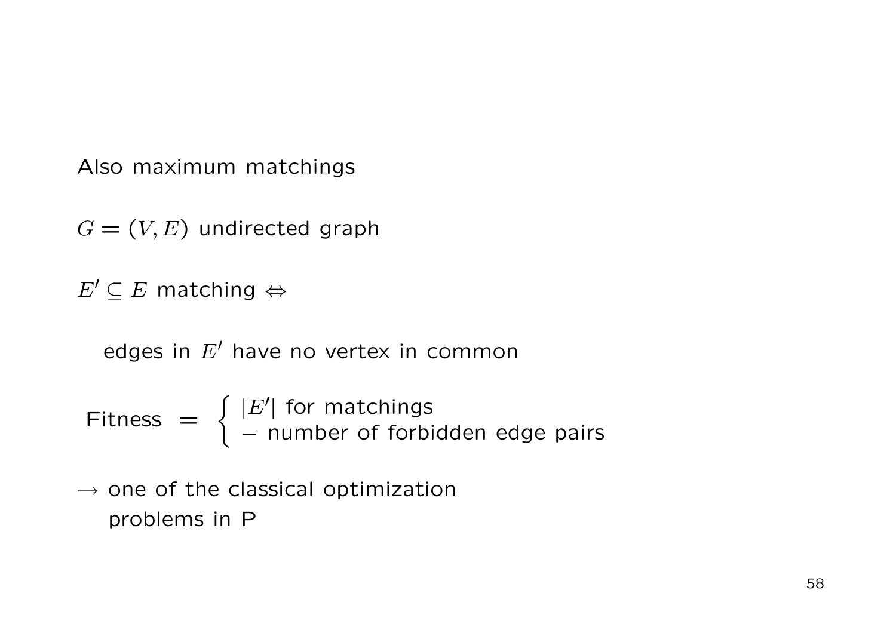Also maximum matchings

$G = (V, E)$ undirected graph

$E' \subseteq E$ matching $\Leftrightarrow$

edges in $E'$ have no vertex in common

$$\text{Fitness} = \begin{cases} |E'| \text{ for matchings} \\ - \text{ number of forbidden edge pairs} \end{cases}$$

$\rightarrow$ one of the classical optimization problems in P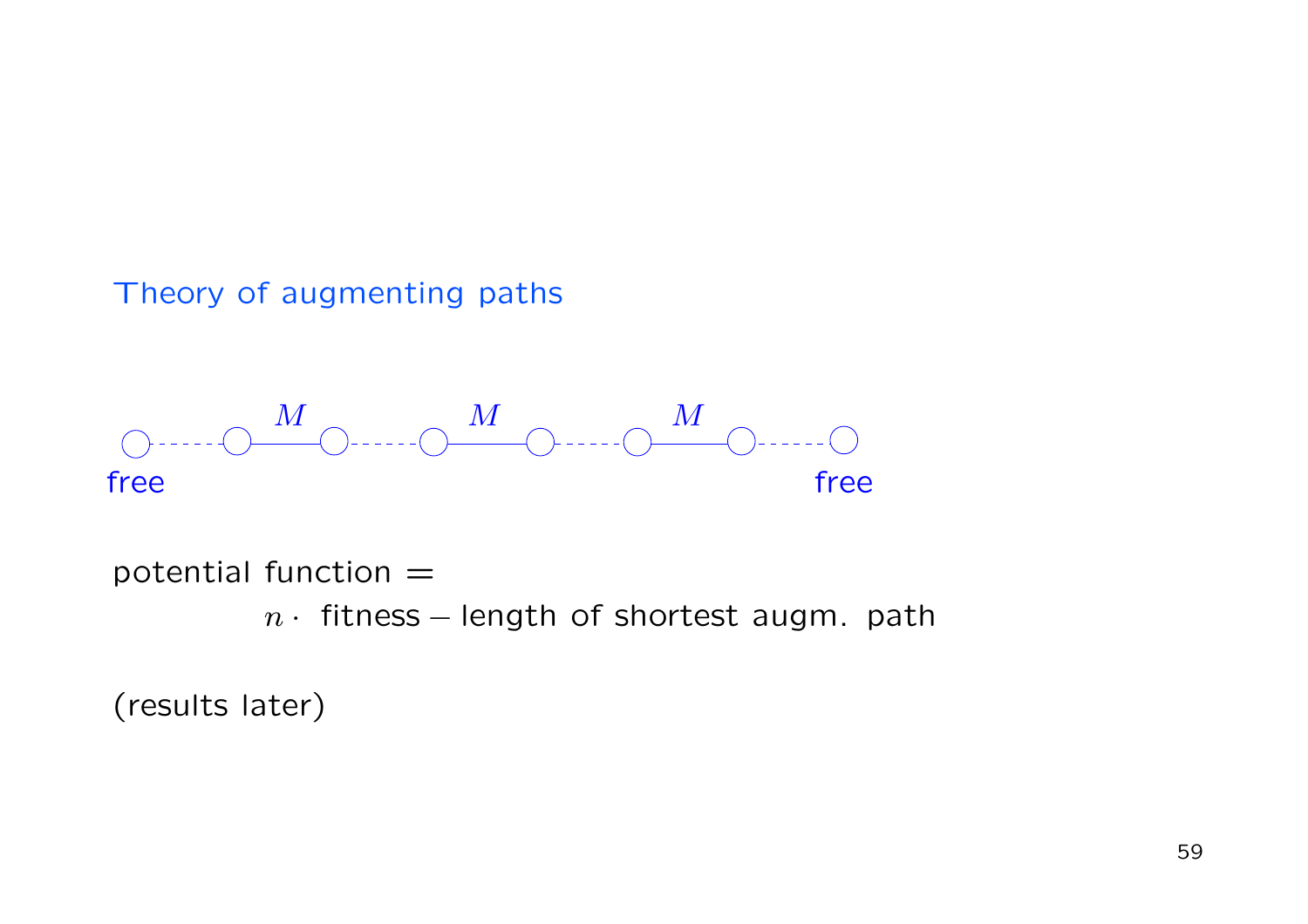## Theory of augmenting paths

free $\cdots$ $M$ $\cdots$ $M$ $\cdots$ $M$ $\cdots$ free

potential function =

$n \cdot$ fitness − length of shortest augm. path

(results later)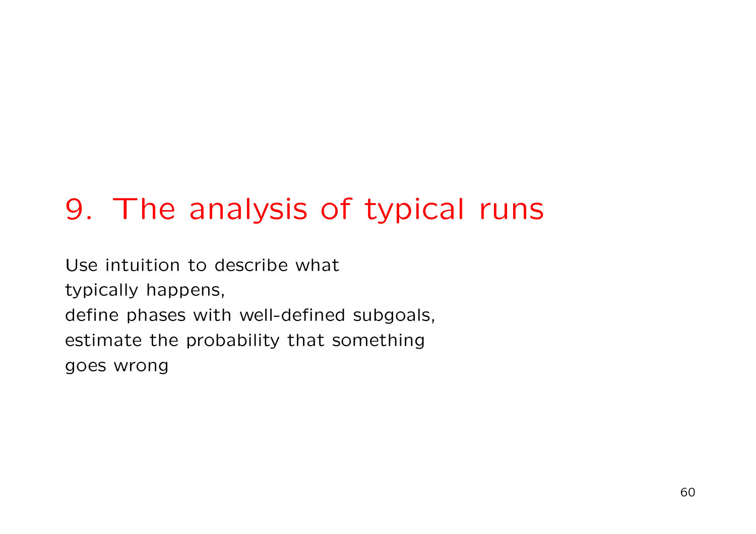# 9. The analysis of typical runs

Use intuition to describe what
typically happens,
define phases with well-defined subgoals,
estimate the probability that something
goes wrong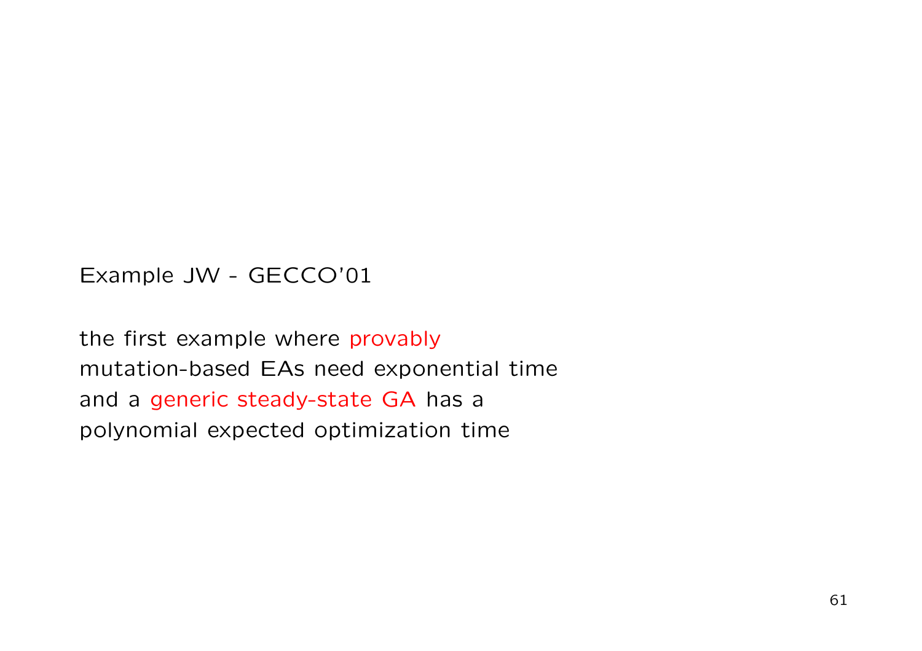Example JW - GECCO'01

the first example where provably
mutation-based EAs need exponential time
and a generic steady-state GA has a
polynomial expected optimization time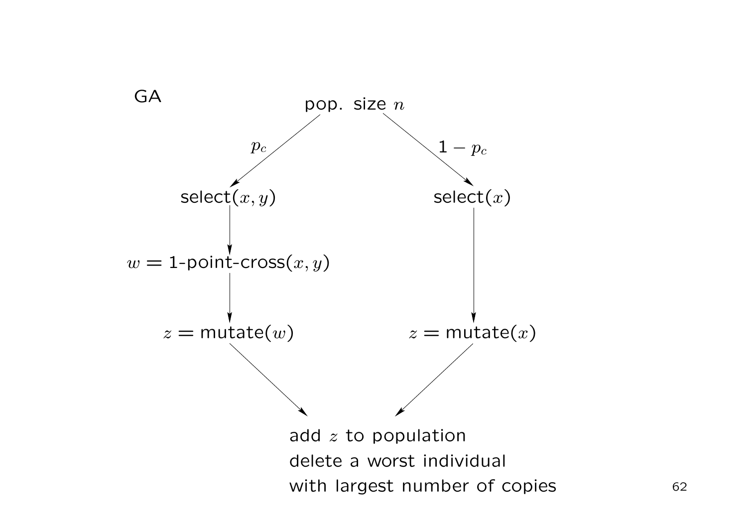GA

pop. size $n$

$p_c$ | $1 - p_c$

select$(x, y)$ → $w =$ 1-point-cross$(x, y)$ → $z =$ mutate$(w)$

select$(x)$ → $z =$ mutate$(x)$

add $z$ to population
delete a worst individual
with largest number of copies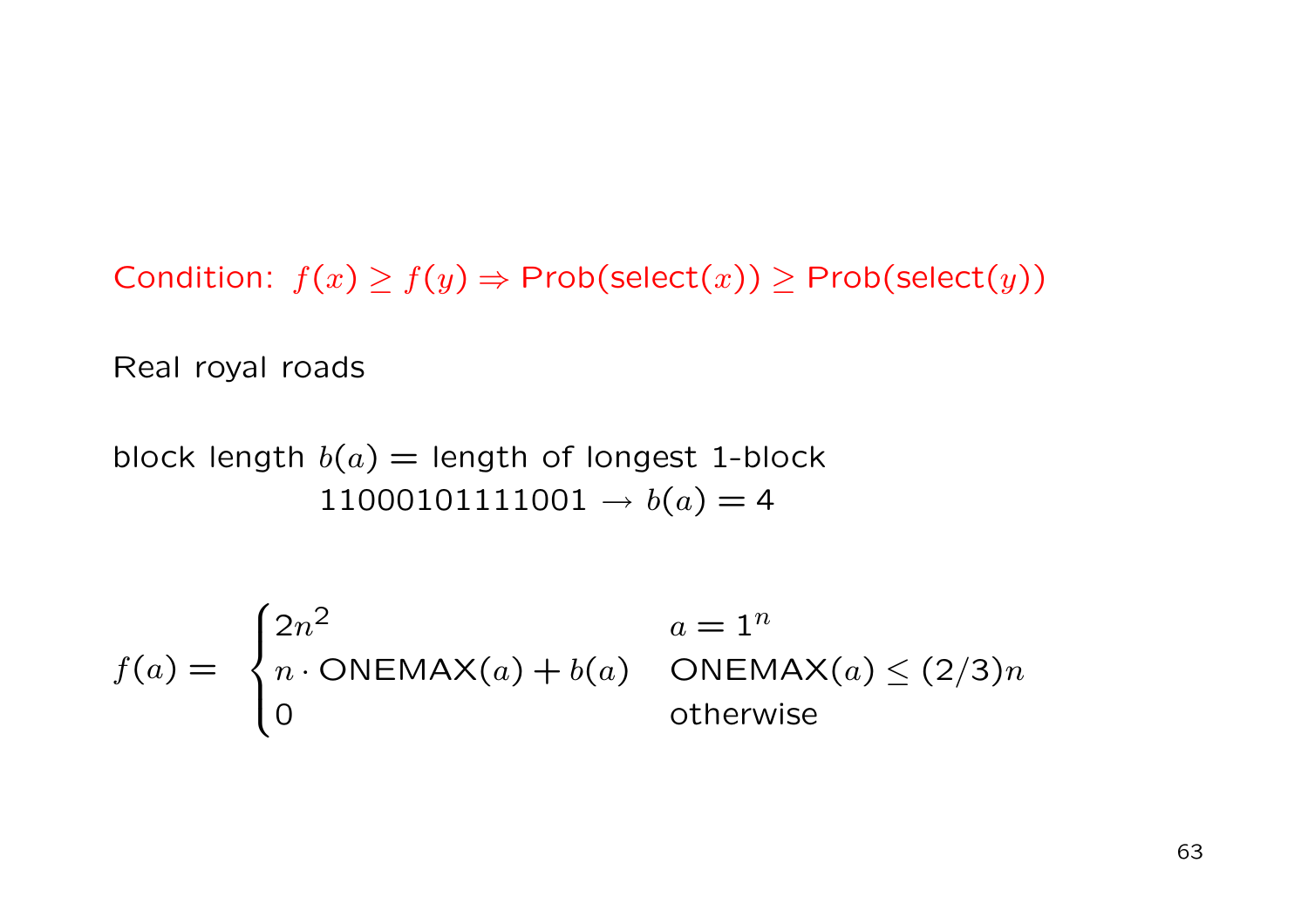Condition: $f(x) \geq f(y) \Rightarrow \text{Prob(select}(x)) \geq \text{Prob(select}(y))$

Real royal roads

block length $b(a)$ = length of longest 1-block

11000101111001 $\rightarrow b(a) = 4$

$$
f(a) = \begin{cases} 2n^2 & a = 1^n \\ n \cdot \text{ONEMAX}(a) + b(a) & \text{ONEMAX}(a) \leq (2/3)n \\ 0 & \text{otherwise} \end{cases}
$$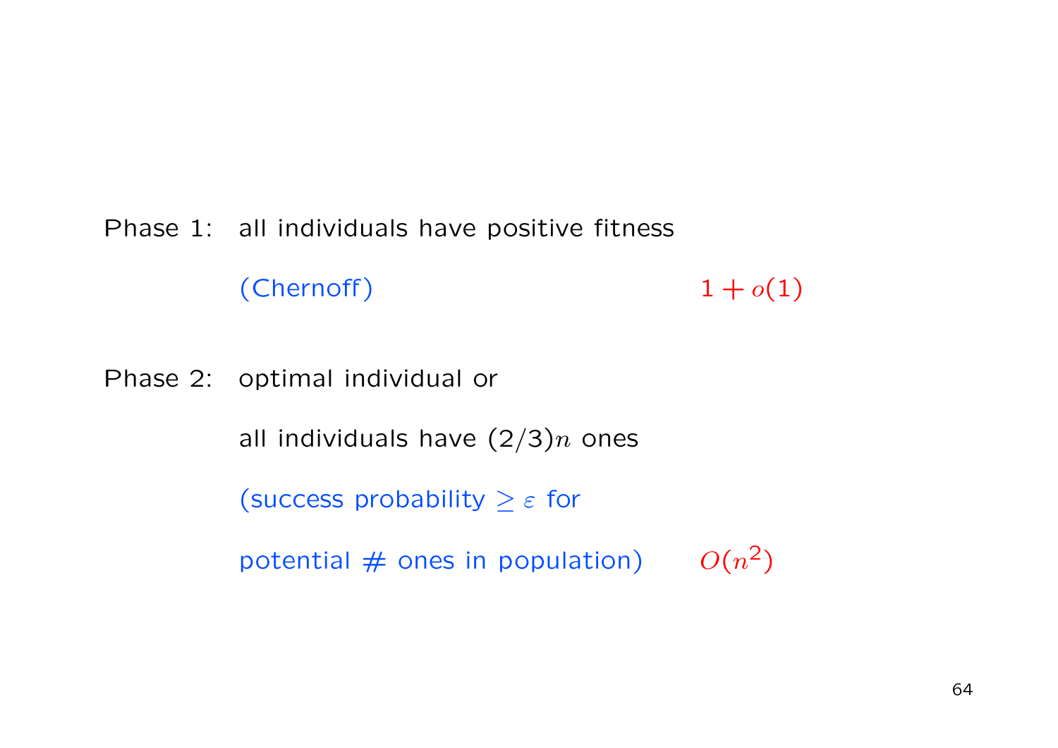Phase 1: all individuals have positive fitness

(Chernoff) $1 + o(1)$

Phase 2: optimal individual or

all individuals have $(2/3)n$ ones

(success probability $\geq \varepsilon$ for

potential # ones in population) $O(n^2)$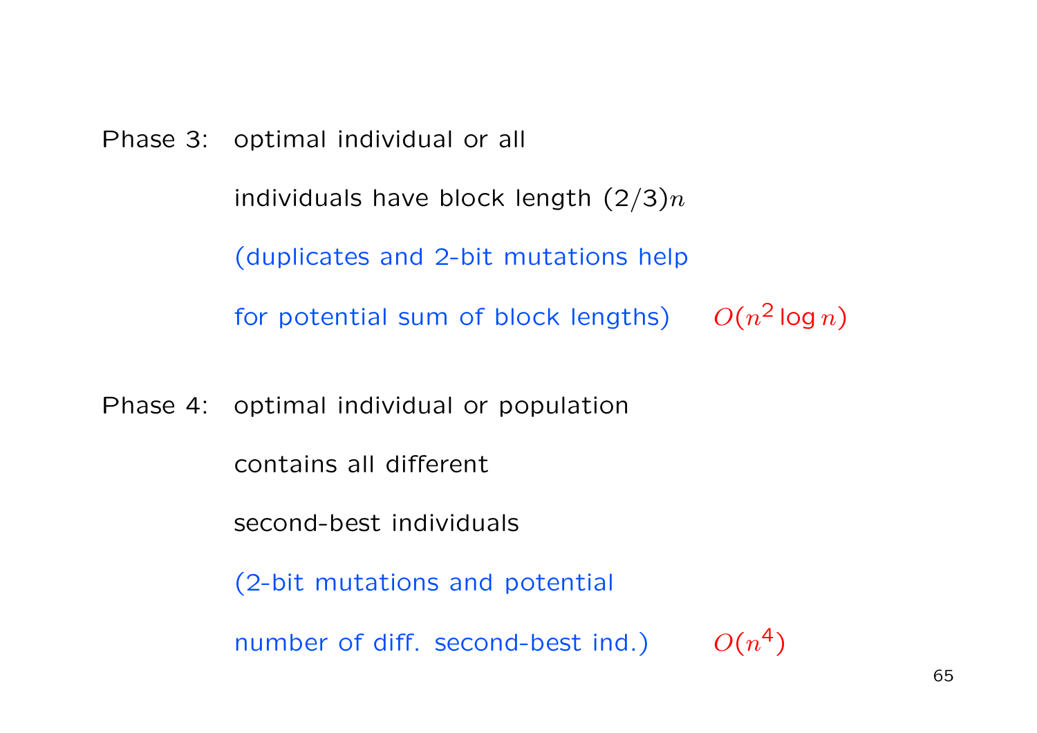Phase 3: optimal individual or all

individuals have block length $(2/3)n$

(duplicates and 2-bit mutations help

for potential sum of block lengths) $O(n^2 \log n)$

Phase 4: optimal individual or population

contains all different

second-best individuals

(2-bit mutations and potential

number of diff. second-best ind.) $O(n^4)$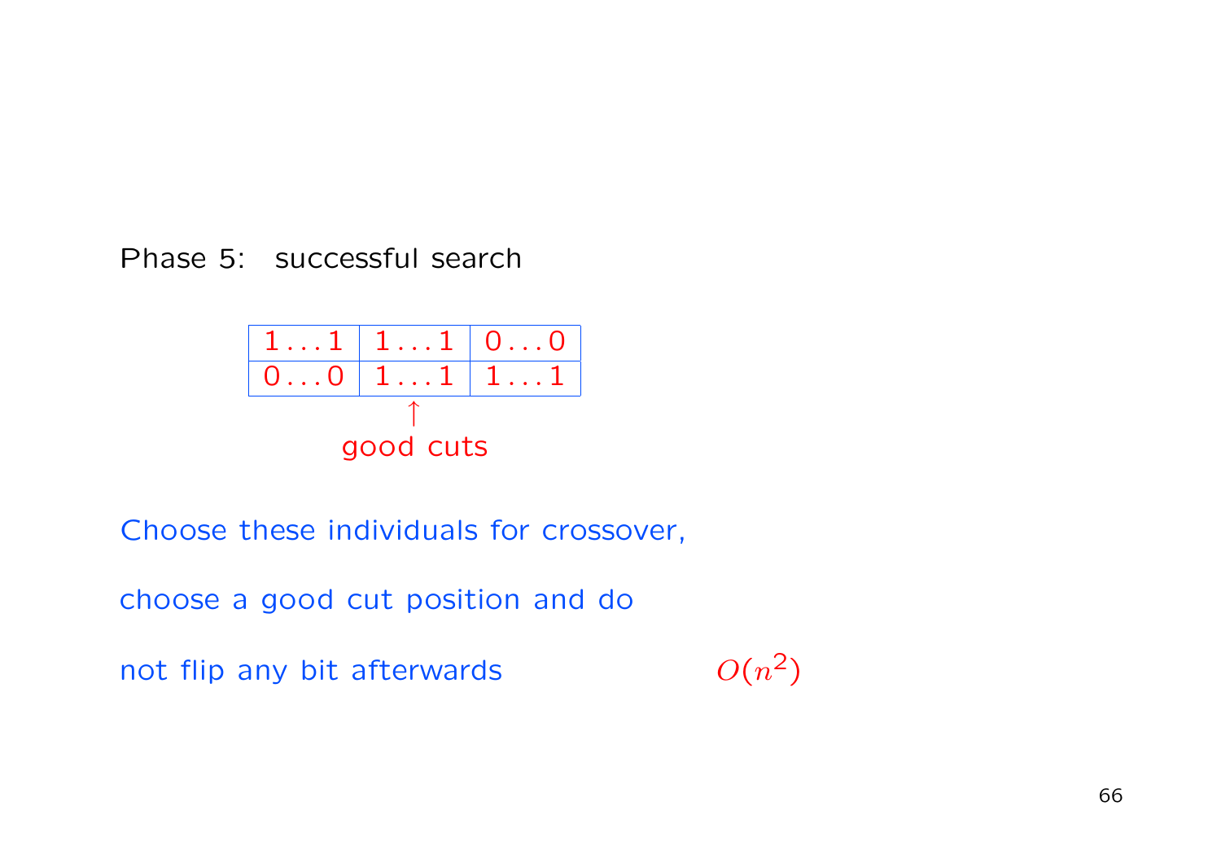Phase 5:   successful search

| $1 \ldots 1$ | $1 \ldots 1$ | $0 \ldots 0$ |
|---|---|---|
| $0 \ldots 0$ | $1 \ldots 1$ | $1 \ldots 1$ |

↑
good cuts

Choose these individuals for crossover,

choose a good cut position and do

not flip any bit afterwards $\qquad O(n^2)$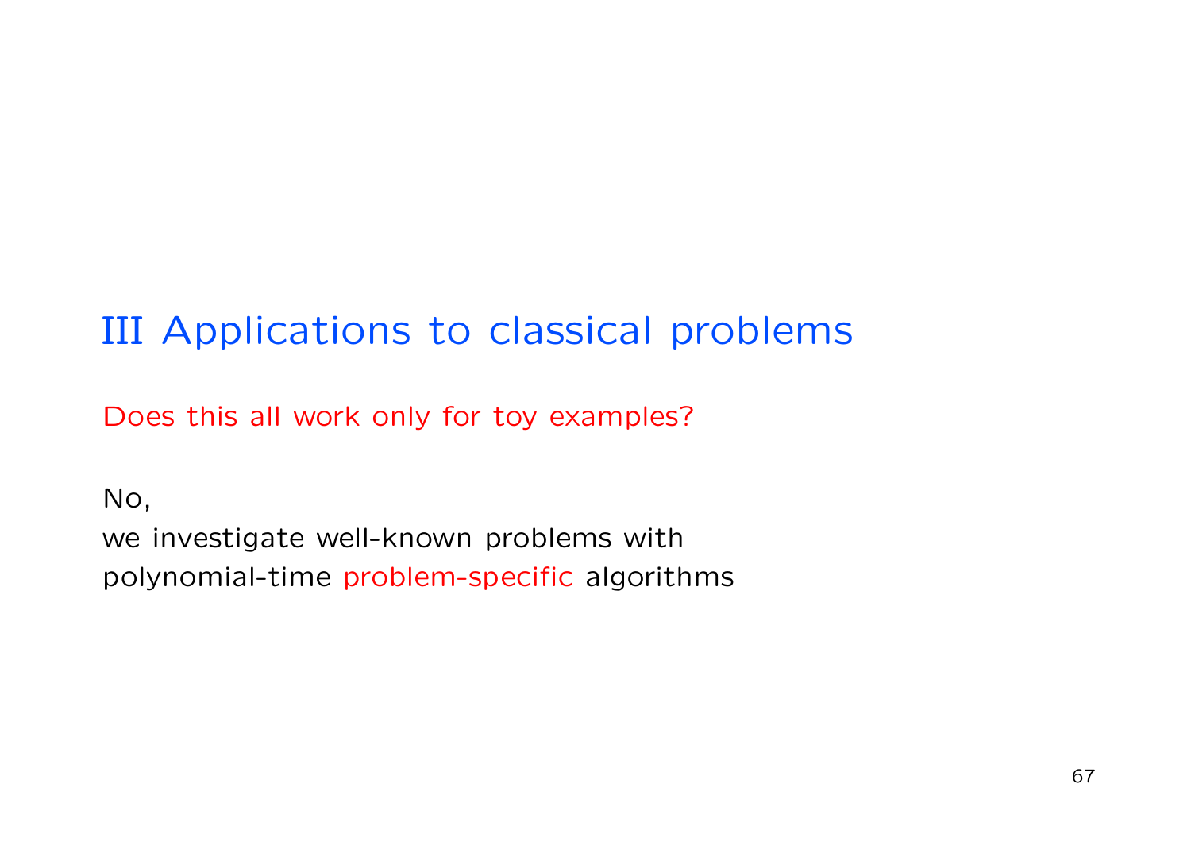# III Applications to classical problems

Does this all work only for toy examples?

No,
we investigate well-known problems with
polynomial-time problem-specific algorithms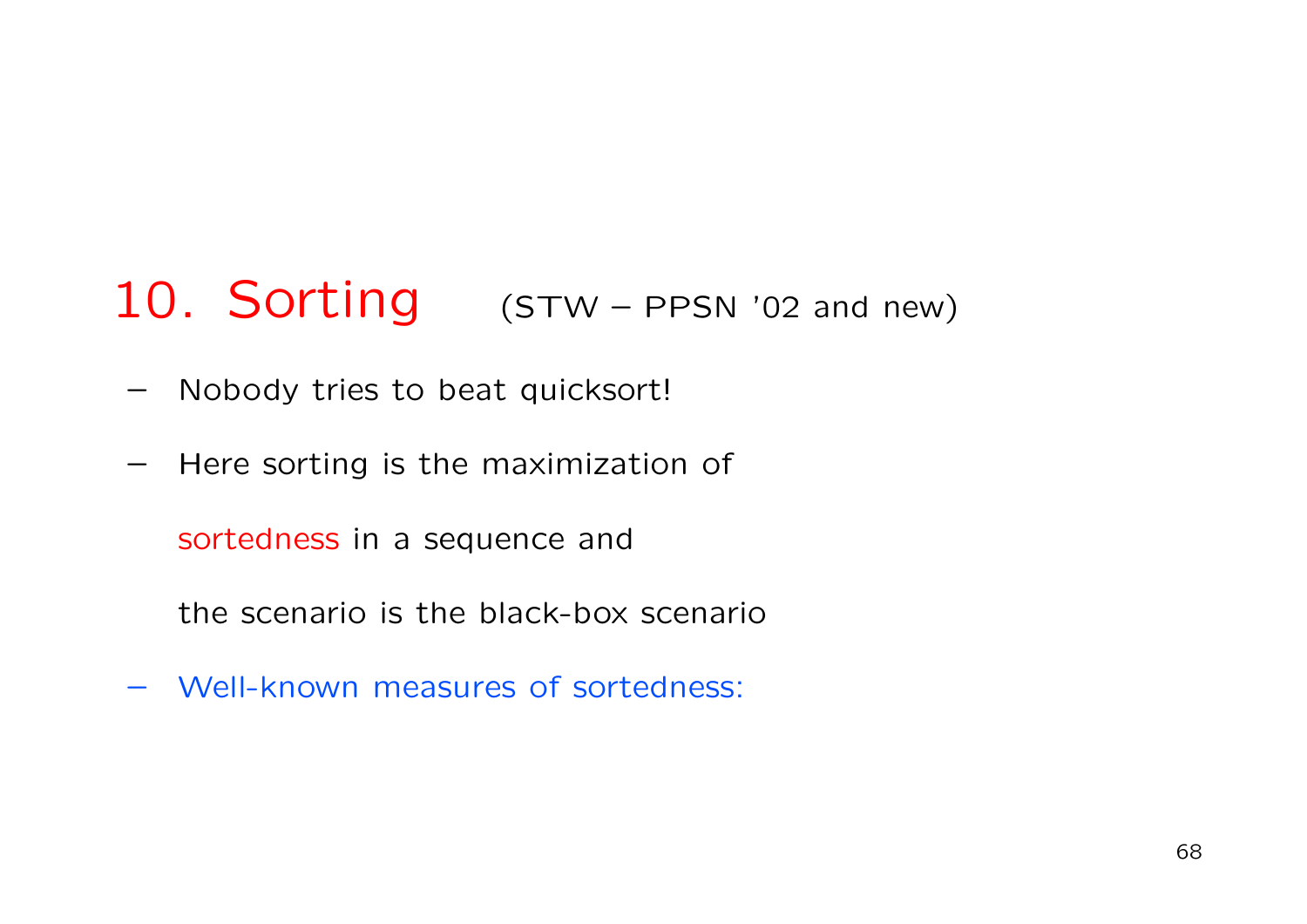## 10. Sorting (STW – PPSN '02 and new)

- Nobody tries to beat quicksort!
- Here sorting is the maximization of

  sortedness in a sequence and

  the scenario is the black-box scenario
- Well-known measures of sortedness: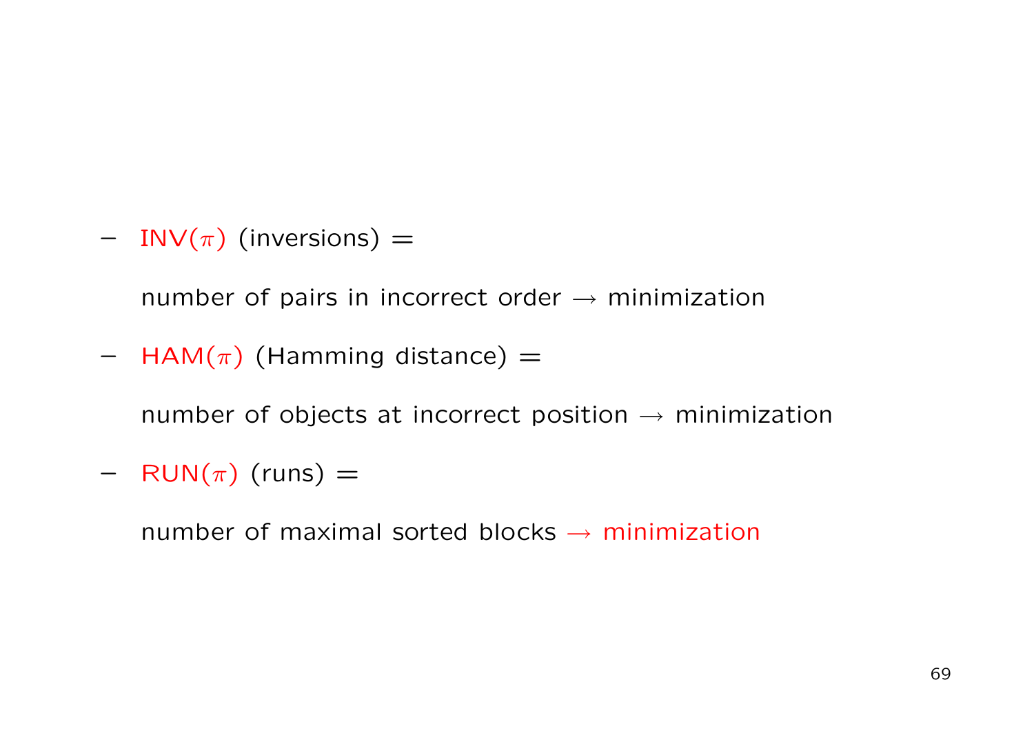- $\text{INV}(\pi)$ (inversions) =

  number of pairs in incorrect order $\rightarrow$ minimization

- $\text{HAM}(\pi)$ (Hamming distance) =

  number of objects at incorrect position $\rightarrow$ minimization

- $\text{RUN}(\pi)$ (runs) =

  number of maximal sorted blocks $\rightarrow$ minimization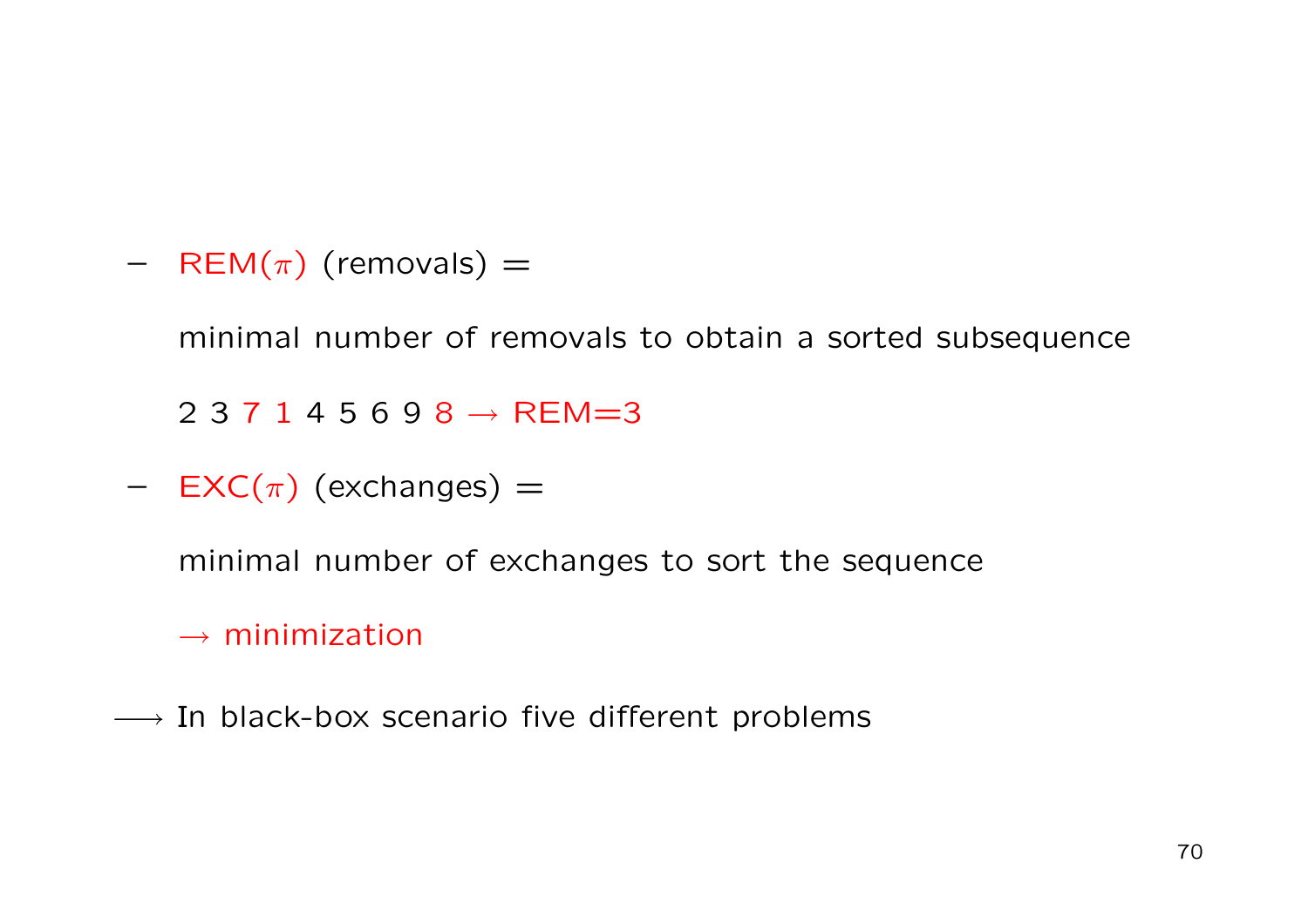- REM($\pi$) (removals) =

  minimal number of removals to obtain a sorted subsequence

  2 3 7 1 4 5 6 9 8 $\rightarrow$ REM=3

- EXC($\pi$) (exchanges) =

  minimal number of exchanges to sort the sequence

  $\rightarrow$ minimization

$\longrightarrow$ In black-box scenario five different problems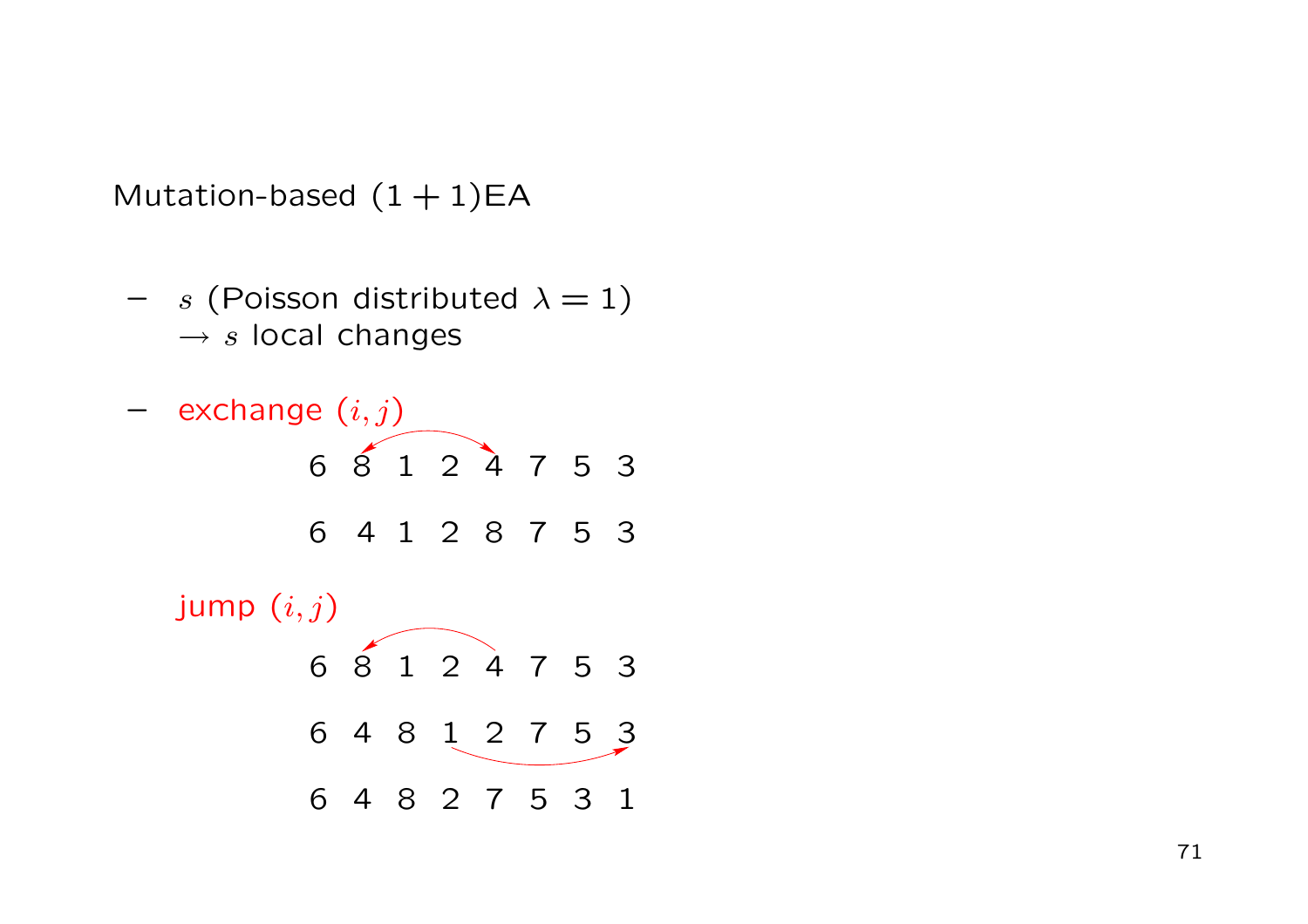Mutation-based $(1+1)$EA

- $s$ (Poisson distributed $\lambda = 1$)
  $\rightarrow s$ local changes

- exchange $(i, j)$

  6 8 1 2 4 7 5 3

  6 4 1 2 8 7 5 3

  jump $(i, j)$

  6 8 1 2 4 7 5 3

  6 4 8 1 2 7 5 3

  6 4 8 2 7 5 3 1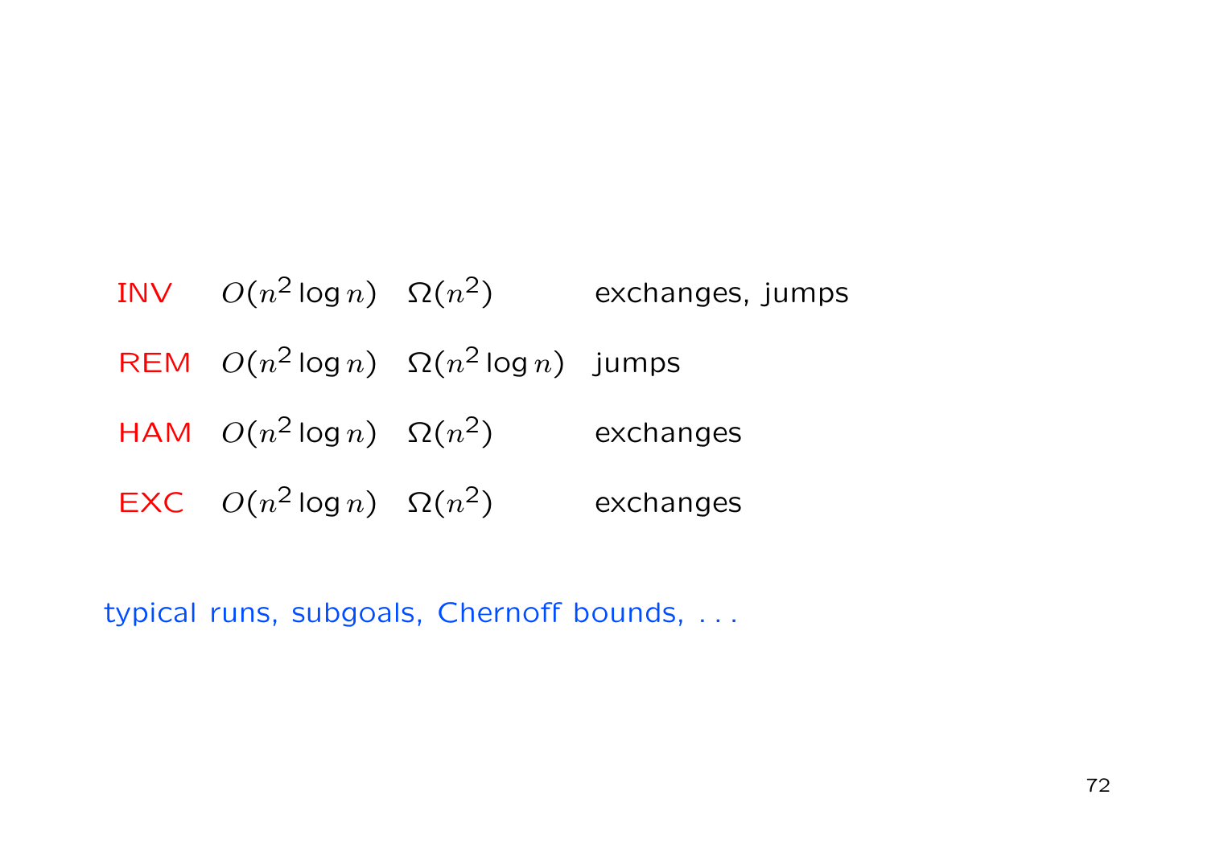| | | | |
|---|---|---|---|
| INV | $O(n^2 \log n)$ | $\Omega(n^2)$ | exchanges, jumps |
| REM | $O(n^2 \log n)$ | $\Omega(n^2 \log n)$ | jumps |
| HAM | $O(n^2 \log n)$ | $\Omega(n^2)$ | exchanges |
| EXC | $O(n^2 \log n)$ | $\Omega(n^2)$ | exchanges |

typical runs, subgoals, Chernoff bounds, . . .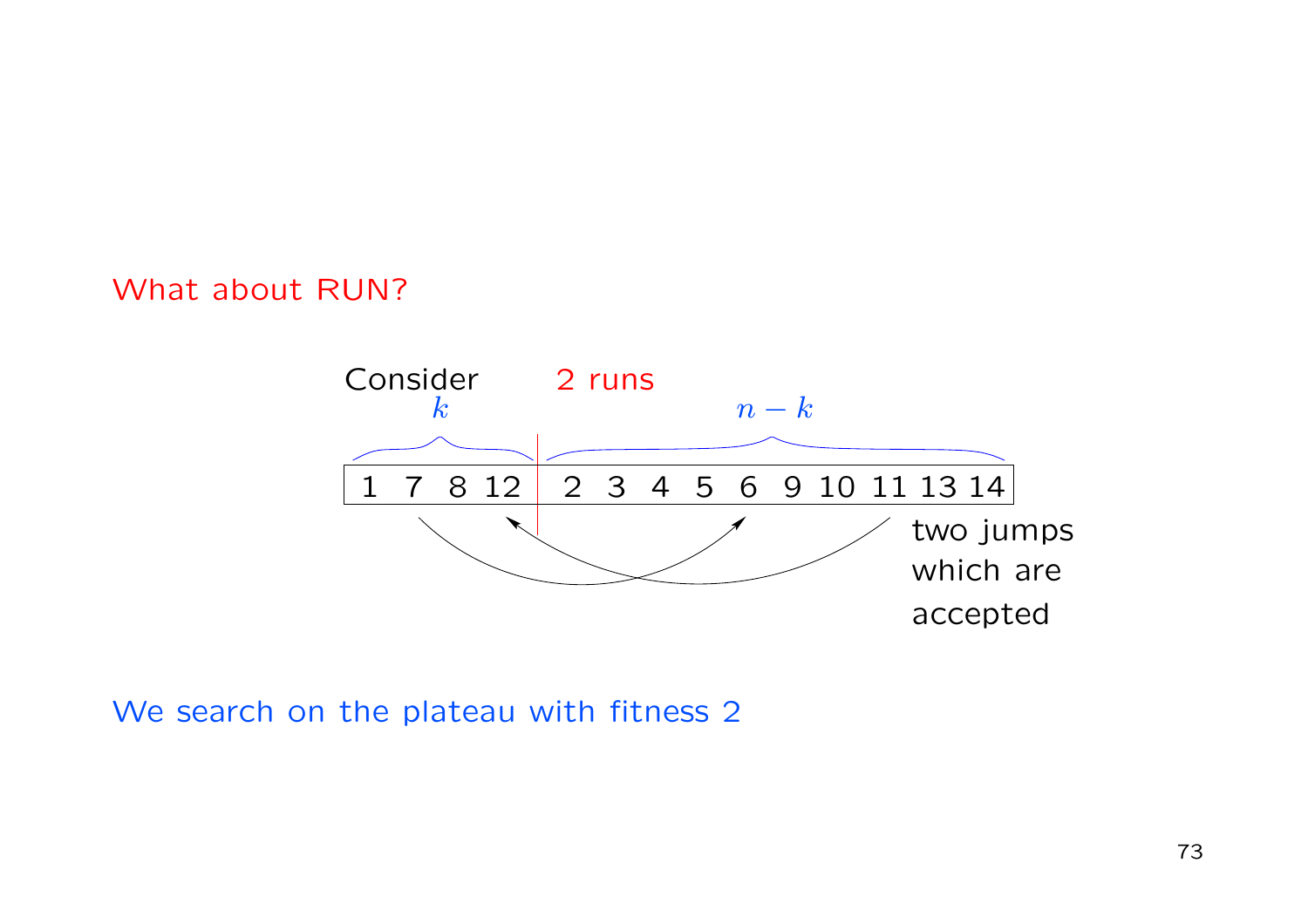What about RUN?

Consider 2 runs

| $k$ | | | | $n-k$ | | | | | | | | | |
|---|---|---|---|---|---|---|---|---|---|---|---|---|---|
| 1 | 7 | 8 | 12 | 2 | 3 | 4 | 5 | 6 | 9 | 10 | 11 | 13 | 14 |

two jumps which are accepted

We search on the plateau with fitness 2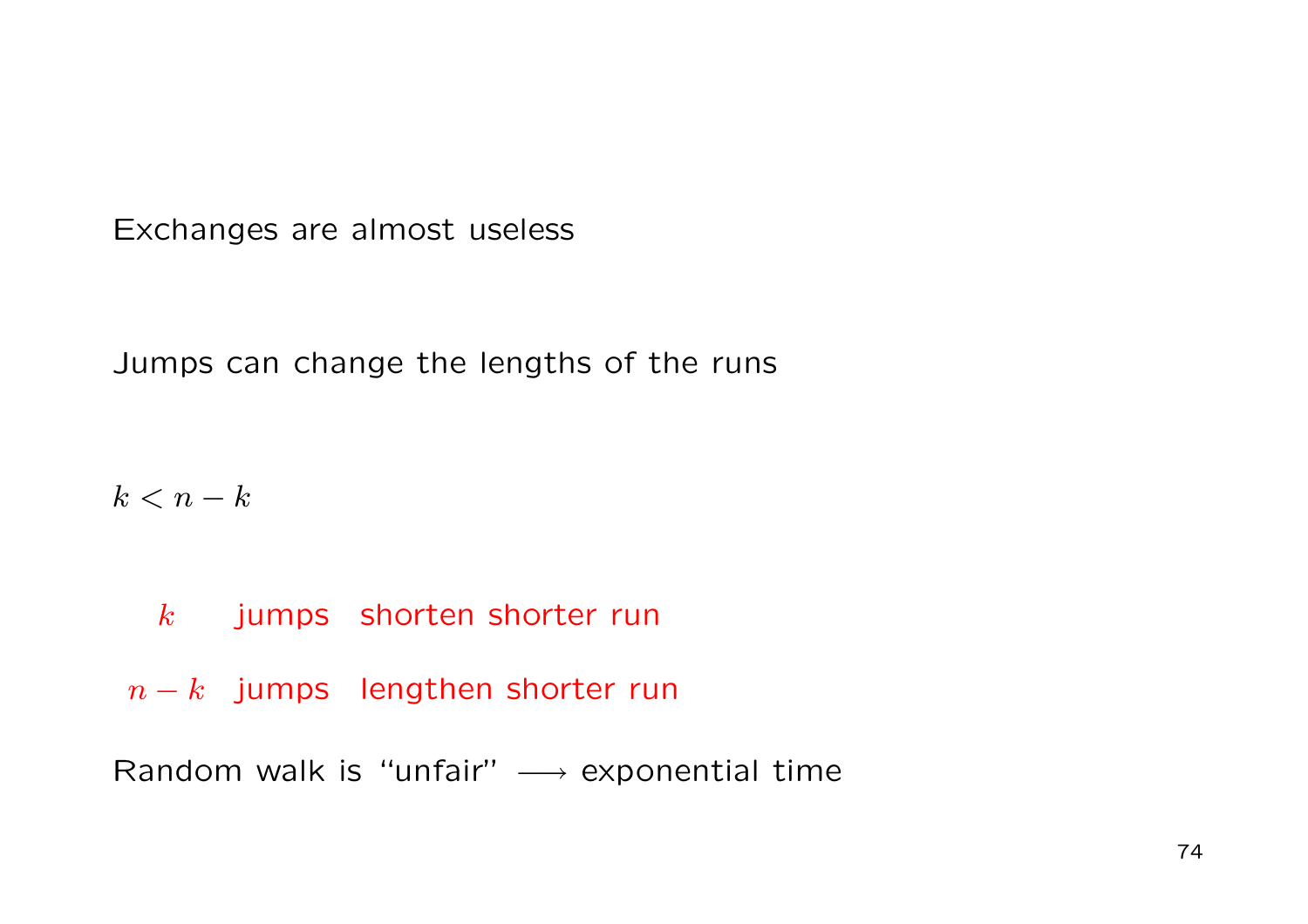Exchanges are almost useless

Jumps can change the lengths of the runs

$k < n - k$

$k$ jumps shorten shorter run

$n - k$ jumps lengthen shorter run

Random walk is "unfair" $\longrightarrow$ exponential time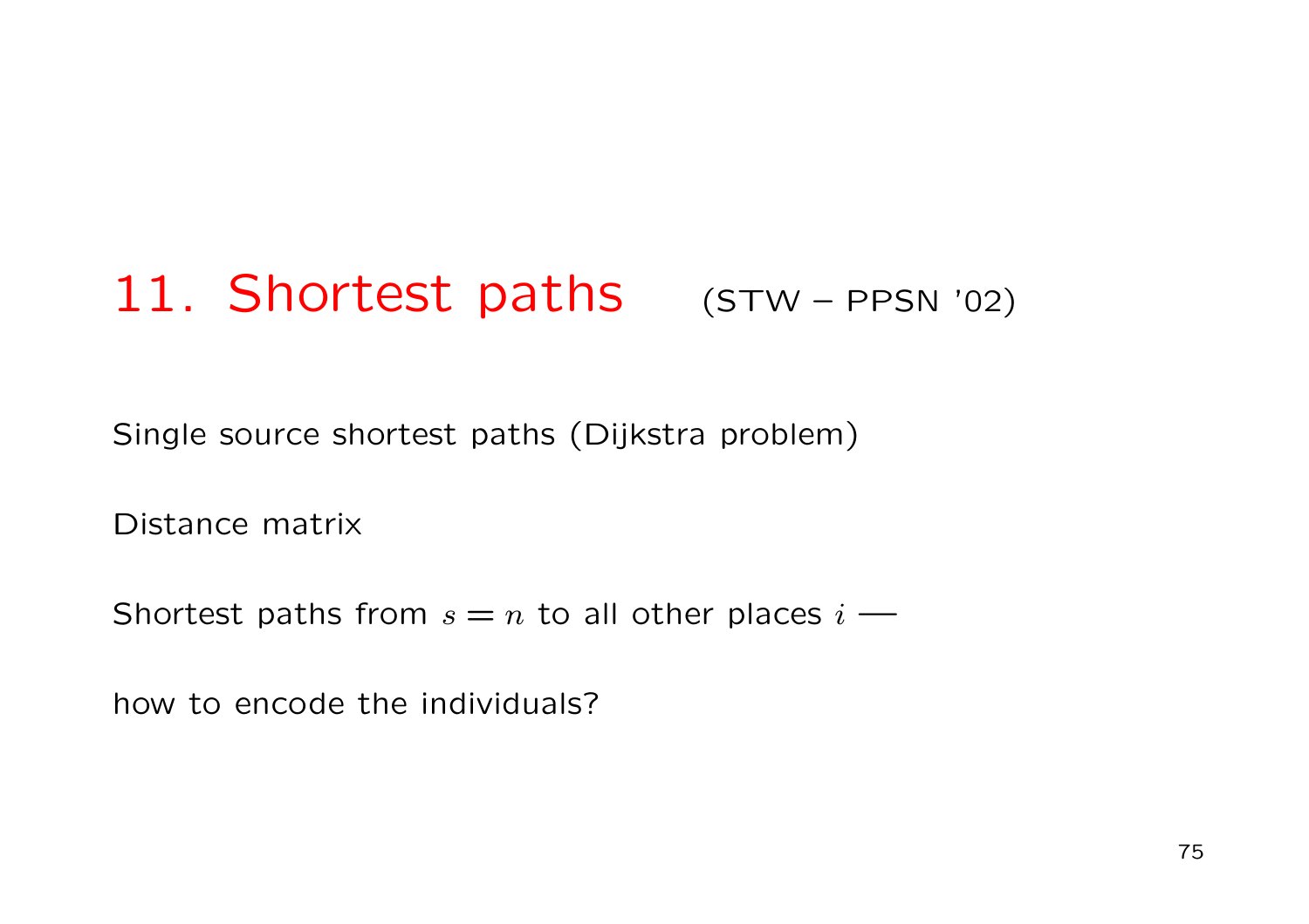# 11. Shortest paths (STW – PPSN '02)

Single source shortest paths (Dijkstra problem)

Distance matrix

Shortest paths from $s = n$ to all other places $i$ —

how to encode the individuals?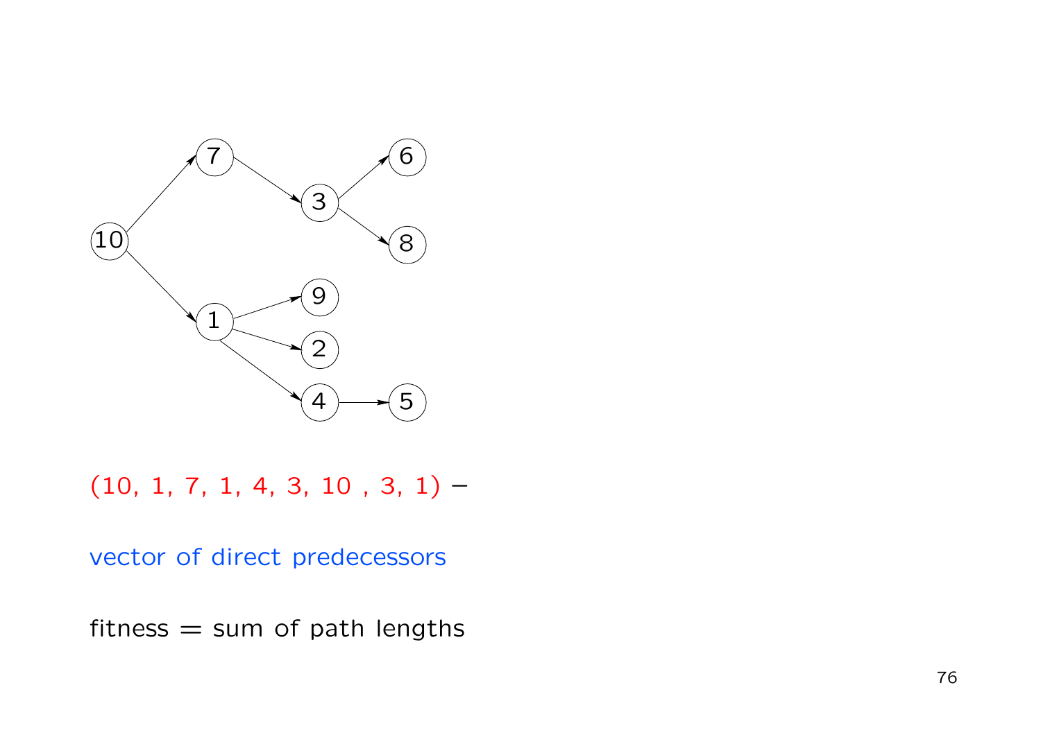(10, 1, 7, 1, 4, 3, 10 , 3, 1) –

vector of direct predecessors

fitness = sum of path lengths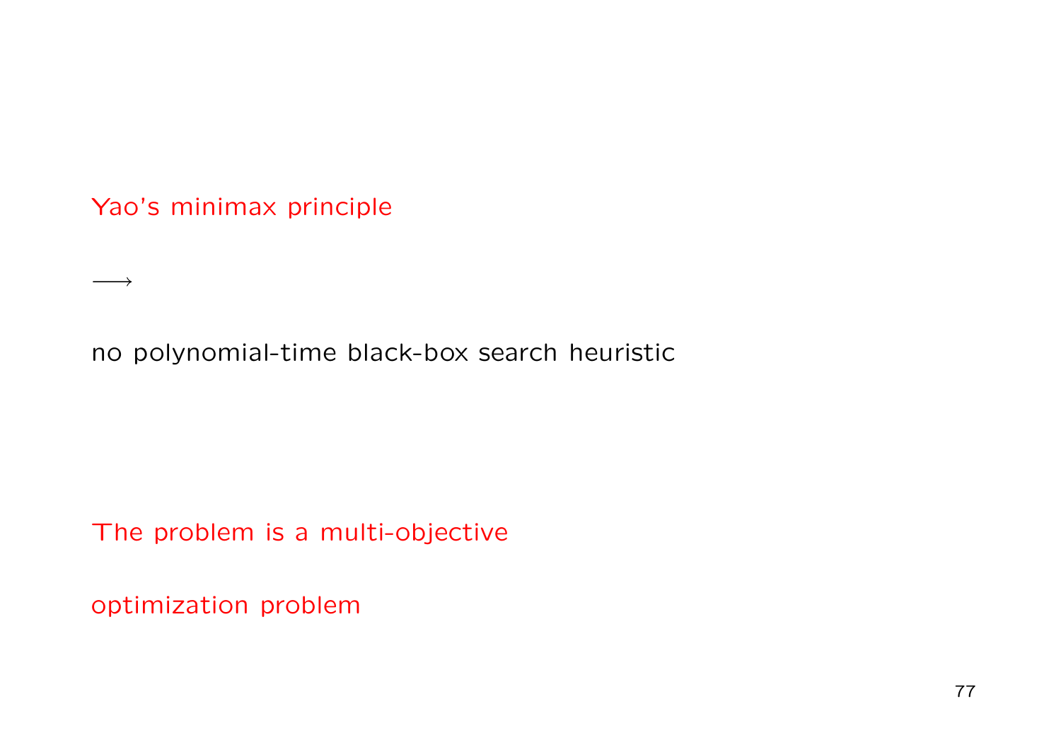Yao's minimax principle

$\longrightarrow$

no polynomial-time black-box search heuristic

The problem is a multi-objective

optimization problem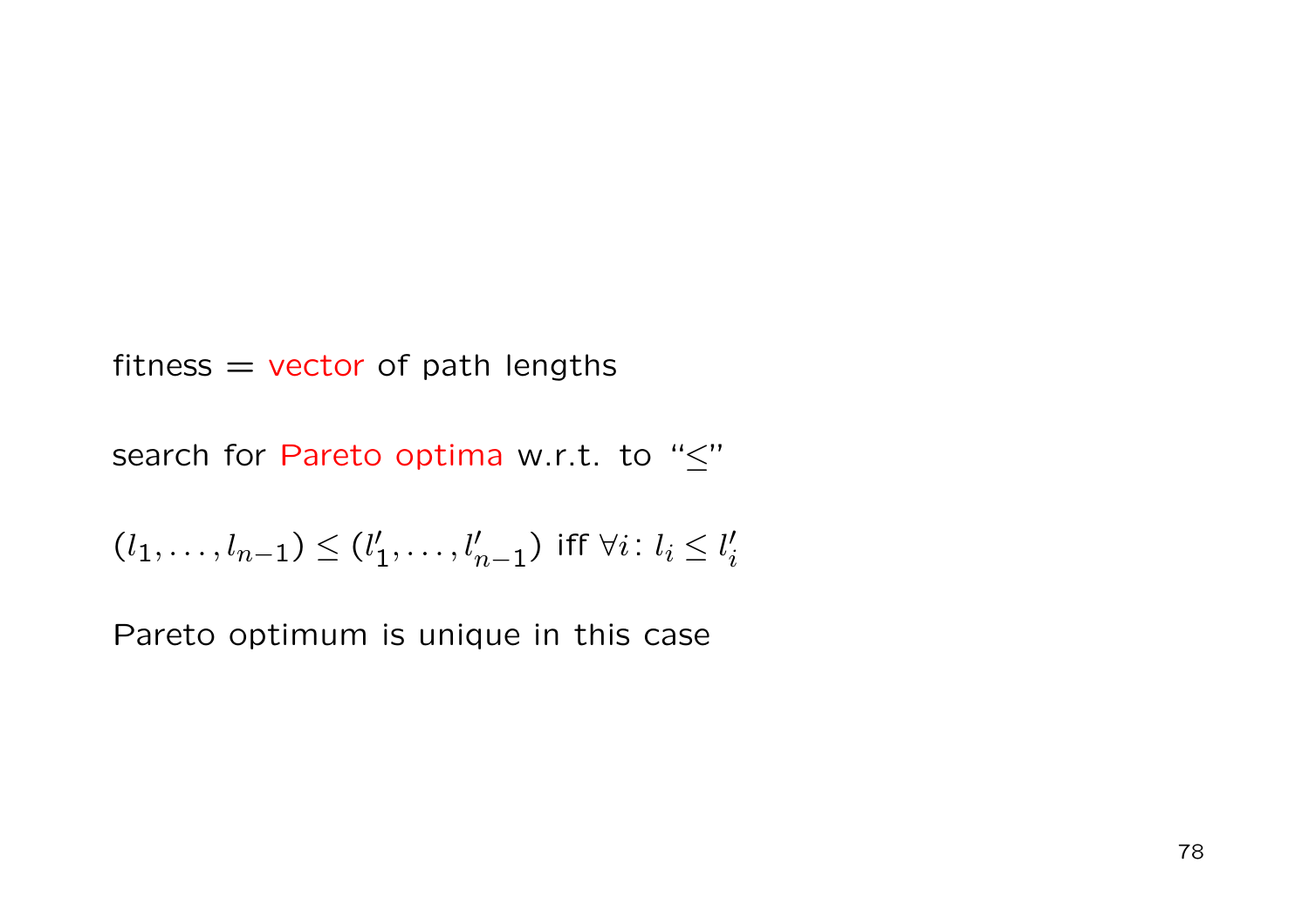fitness = vector of path lengths

search for Pareto optima w.r.t. to "$\leq$"

$(l_1, \ldots, l_{n-1}) \leq (l'_1, \ldots, l'_{n-1})$ iff $\forall i\colon l_i \leq l'_i$

Pareto optimum is unique in this case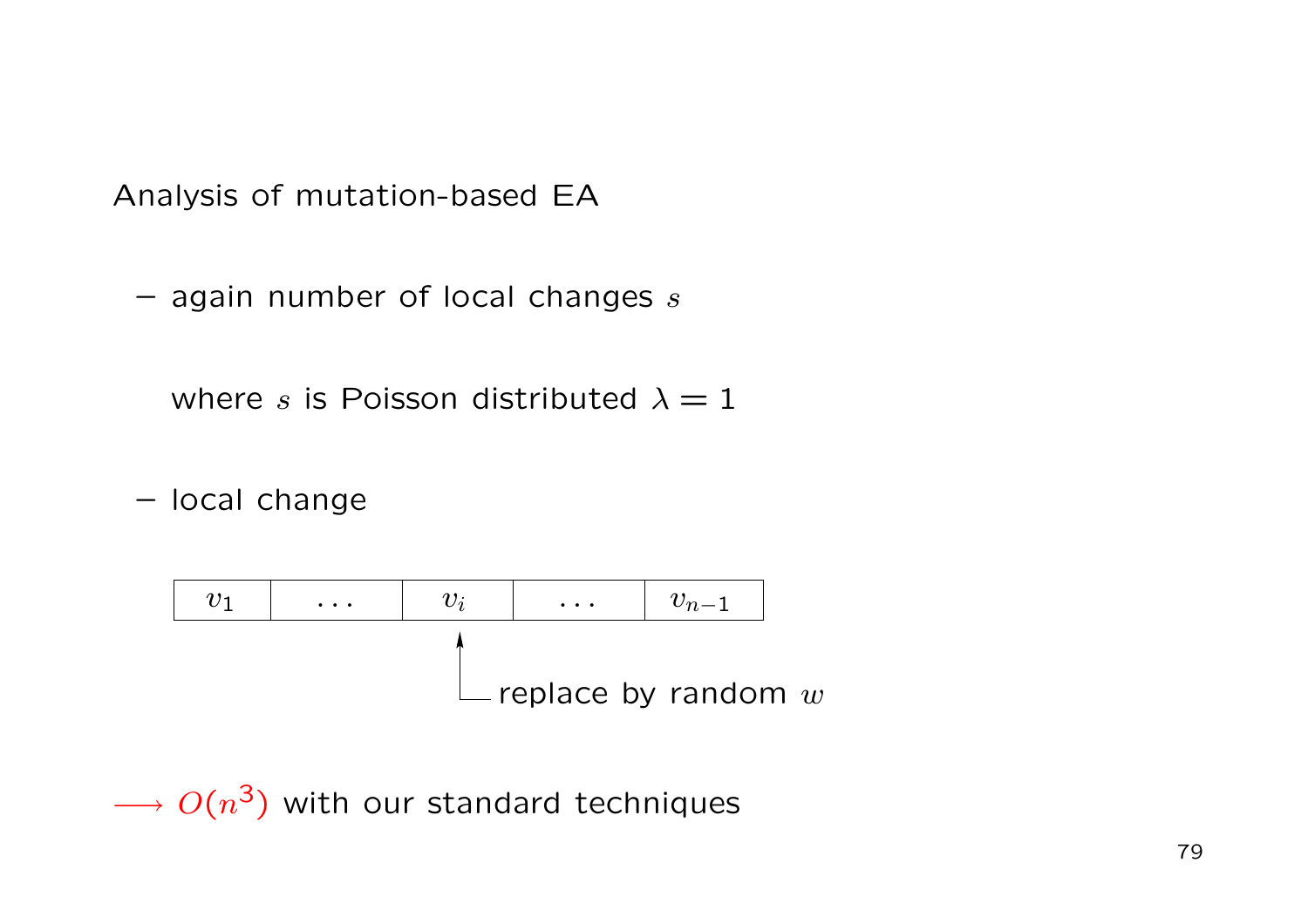Analysis of mutation-based EA

- again number of local changes $s$

  where $s$ is Poisson distributed $\lambda = 1$

- local change

| $v_1$ | $\dots$ | $v_i$ | $\dots$ | $v_{n-1}$ |
|---|---|---|---|---|

replace $v_i$ by random $w$

$\longrightarrow O(n^3)$ with our standard techniques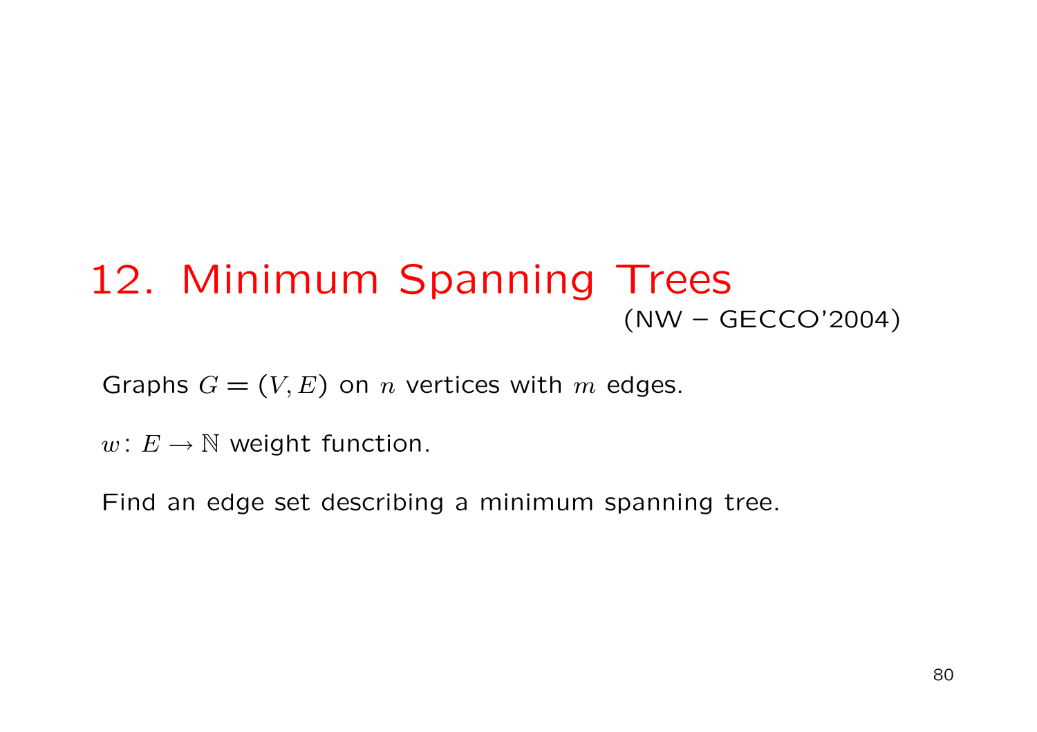# 12. Minimum Spanning Trees

(NW – GECCO'2004)

Graphs $G = (V, E)$ on $n$ vertices with $m$ edges.

$w\colon E \to \mathbb{N}$ weight function.

Find an edge set describing a minimum spanning tree.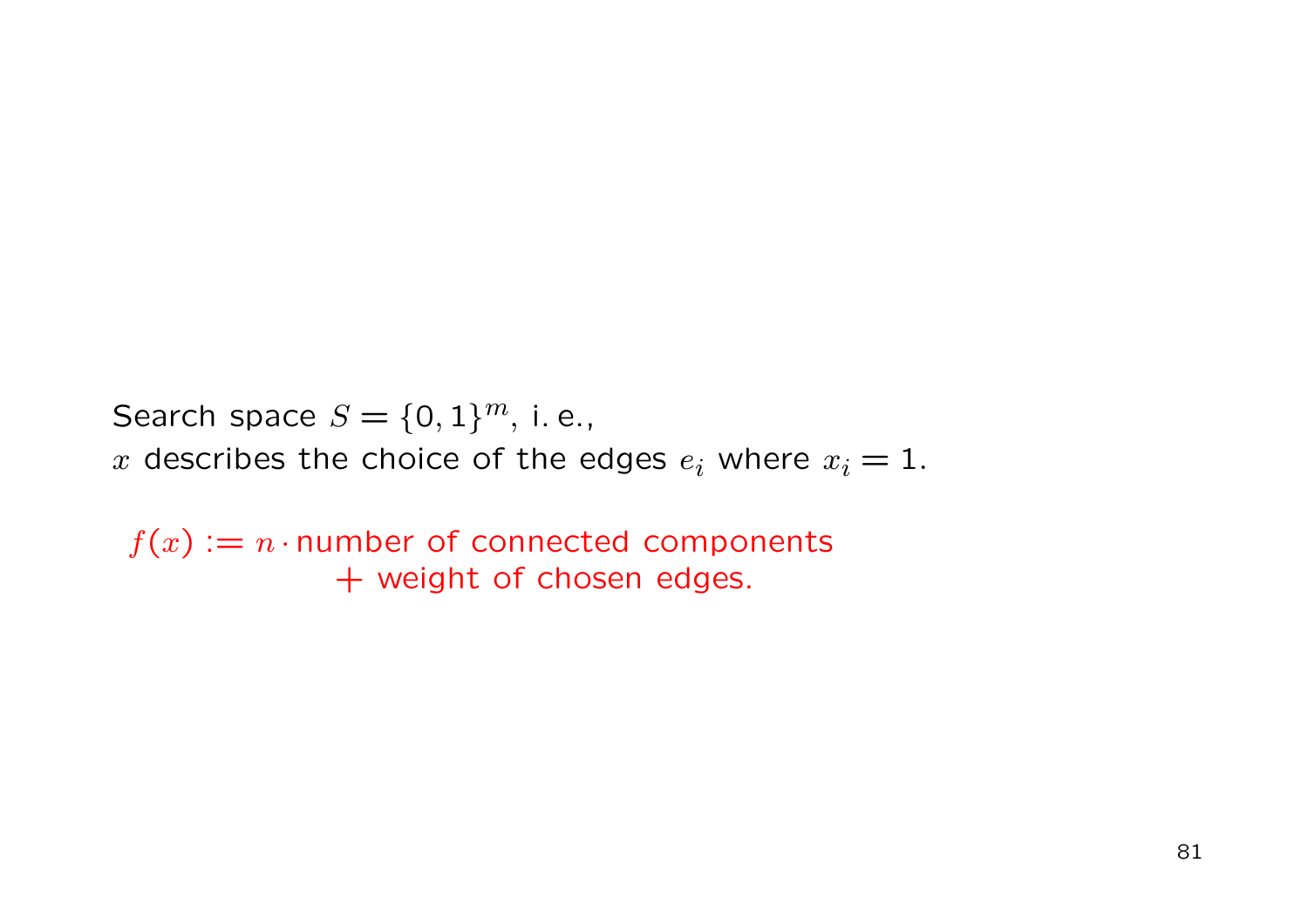Search space $S = \{0, 1\}^m$, i. e.,
$x$ describes the choice of the edges $e_i$ where $x_i = 1$.

$f(x) := n \cdot$ number of connected components
$\quad\quad\quad\quad$ + weight of chosen edges.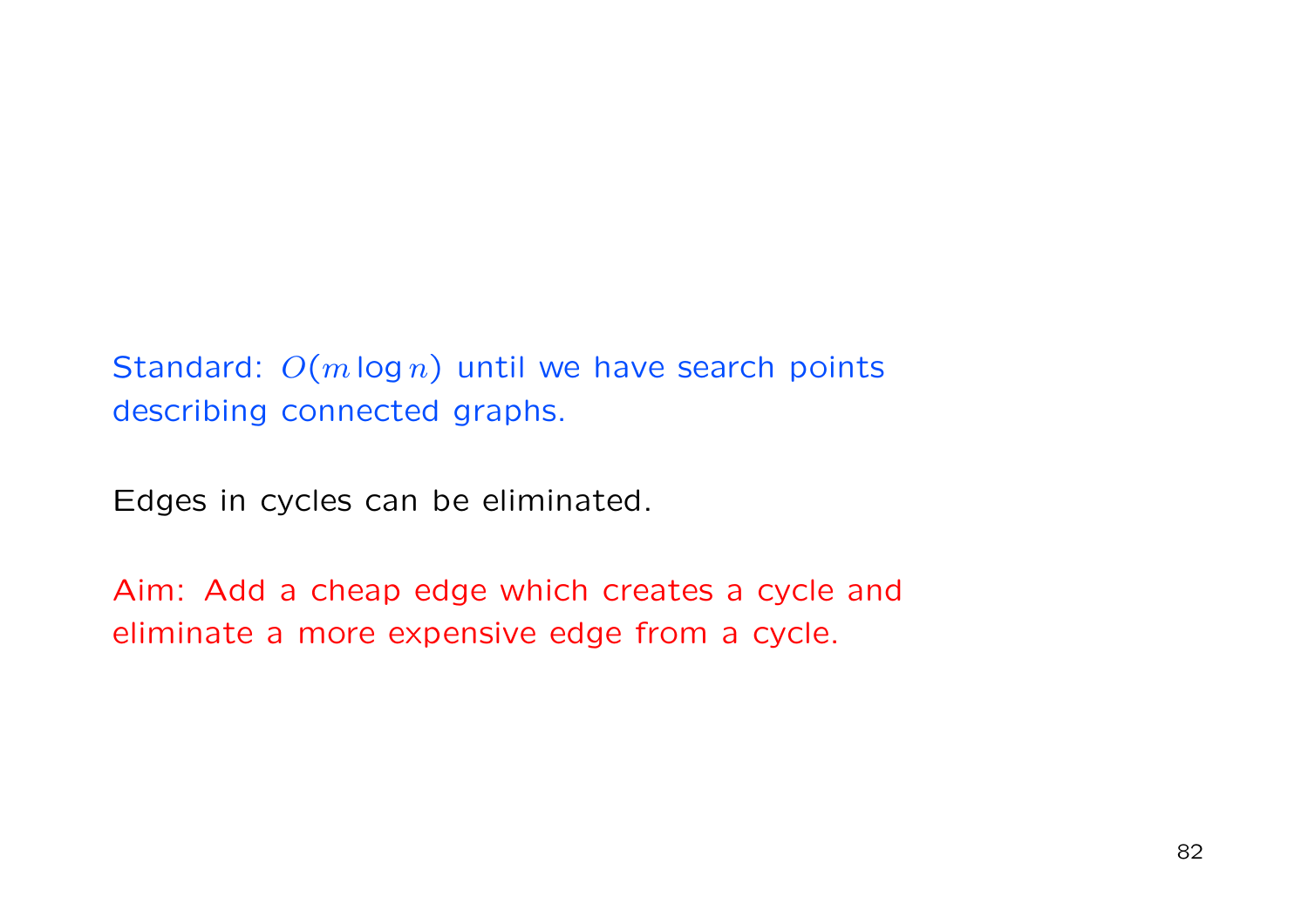Standard: $O(m \log n)$ until we have search points describing connected graphs.

Edges in cycles can be eliminated.

Aim: Add a cheap edge which creates a cycle and eliminate a more expensive edge from a cycle.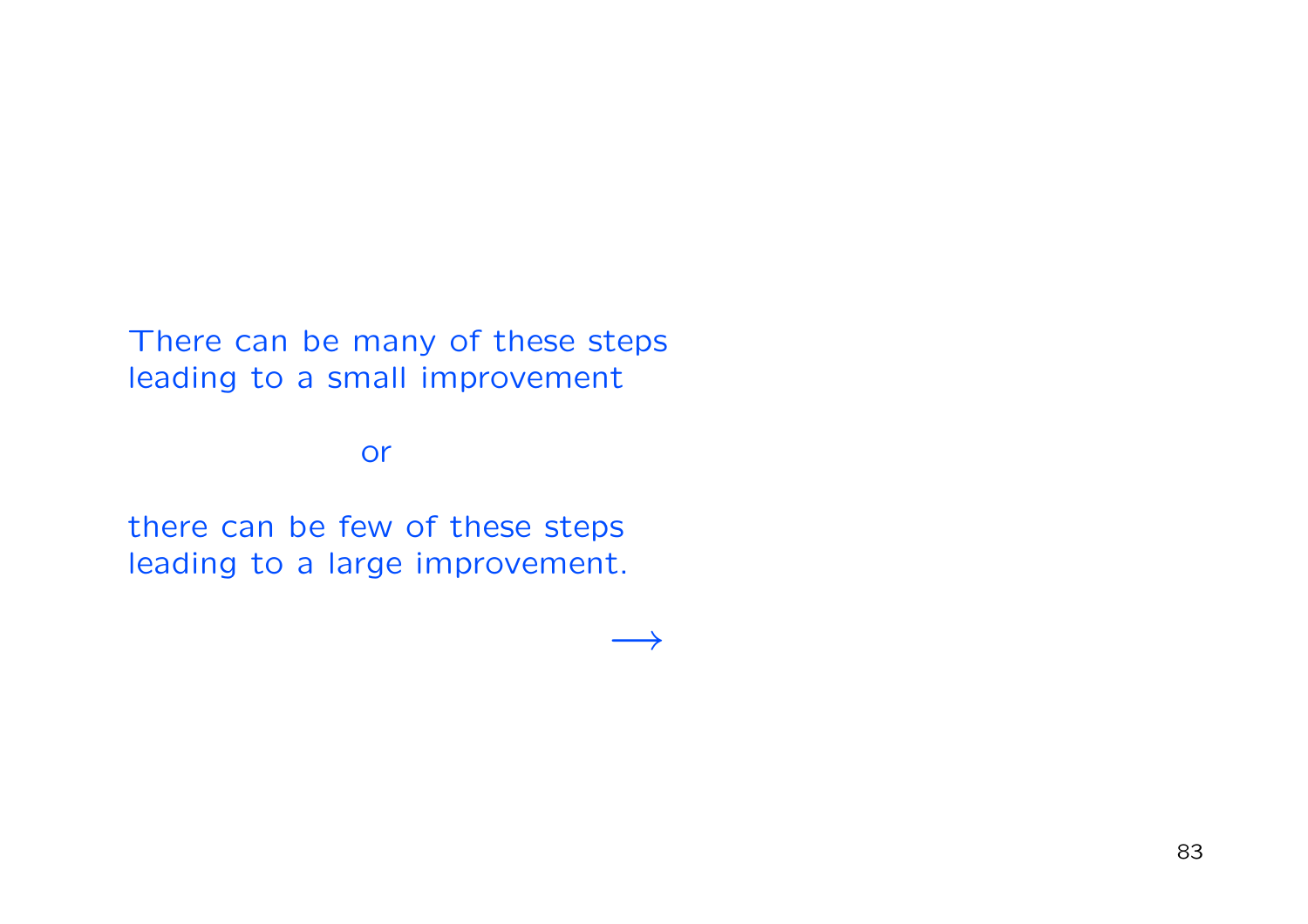There can be many of these steps
leading to a small improvement

or

there can be few of these steps
leading to a large improvement.

$\longrightarrow$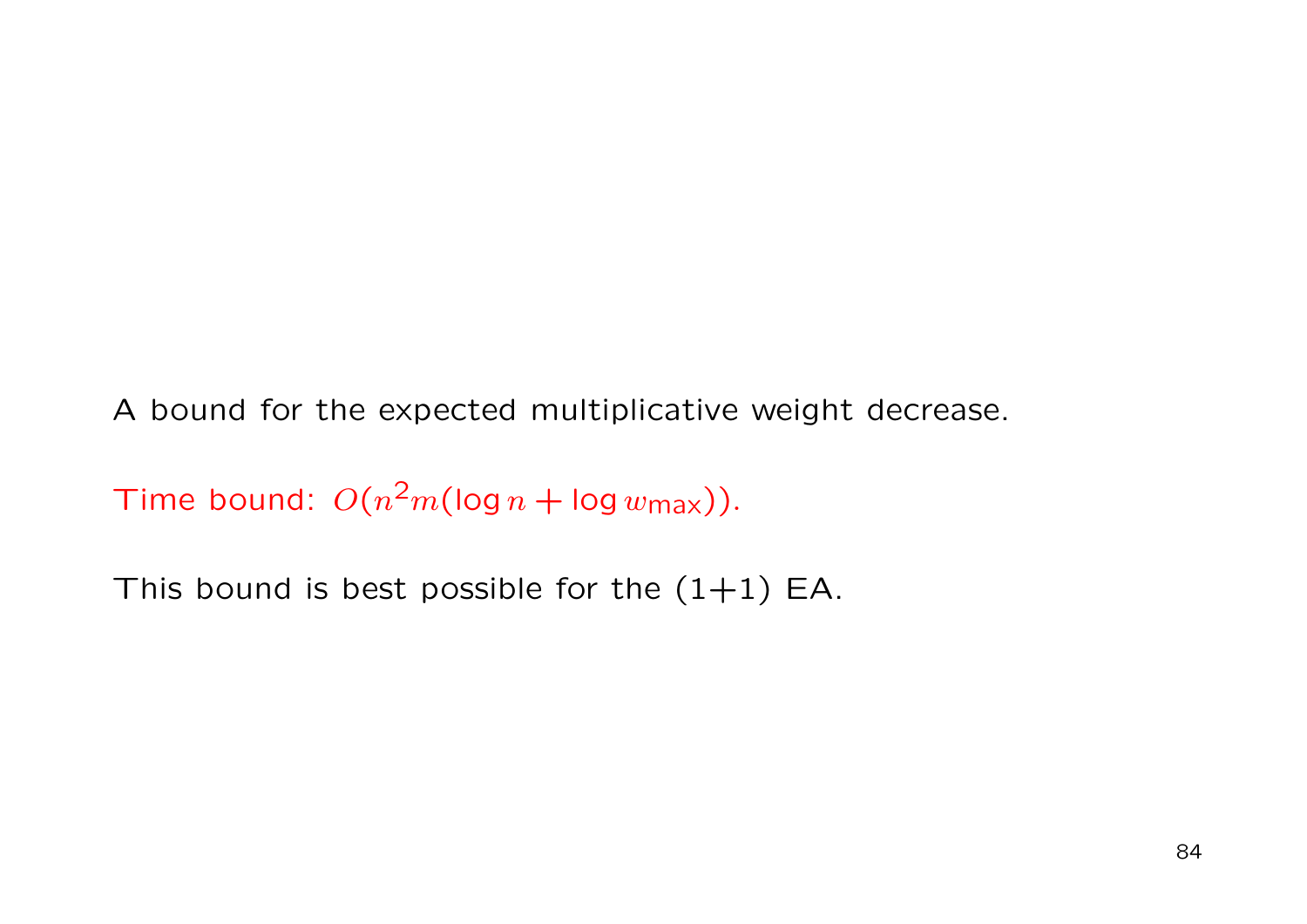A bound for the expected multiplicative weight decrease.

Time bound: $O(n^2 m(\log n + \log w_{\max}))$.

This bound is best possible for the (1+1) EA.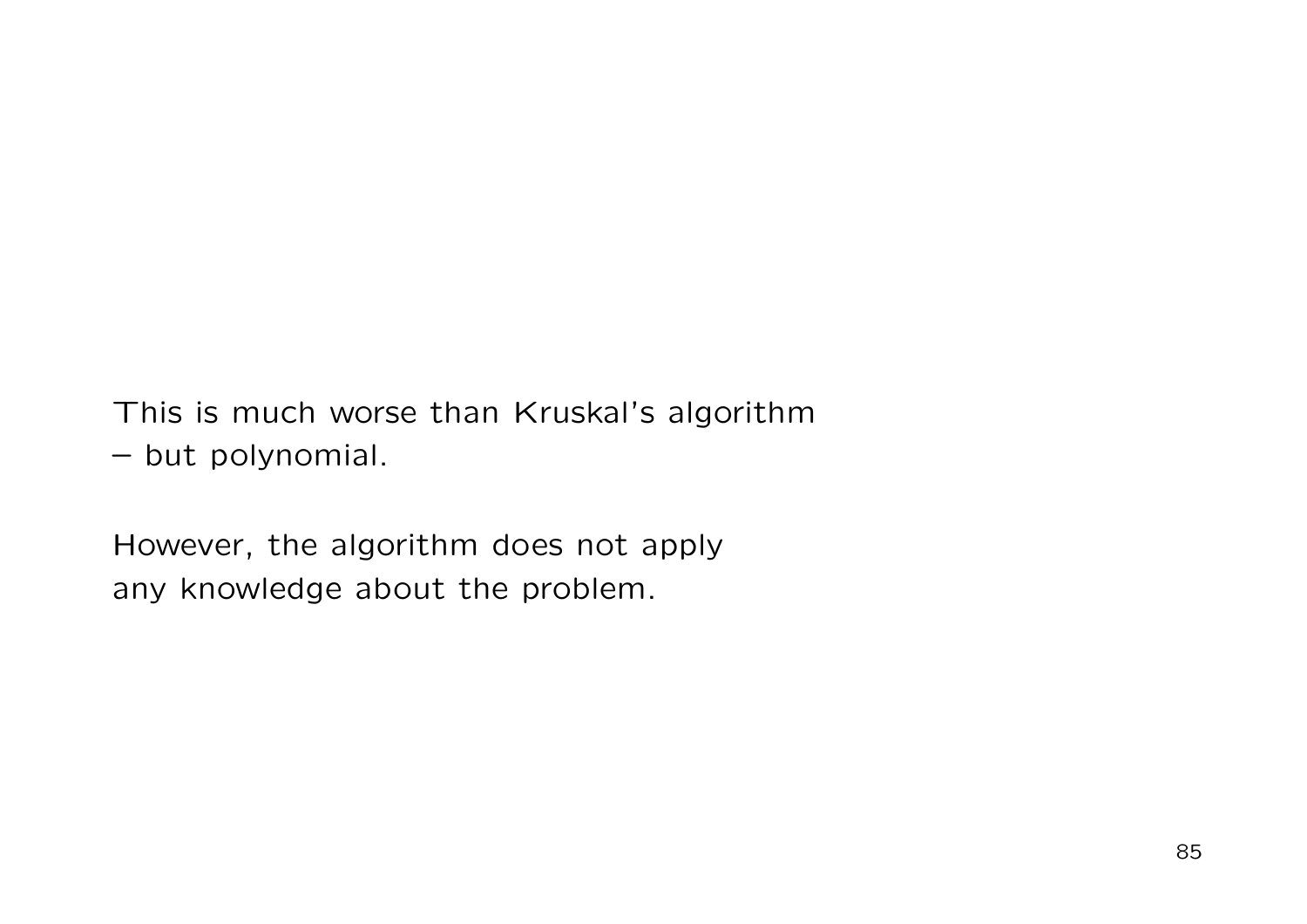This is much worse than Kruskal's algorithm
– but polynomial.

However, the algorithm does not apply
any knowledge about the problem.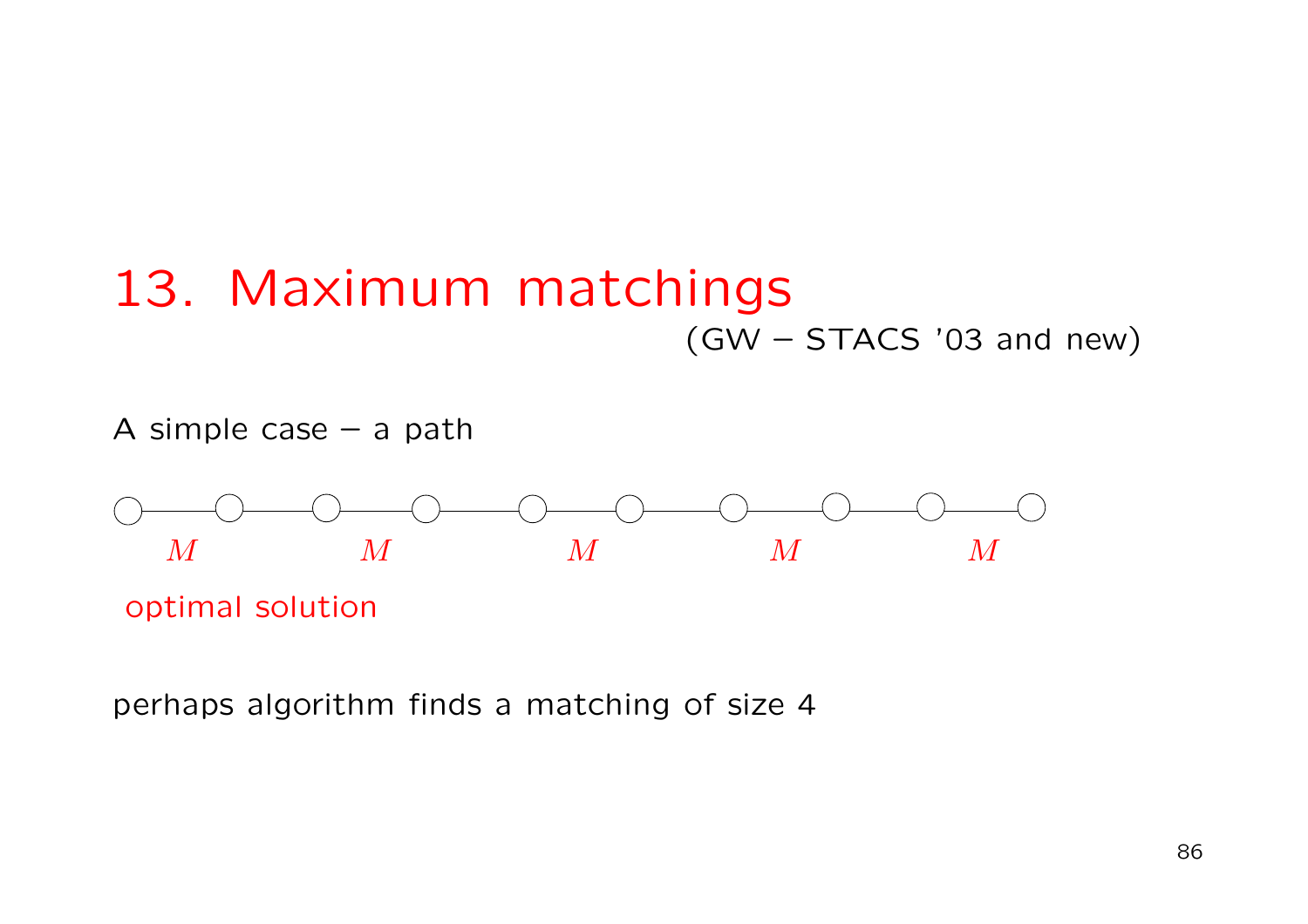# 13. Maximum matchings

(GW – STACS '03 and new)

A simple case – a path

$M$ $M$ $M$ $M$ $M$

optimal solution

perhaps algorithm finds a matching of size 4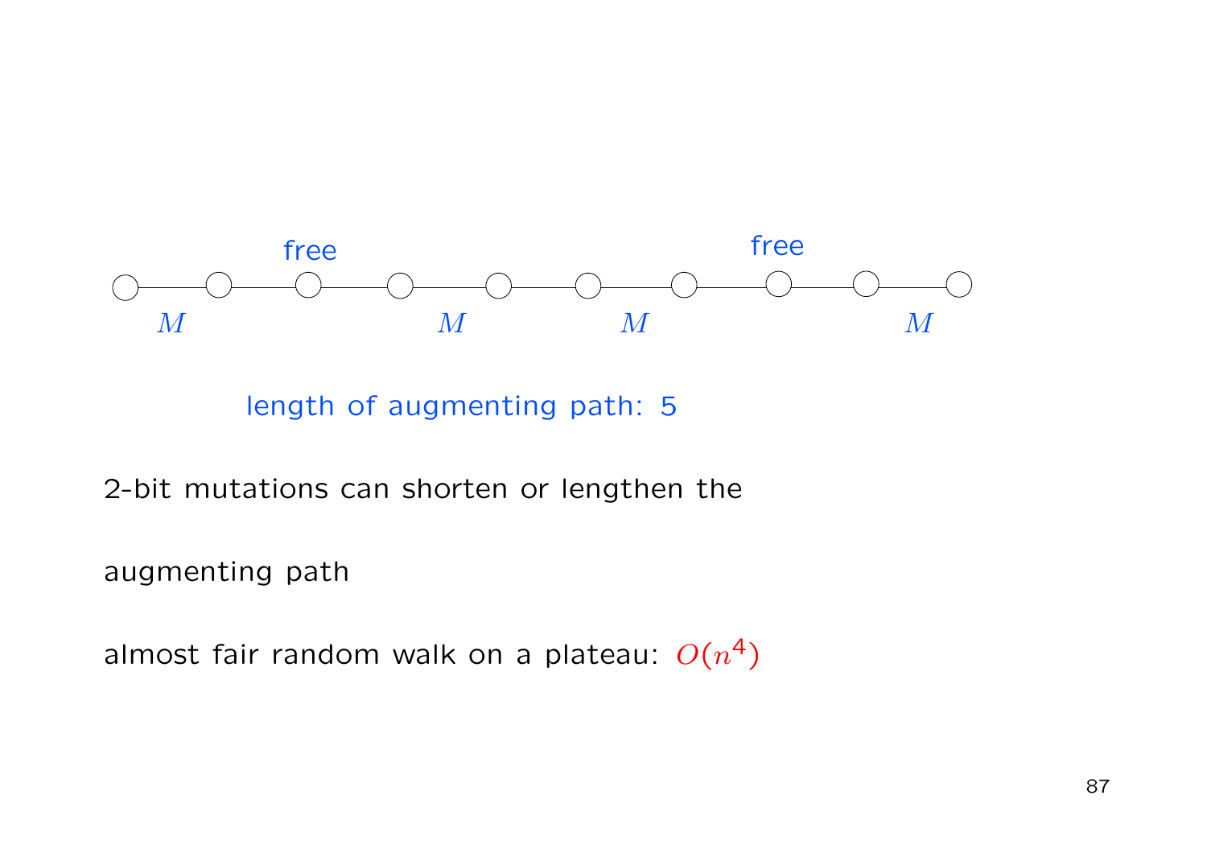free free

$M$ $M$ $M$ $M$

length of augmenting path: 5

2-bit mutations can shorten or lengthen the

augmenting path

almost fair random walk on a plateau: $O(n^4)$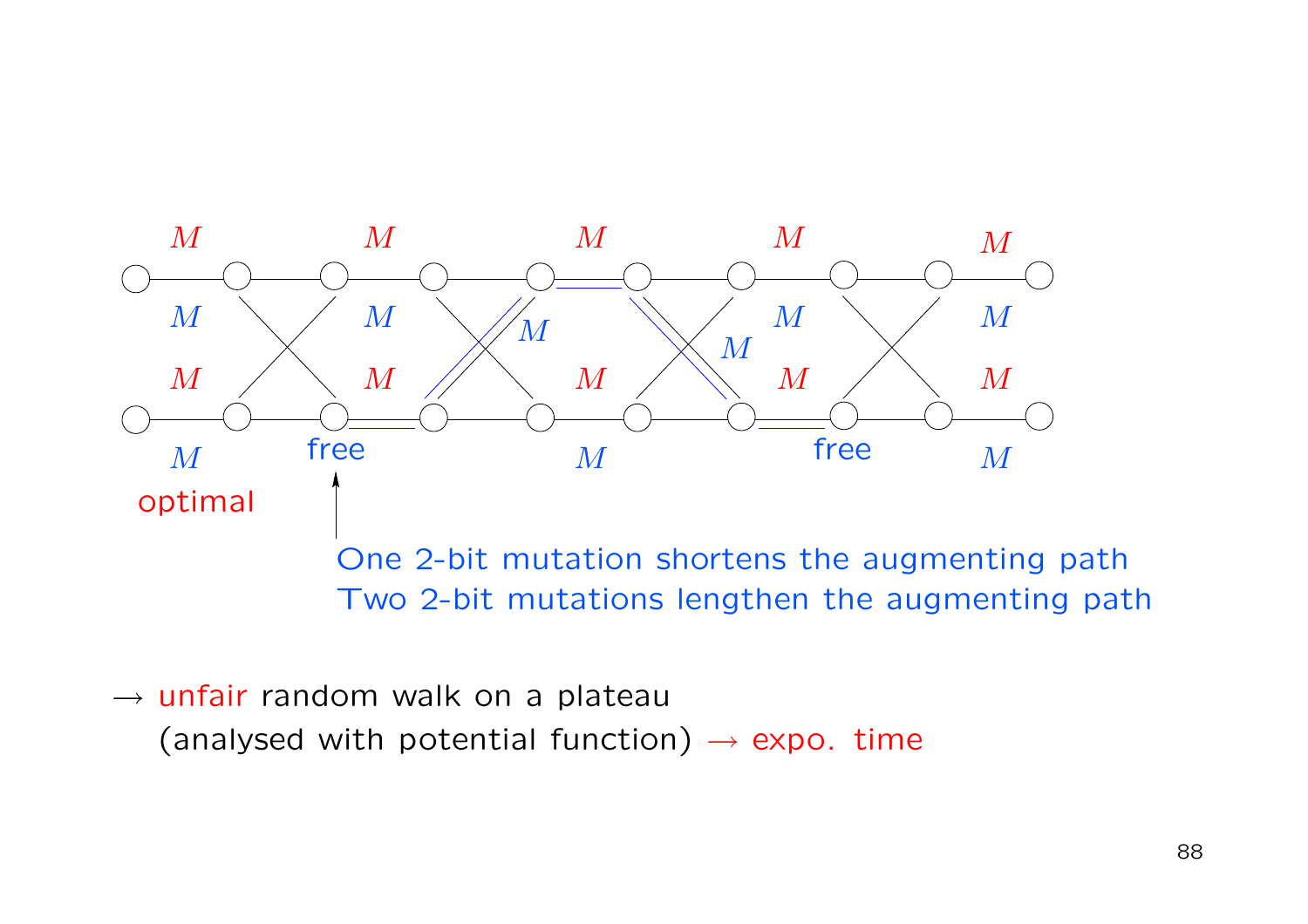One 2-bit mutation shortens the augmenting path
Two 2-bit mutations lengthen the augmenting path

→ unfair random walk on a plateau
(analysed with potential function) → expo. time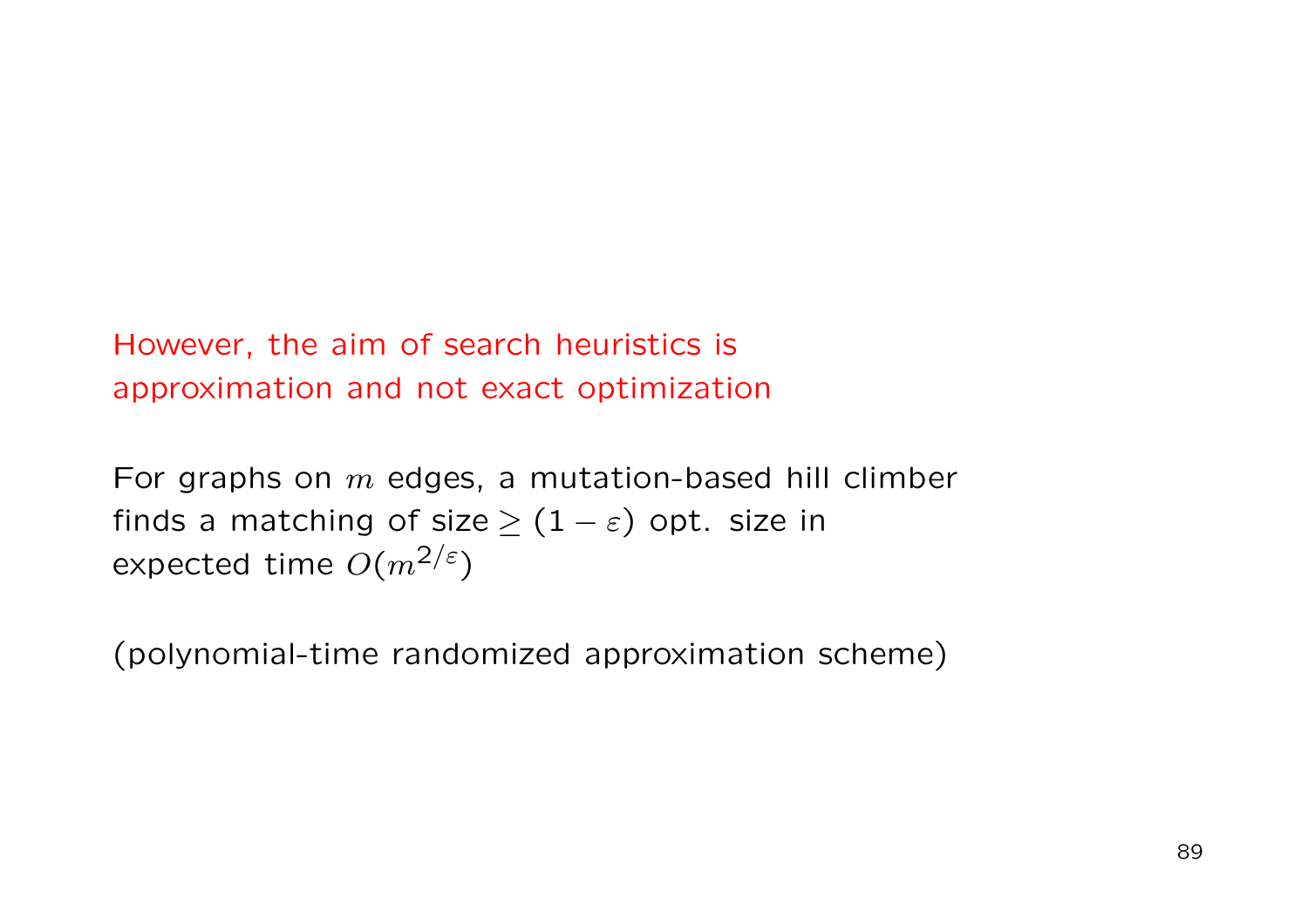However, the aim of search heuristics is approximation and not exact optimization

For graphs on $m$ edges, a mutation-based hill climber finds a matching of size $\geq (1-\varepsilon)$ opt. size in expected time $O(m^{2/\varepsilon})$

(polynomial-time randomized approximation scheme)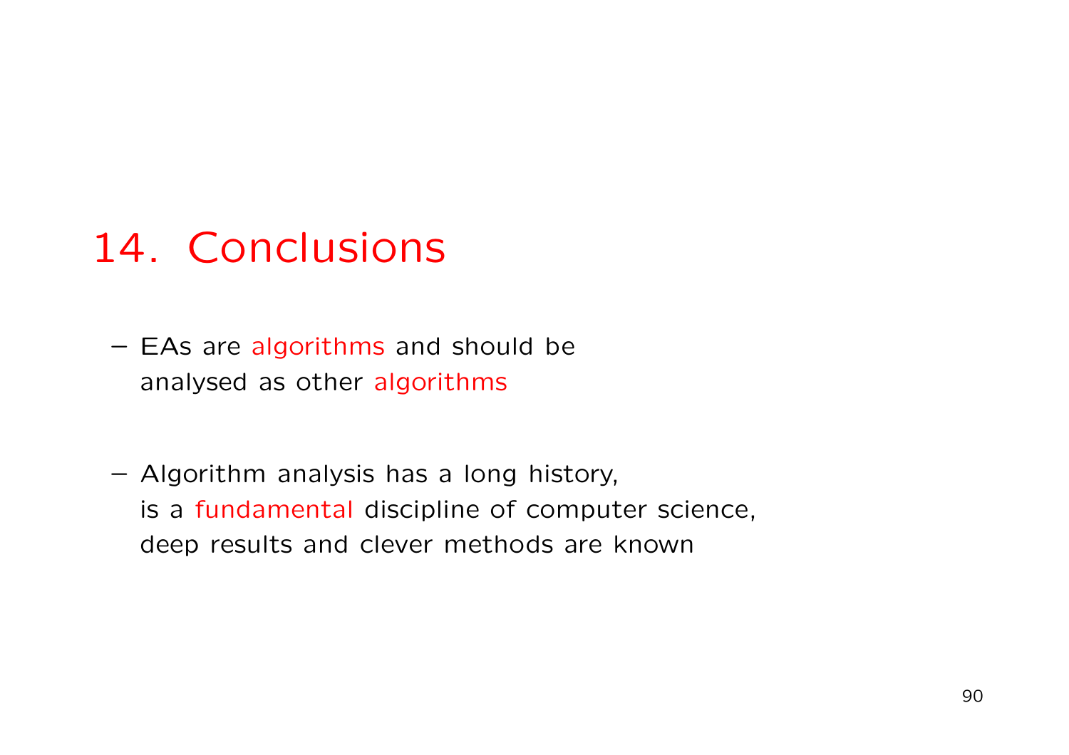# 14. Conclusions

- EAs are algorithms and should be analysed as other algorithms

- Algorithm analysis has a long history, is a fundamental discipline of computer science, deep results and clever methods are known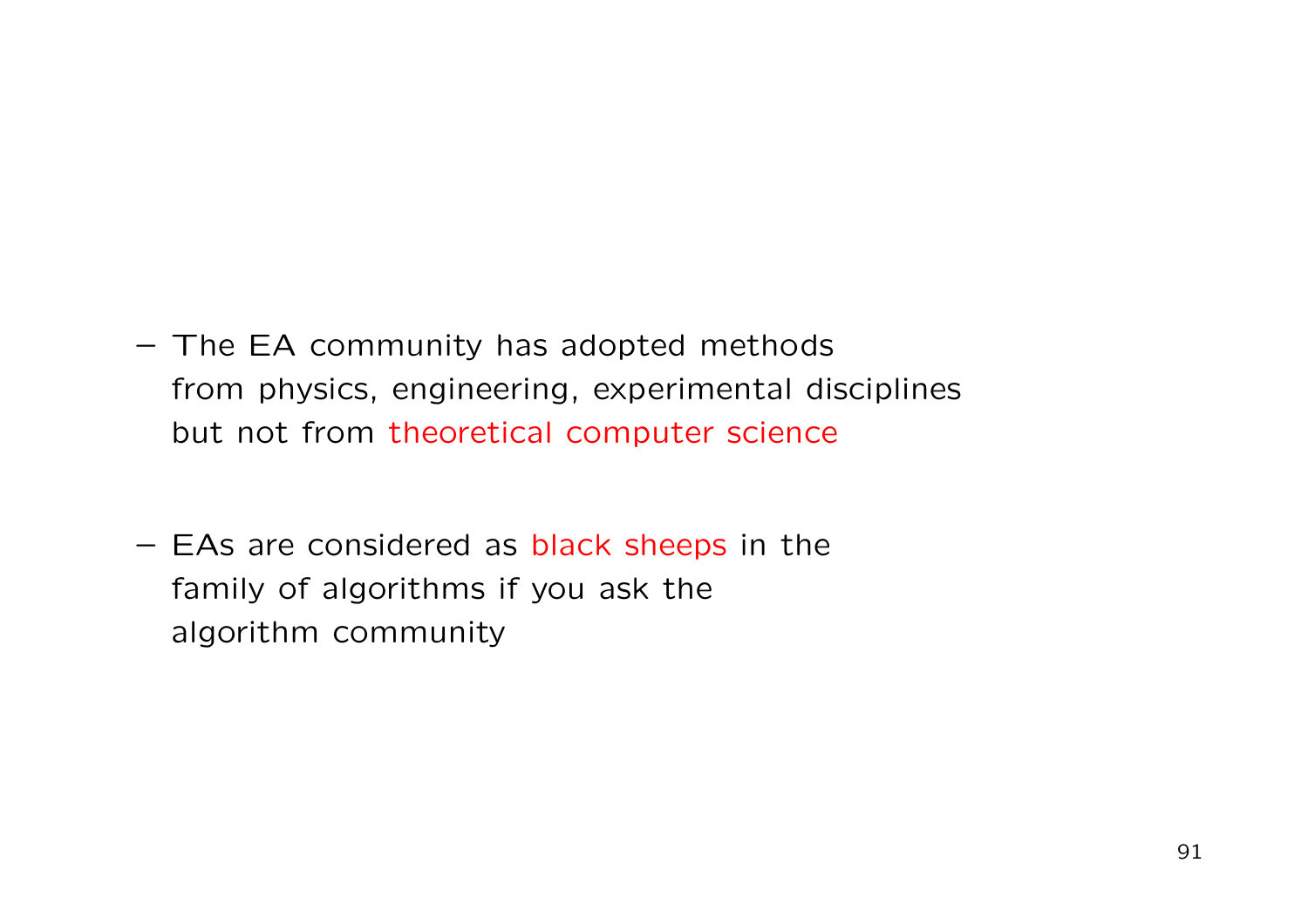- The EA community has adopted methods from physics, engineering, experimental disciplines but not from theoretical computer science

- EAs are considered as black sheeps in the family of algorithms if you ask the algorithm community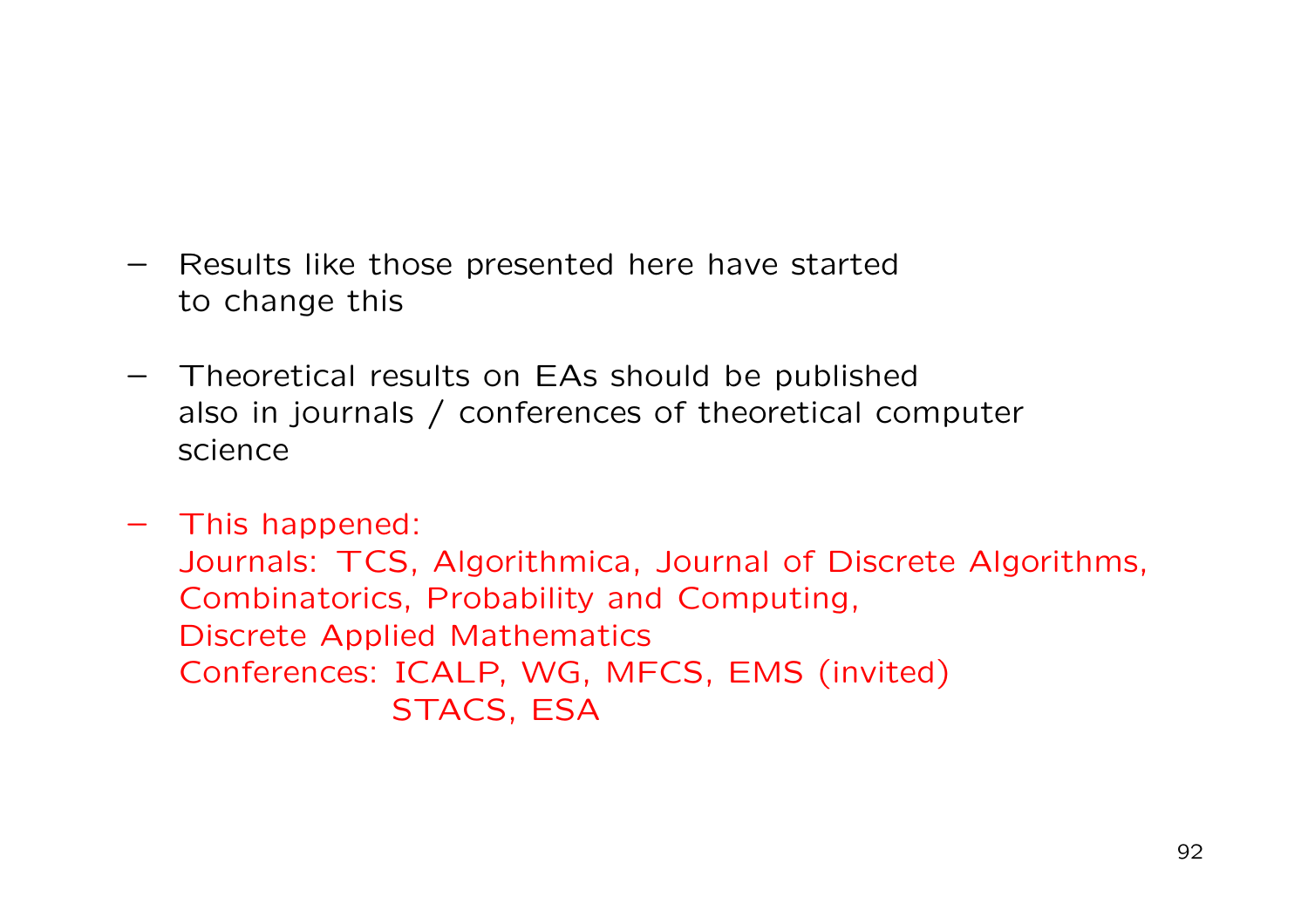- Results like those presented here have started to change this

- Theoretical results on EAs should be published also in journals / conferences of theoretical computer science

- This happened:
  Journals: TCS, Algorithmica, Journal of Discrete Algorithms, Combinatorics, Probability and Computing, Discrete Applied Mathematics
  Conferences: ICALP, WG, MFCS, EMS (invited) STACS, ESA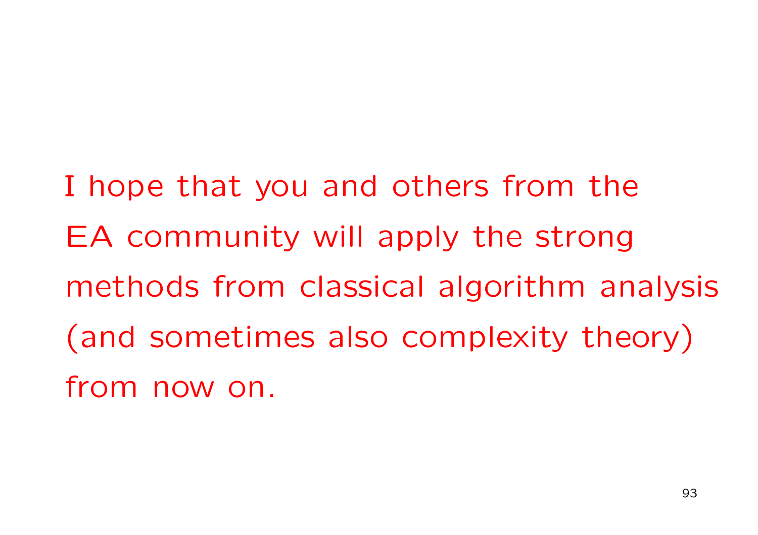I hope that you and others from the EA community will apply the strong methods from classical algorithm analysis (and sometimes also complexity theory) from now on.